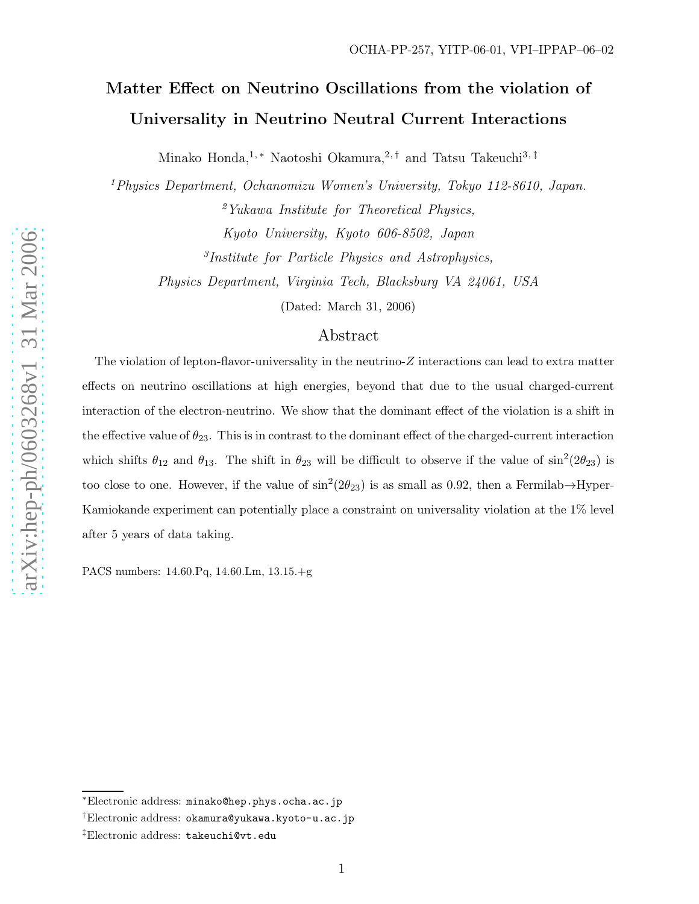OCHA-PP-257, YITP-06-01, VPI–IPPAP–06–02

# Matter Effect on Neutrino Oscillations from the violation of Universality in Neutrino Neutral Current Interactions

Minako Honda,[1,*] Naotoshi Okamura,[2,†] and Tatsu Takeuchi[3,‡]

[1] *Physics Department, Ochanomizu Women's University, Tokyo 112-8610, Japan.*

[2] *Yukawa Institute for Theoretical Physics, Kyoto University, Kyoto 606-8502, Japan*

[3] *Institute for Particle Physics and Astrophysics, Physics Department, Virginia Tech, Blacksburg VA 24061, USA*

(Dated: March 31, 2006)

## Abstract

The violation of lepton-flavor-universality in the neutrino-$Z$ interactions can lead to extra matter effects on neutrino oscillations at high energies, beyond that due to the usual charged-current interaction of the electron-neutrino. We show that the dominant effect of the violation is a shift in the effective value of $\theta_{23}$. This is in contrast to the dominant effect of the charged-current interaction which shifts $\theta_{12}$ and $\theta_{13}$. The shift in $\theta_{23}$ will be difficult to observe if the value of $\sin^2(2\theta_{23})$ is too close to one. However, if the value of $\sin^2(2\theta_{23})$ is as small as 0.92, then a Fermilab→Hyper-Kamiokande experiment can potentially place a constraint on universality violation at the 1% level after 5 years of data taking.

PACS numbers: 14.60.Pq, 14.60.Lm, 13.15.+g

---

*Electronic address: minako@hep.phys.ocha.ac.jp

†Electronic address: okamura@yukawa.kyoto-u.ac.jp

‡Electronic address: takeuchi@vt.edu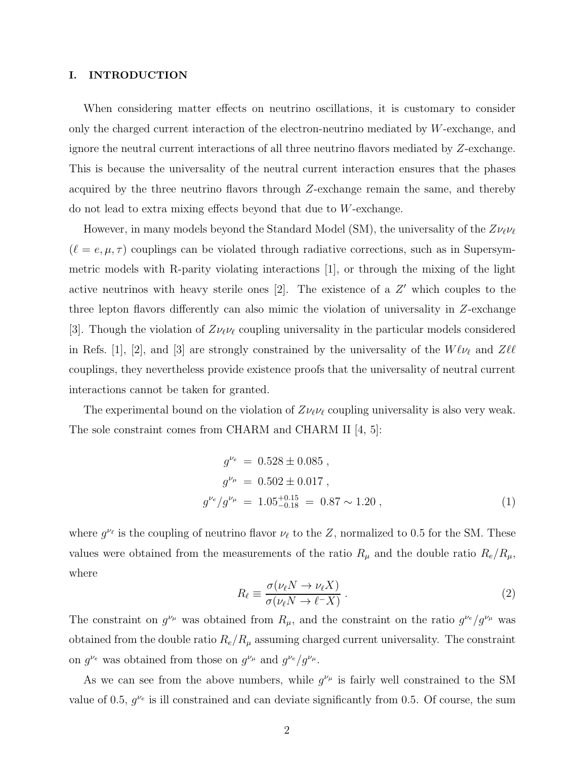## I. INTRODUCTION

When considering matter effects on neutrino oscillations, it is customary to consider only the charged current interaction of the electron-neutrino mediated by $W$-exchange, and ignore the neutral current interactions of all three neutrino flavors mediated by $Z$-exchange. This is because the universality of the neutral current interaction ensures that the phases acquired by the three neutrino flavors through $Z$-exchange remain the same, and thereby do not lead to extra mixing effects beyond that due to $W$-exchange.

However, in many models beyond the Standard Model (SM), the universality of the $Z\nu_\ell\nu_\ell$ ($\ell = e, \mu, \tau$) couplings can be violated through radiative corrections, such as in Supersymmetric models with R-parity violating interactions [1], or through the mixing of the light active neutrinos with heavy sterile ones [2]. The existence of a $Z'$ which couples to the three lepton flavors differently can also mimic the violation of universality in $Z$-exchange [3]. Though the violation of $Z\nu_\ell\nu_\ell$ coupling universality in the particular models considered in Refs. [1], [2], and [3] are strongly constrained by the universality of the $W\ell\nu_\ell$ and $Z\ell\ell$ couplings, they nevertheless provide existence proofs that the universality of neutral current interactions cannot be taken for granted.

The experimental bound on the violation of $Z\nu_\ell\nu_\ell$ coupling universality is also very weak. The sole constraint comes from CHARM and CHARM II [4, 5]:

$$
\begin{aligned}
g^{\nu_e} &= 0.528 \pm 0.085 \, , \\
g^{\nu_\mu} &= 0.502 \pm 0.017 \, , \\
g^{\nu_e}/g^{\nu_\mu} &= 1.05^{+0.15}_{-0.18} \;=\; 0.87 \sim 1.20 \, ,
\end{aligned}
\tag{1}
$$

where $g^{\nu_\ell}$ is the coupling of neutrino flavor $\nu_\ell$ to the $Z$, normalized to 0.5 for the SM. These values were obtained from the measurements of the ratio $R_\mu$ and the double ratio $R_e/R_\mu$, where

$$
R_\ell \equiv \frac{\sigma(\nu_\ell N \to \nu_\ell X)}{\sigma(\nu_\ell N \to \ell^- X)} \, . \tag{2}
$$

The constraint on $g^{\nu_\mu}$ was obtained from $R_\mu$, and the constraint on the ratio $g^{\nu_e}/g^{\nu_\mu}$ was obtained from the double ratio $R_e/R_\mu$ assuming charged current universality. The constraint on $g^{\nu_e}$ was obtained from those on $g^{\nu_\mu}$ and $g^{\nu_e}/g^{\nu_\mu}$.

As we can see from the above numbers, while $g^{\nu_\mu}$ is fairly well constrained to the SM value of 0.5, $g^{\nu_e}$ is ill constrained and can deviate significantly from 0.5. Of course, the sum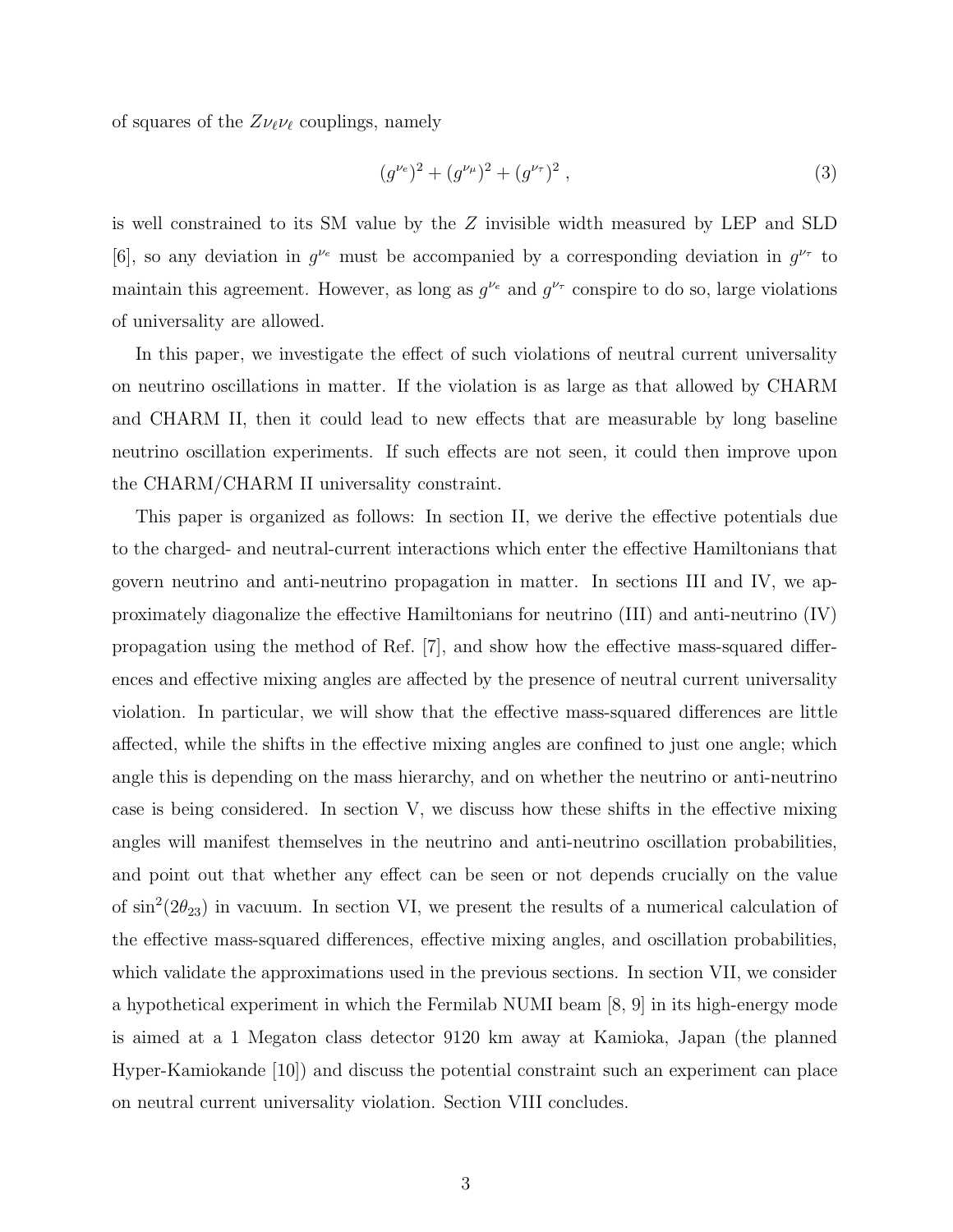of squares of the $Z\nu_\ell\nu_\ell$ couplings, namely

$$(g^{\nu_e})^2 + (g^{\nu_\mu})^2 + (g^{\nu_\tau})^2 \,, \tag{3}$$

is well constrained to its SM value by the $Z$ invisible width measured by LEP and SLD [6], so any deviation in $g^{\nu_e}$ must be accompanied by a corresponding deviation in $g^{\nu_\tau}$ to maintain this agreement. However, as long as $g^{\nu_e}$ and $g^{\nu_\tau}$ conspire to do so, large violations of universality are allowed.

In this paper, we investigate the effect of such violations of neutral current universality on neutrino oscillations in matter. If the violation is as large as that allowed by CHARM and CHARM II, then it could lead to new effects that are measurable by long baseline neutrino oscillation experiments. If such effects are not seen, it could then improve upon the CHARM/CHARM II universality constraint.

This paper is organized as follows: In section II, we derive the effective potentials due to the charged- and neutral-current interactions which enter the effective Hamiltonians that govern neutrino and anti-neutrino propagation in matter. In sections III and IV, we approximately diagonalize the effective Hamiltonians for neutrino (III) and anti-neutrino (IV) propagation using the method of Ref. [7], and show how the effective mass-squared differences and effective mixing angles are affected by the presence of neutral current universality violation. In particular, we will show that the effective mass-squared differences are little affected, while the shifts in the effective mixing angles are confined to just one angle; which angle this is depending on the mass hierarchy, and on whether the neutrino or anti-neutrino case is being considered. In section V, we discuss how these shifts in the effective mixing angles will manifest themselves in the neutrino and anti-neutrino oscillation probabilities, and point out that whether any effect can be seen or not depends crucially on the value of $\sin^2(2\theta_{23})$ in vacuum. In section VI, we present the results of a numerical calculation of the effective mass-squared differences, effective mixing angles, and oscillation probabilities, which validate the approximations used in the previous sections. In section VII, we consider a hypothetical experiment in which the Fermilab NUMI beam [8, 9] in its high-energy mode is aimed at a 1 Megaton class detector 9120 km away at Kamioka, Japan (the planned Hyper-Kamiokande [10]) and discuss the potential constraint such an experiment can place on neutral current universality violation. Section VIII concludes.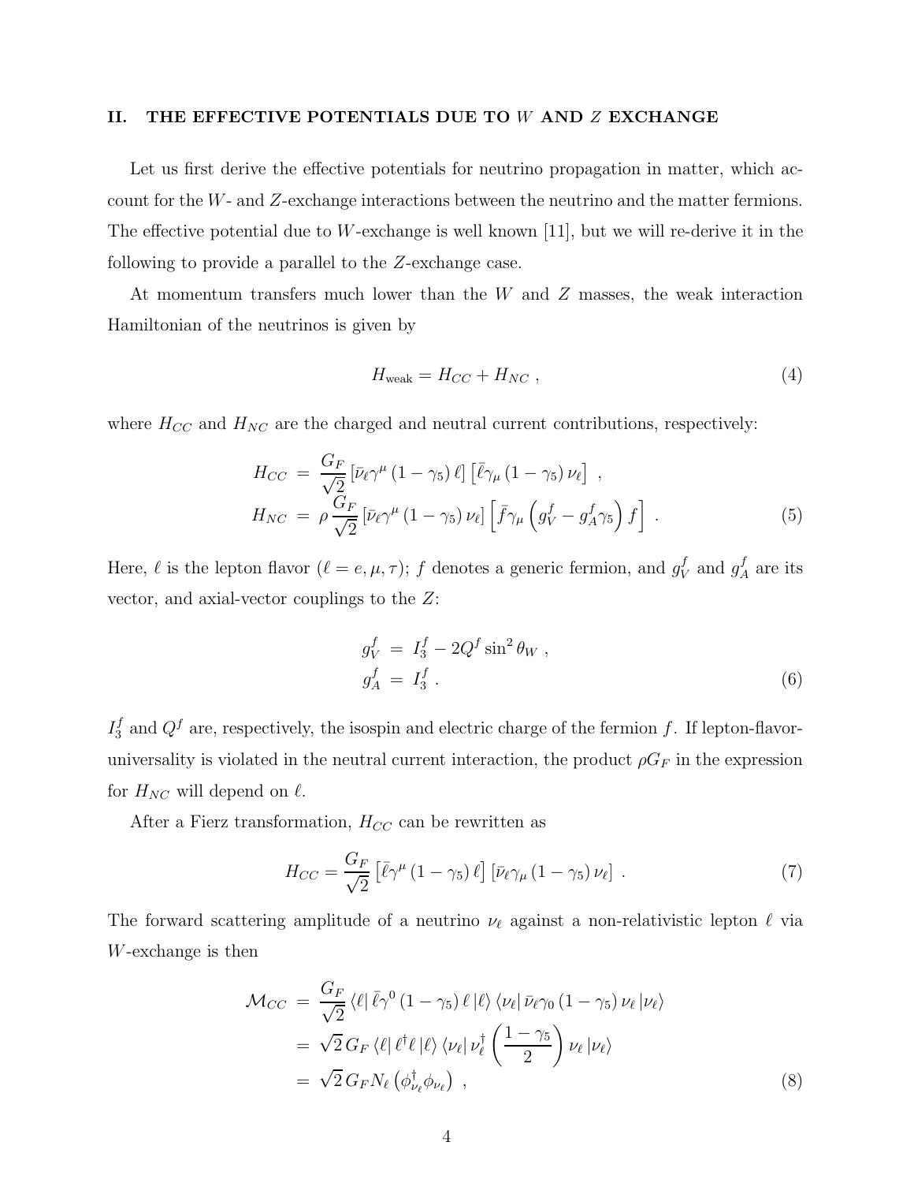## II. THE EFFECTIVE POTENTIALS DUE TO $W$ AND $Z$ EXCHANGE

Let us first derive the effective potentials for neutrino propagation in matter, which account for the $W$- and $Z$-exchange interactions between the neutrino and the matter fermions. The effective potential due to $W$-exchange is well known [11], but we will re-derive it in the following to provide a parallel to the $Z$-exchange case.

At momentum transfers much lower than the $W$ and $Z$ masses, the weak interaction Hamiltonian of the neutrinos is given by

$$H_{\rm weak} = H_{CC} + H_{NC} \; , \tag{4}$$

where $H_{CC}$ and $H_{NC}$ are the charged and neutral current contributions, respectively:

$$\begin{aligned} H_{CC} \;&=\; \frac{G_F}{\sqrt{2}} \left[\bar{\nu}_\ell \gamma^\mu \left(1-\gamma_5\right) \ell\right] \left[\bar{\ell} \gamma_\mu \left(1-\gamma_5\right) \nu_\ell\right] \; , \\ H_{NC} \;&=\; \rho \frac{G_F}{\sqrt{2}} \left[\bar{\nu}_\ell \gamma^\mu \left(1-\gamma_5\right) \nu_\ell\right] \left[\bar{f} \gamma_\mu \left(g_V^f - g_A^f \gamma_5\right) f\right] \; . \end{aligned} \tag{5}$$

Here, $\ell$ is the lepton flavor ($\ell = e, \mu, \tau$); $f$ denotes a generic fermion, and $g_V^f$ and $g_A^f$ are its vector, and axial-vector couplings to the $Z$:

$$\begin{aligned} g_V^f \;&=\; I_3^f - 2Q^f \sin^2\theta_W \; , \\ g_A^f \;&=\; I_3^f \; . \end{aligned} \tag{6}$$

$I_3^f$ and $Q^f$ are, respectively, the isospin and electric charge of the fermion $f$. If lepton-flavor-universality is violated in the neutral current interaction, the product $\rho G_F$ in the expression for $H_{NC}$ will depend on $\ell$.

After a Fierz transformation, $H_{CC}$ can be rewritten as

$$H_{CC} = \frac{G_F}{\sqrt{2}} \left[\bar{\ell} \gamma^\mu \left(1-\gamma_5\right) \ell\right] \left[\bar{\nu}_\ell \gamma_\mu \left(1-\gamma_5\right) \nu_\ell\right] \; . \tag{7}$$

The forward scattering amplitude of a neutrino $\nu_\ell$ against a non-relativistic lepton $\ell$ via $W$-exchange is then

$$\begin{aligned} \mathcal{M}_{CC} \;&=\; \frac{G_F}{\sqrt{2}} \left\langle \ell \right| \bar{\ell} \gamma^0 \left(1-\gamma_5\right) \ell \left|\ell\right\rangle \left\langle \nu_\ell \right| \bar{\nu}_\ell \gamma_0 \left(1-\gamma_5\right) \nu_\ell \left|\nu_\ell\right\rangle \\ &=\; \sqrt{2}\, G_F \left\langle \ell \right| \ell^\dagger \ell \left|\ell\right\rangle \left\langle \nu_\ell \right| \nu_\ell^\dagger \left(\frac{1-\gamma_5}{2}\right) \nu_\ell \left|\nu_\ell\right\rangle \\ &=\; \sqrt{2}\, G_F N_\ell \left(\phi_{\nu_\ell}^\dagger \phi_{\nu_\ell}\right) \; , \end{aligned} \tag{8}$$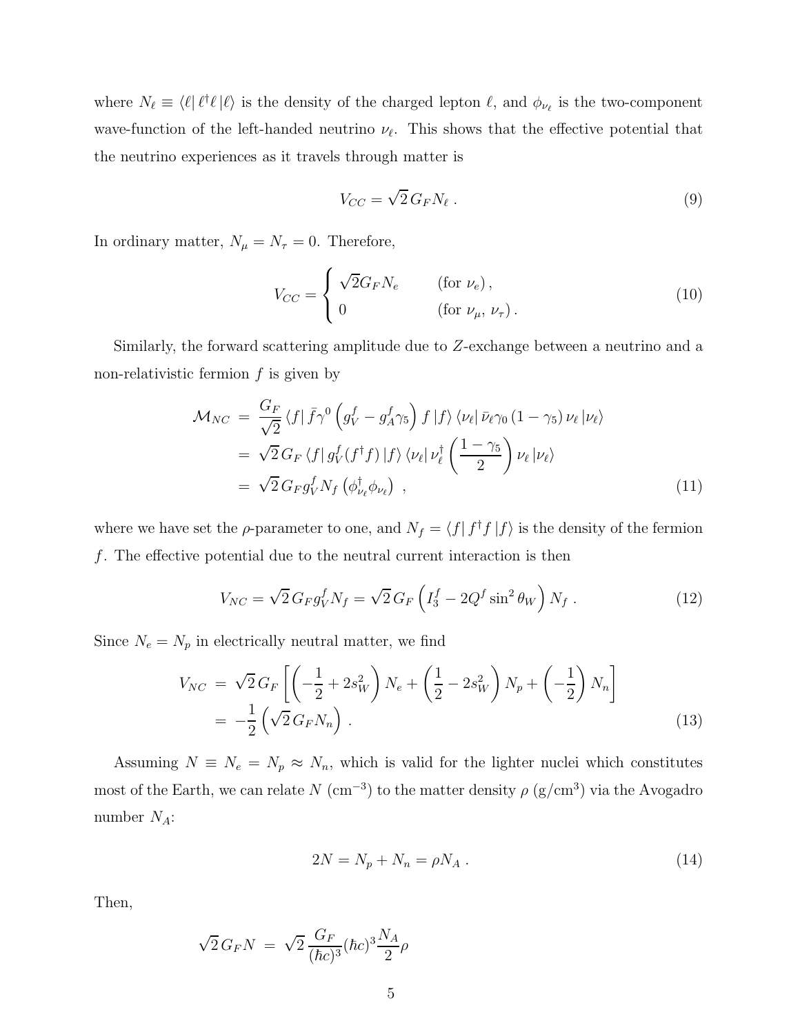where $N_\ell \equiv \langle \ell | \, \ell^\dagger \ell \, | \ell \rangle$ is the density of the charged lepton $\ell$, and $\phi_{\nu_\ell}$ is the two-component wave-function of the left-handed neutrino $\nu_\ell$. This shows that the effective potential that the neutrino experiences as it travels through matter is

$$
V_{CC} = \sqrt{2}\, G_F N_\ell \, . \tag{9}
$$

In ordinary matter, $N_\mu = N_\tau = 0$. Therefore,

$$
V_{CC} = \begin{cases} \sqrt{2} G_F N_e & (\text{for } \nu_e)\,, \\ 0 & (\text{for } \nu_\mu,\ \nu_\tau)\,. \end{cases} \tag{10}
$$

Similarly, the forward scattering amplitude due to $Z$-exchange between a neutrino and a non-relativistic fermion $f$ is given by

$$
\begin{aligned}
\mathcal{M}_{NC} &= \frac{G_F}{\sqrt{2}} \langle f | \, \bar{f} \gamma^0 \left( g_V^f - g_A^f \gamma_5 \right) f \, | f \rangle \, \langle \nu_\ell | \, \bar{\nu}_\ell \gamma_0 \left(1 - \gamma_5\right) \nu_\ell \, | \nu_\ell \rangle \\
&= \sqrt{2}\, G_F \, \langle f | \, g_V^f (f^\dagger f) \, | f \rangle \, \langle \nu_\ell | \, \nu_\ell^\dagger \left( \frac{1 - \gamma_5}{2} \right) \nu_\ell \, | \nu_\ell \rangle \\
&= \sqrt{2}\, G_F g_V^f N_f \left( \phi_{\nu_\ell}^\dagger \phi_{\nu_\ell} \right) \ ,
\end{aligned} \tag{11}
$$

where we have set the $\rho$-parameter to one, and $N_f = \langle f | \, f^\dagger f \, | f \rangle$ is the density of the fermion $f$. The effective potential due to the neutral current interaction is then

$$
V_{NC} = \sqrt{2}\, G_F g_V^f N_f = \sqrt{2}\, G_F \left( I_3^f - 2 Q^f \sin^2 \theta_W \right) N_f \, . \tag{12}
$$

Since $N_e = N_p$ in electrically neutral matter, we find

$$
\begin{aligned}
V_{NC} &= \sqrt{2}\, G_F \left[ \left( -\frac{1}{2} + 2 s_W^2 \right) N_e + \left( \frac{1}{2} - 2 s_W^2 \right) N_p + \left( -\frac{1}{2} \right) N_n \right] \\
&= -\frac{1}{2} \left( \sqrt{2}\, G_F N_n \right) \, .
\end{aligned} \tag{13}
$$

Assuming $N \equiv N_e = N_p \approx N_n$, which is valid for the lighter nuclei which constitutes most of the Earth, we can relate $N$ ($\text{cm}^{-3}$) to the matter density $\rho$ ($\text{g/cm}^3$) via the Avogadro number $N_A$:

$$
2N = N_p + N_n = \rho N_A \, . \tag{14}
$$

Then,

$$
\sqrt{2}\, G_F N \ = \ \sqrt{2}\, \frac{G_F}{(\hbar c)^3} (\hbar c)^3 \frac{N_A}{2} \rho
$$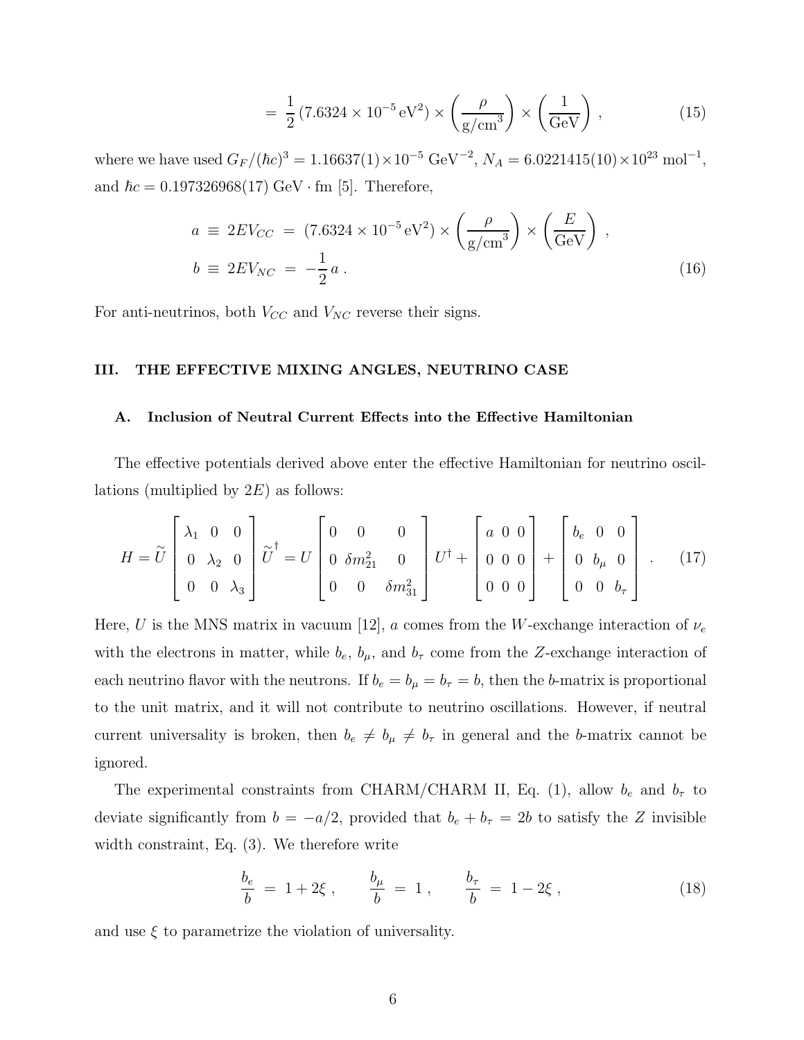$$= \frac{1}{2}(7.6324 \times 10^{-5}\,\mathrm{eV}^2) \times \left(\frac{\rho}{\mathrm{g/cm}^3}\right) \times \left(\frac{1}{\mathrm{GeV}}\right) , \tag{15}$$

where we have used $G_F/(\hbar c)^3 = 1.16637(1)\times 10^{-5}$ GeV$^{-2}$, $N_A = 6.0221415(10)\times 10^{23}$ mol$^{-1}$, and $\hbar c = 0.197326968(17)$ GeV $\cdot$ fm [5]. Therefore,

$$\begin{aligned} a \;&\equiv\; 2EV_{CC} \;=\; (7.6324 \times 10^{-5}\,\mathrm{eV}^2) \times \left(\frac{\rho}{\mathrm{g/cm}^3}\right) \times \left(\frac{E}{\mathrm{GeV}}\right) , \\ b \;&\equiv\; 2EV_{NC} \;=\; -\frac{1}{2}\,a\,. \end{aligned} \tag{16}$$

For anti-neutrinos, both $V_{CC}$ and $V_{NC}$ reverse their signs.

## III. THE EFFECTIVE MIXING ANGLES, NEUTRINO CASE

### A. Inclusion of Neutral Current Effects into the Effective Hamiltonian

The effective potentials derived above enter the effective Hamiltonian for neutrino oscillations (multiplied by $2E$) as follows:

$$H = \widetilde{U}\begin{bmatrix} \lambda_1 & 0 & 0 \\ 0 & \lambda_2 & 0 \\ 0 & 0 & \lambda_3 \end{bmatrix}\widetilde{U}^{\dagger} = U\begin{bmatrix} 0 & 0 & 0 \\ 0 & \delta m^2_{21} & 0 \\ 0 & 0 & \delta m^2_{31} \end{bmatrix}U^{\dagger} + \begin{bmatrix} a & 0 & 0 \\ 0 & 0 & 0 \\ 0 & 0 & 0 \end{bmatrix} + \begin{bmatrix} b_e & 0 & 0 \\ 0 & b_\mu & 0 \\ 0 & 0 & b_\tau \end{bmatrix} . \tag{17}$$

Here, $U$ is the MNS matrix in vacuum [12], $a$ comes from the $W$-exchange interaction of $\nu_e$ with the electrons in matter, while $b_e$, $b_\mu$, and $b_\tau$ come from the $Z$-exchange interaction of each neutrino flavor with the neutrons. If $b_e = b_\mu = b_\tau = b$, then the $b$-matrix is proportional to the unit matrix, and it will not contribute to neutrino oscillations. However, if neutral current universality is broken, then $b_e \neq b_\mu \neq b_\tau$ in general and the $b$-matrix cannot be ignored.

The experimental constraints from CHARM/CHARM II, Eq. (1), allow $b_e$ and $b_\tau$ to deviate significantly from $b = -a/2$, provided that $b_e + b_\tau = 2b$ to satisfy the $Z$ invisible width constraint, Eq. (3). We therefore write

$$\frac{b_e}{b} \;=\; 1 + 2\xi\,, \qquad \frac{b_\mu}{b} \;=\; 1\,, \qquad \frac{b_\tau}{b} \;=\; 1 - 2\xi\,, \tag{18}$$

and use $\xi$ to parametrize the violation of universality.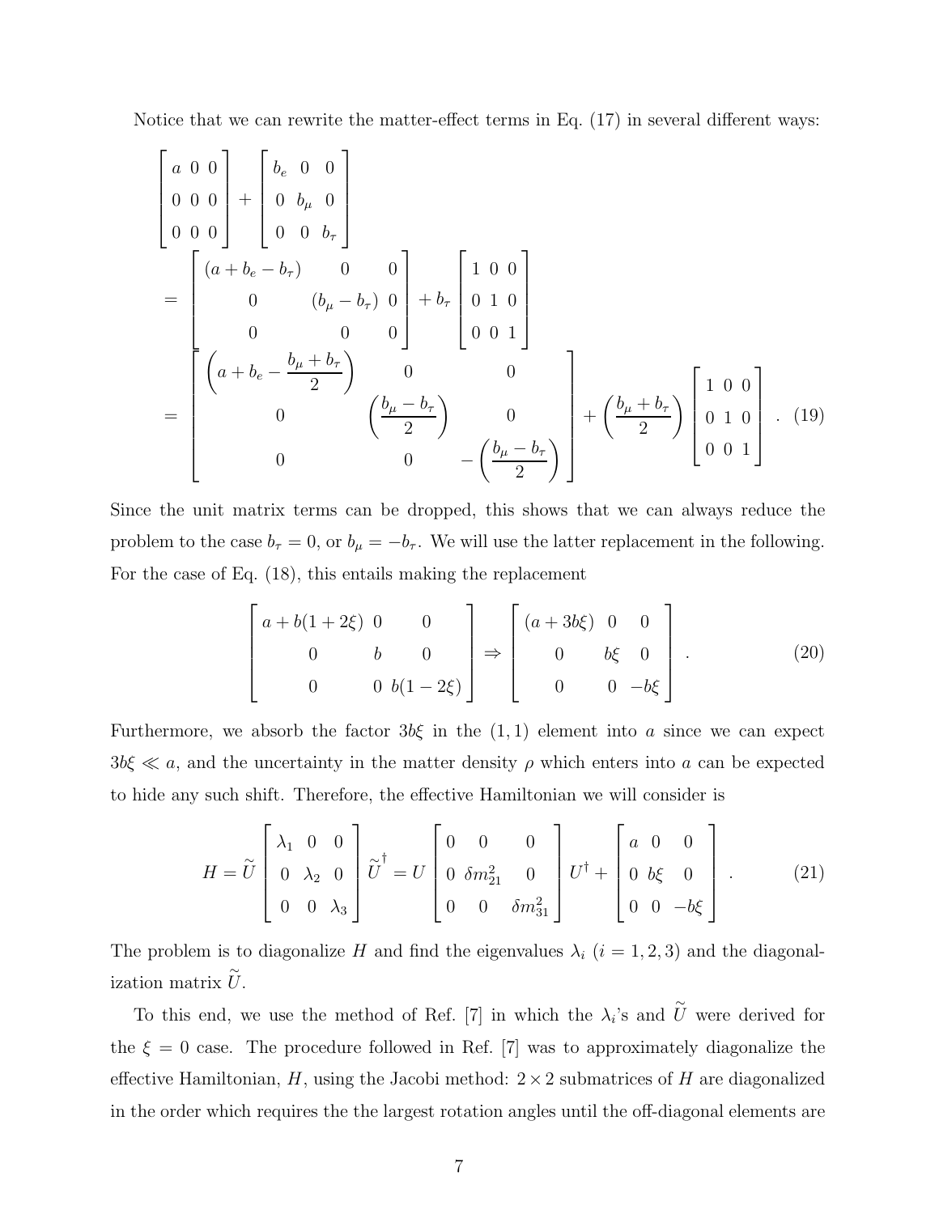Notice that we can rewrite the matter-effect terms in Eq. (17) in several different ways:

$$
\begin{aligned}
&\begin{bmatrix} a & 0 & 0 \\ 0 & 0 & 0 \\ 0 & 0 & 0 \end{bmatrix} + \begin{bmatrix} b_e & 0 & 0 \\ 0 & b_\mu & 0 \\ 0 & 0 & b_\tau \end{bmatrix} \\
&= \begin{bmatrix} (a + b_e - b_\tau) & 0 & 0 \\ 0 & (b_\mu - b_\tau) & 0 \\ 0 & 0 & 0 \end{bmatrix} + b_\tau \begin{bmatrix} 1 & 0 & 0 \\ 0 & 1 & 0 \\ 0 & 0 & 1 \end{bmatrix} \\
&= \begin{bmatrix} \left(a + b_e - \dfrac{b_\mu + b_\tau}{2}\right) & 0 & 0 \\ 0 & \left(\dfrac{b_\mu - b_\tau}{2}\right) & 0 \\ 0 & 0 & -\left(\dfrac{b_\mu - b_\tau}{2}\right) \end{bmatrix} + \left(\dfrac{b_\mu + b_\tau}{2}\right) \begin{bmatrix} 1 & 0 & 0 \\ 0 & 1 & 0 \\ 0 & 0 & 1 \end{bmatrix} . \qquad (19)
\end{aligned}
$$

Since the unit matrix terms can be dropped, this shows that we can always reduce the problem to the case $b_\tau = 0$, or $b_\mu = -b_\tau$. We will use the latter replacement in the following. For the case of Eq. (18), this entails making the replacement

$$
\begin{bmatrix} a + b(1+2\xi) & 0 & 0 \\ 0 & b & 0 \\ 0 & 0 & b(1-2\xi) \end{bmatrix} \Rightarrow \begin{bmatrix} (a + 3b\xi) & 0 & 0 \\ 0 & b\xi & 0 \\ 0 & 0 & -b\xi \end{bmatrix} . \qquad (20)
$$

Furthermore, we absorb the factor $3b\xi$ in the $(1,1)$ element into $a$ since we can expect $3b\xi \ll a$, and the uncertainty in the matter density $\rho$ which enters into $a$ can be expected to hide any such shift. Therefore, the effective Hamiltonian we will consider is

$$
H = \widetilde{U} \begin{bmatrix} \lambda_1 & 0 & 0 \\ 0 & \lambda_2 & 0 \\ 0 & 0 & \lambda_3 \end{bmatrix} \widetilde{U}^\dagger = U \begin{bmatrix} 0 & 0 & 0 \\ 0 & \delta m^2_{21} & 0 \\ 0 & 0 & \delta m^2_{31} \end{bmatrix} U^\dagger + \begin{bmatrix} a & 0 & 0 \\ 0 & b\xi & 0 \\ 0 & 0 & -b\xi \end{bmatrix} . \qquad (21)
$$

The problem is to diagonalize $H$ and find the eigenvalues $\lambda_i$ $(i = 1, 2, 3)$ and the diagonalization matrix $\widetilde{U}$.

To this end, we use the method of Ref. [7] in which the $\lambda_i$'s and $\widetilde{U}$ were derived for the $\xi = 0$ case. The procedure followed in Ref. [7] was to approximately diagonalize the effective Hamiltonian, $H$, using the Jacobi method: $2 \times 2$ submatrices of $H$ are diagonalized in the order which requires the the largest rotation angles until the off-diagonal elements are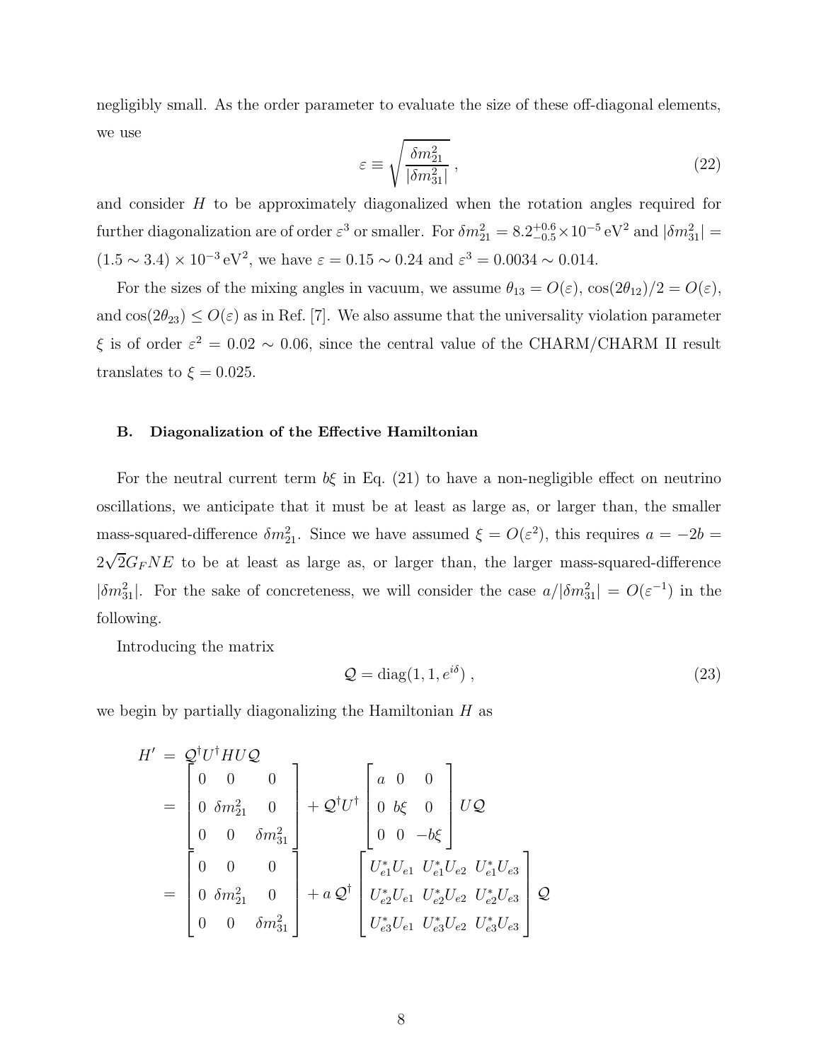negligibly small. As the order parameter to evaluate the size of these off-diagonal elements, we use

$$\varepsilon \equiv \sqrt{\frac{\delta m^2_{21}}{|\delta m^2_{31}|}} \,, \tag{22}$$

and consider $H$ to be approximately diagonalized when the rotation angles required for further diagonalization are of order $\varepsilon^3$ or smaller. For $\delta m^2_{21} = 8.2^{+0.6}_{-0.5} \times 10^{-5}\,\mathrm{eV}^2$ and $|\delta m^2_{31}| = (1.5 \sim 3.4) \times 10^{-3}\,\mathrm{eV}^2$, we have $\varepsilon = 0.15 \sim 0.24$ and $\varepsilon^3 = 0.0034 \sim 0.014$.

For the sizes of the mixing angles in vacuum, we assume $\theta_{13} = O(\varepsilon)$, $\cos(2\theta_{12})/2 = O(\varepsilon)$, and $\cos(2\theta_{23}) \leq O(\varepsilon)$ as in Ref. [7]. We also assume that the universality violation parameter $\xi$ is of order $\varepsilon^2 = 0.02 \sim 0.06$, since the central value of the CHARM/CHARM II result translates to $\xi = 0.025$.

### B. Diagonalization of the Effective Hamiltonian

For the neutral current term $b\xi$ in Eq. (21) to have a non-negligible effect on neutrino oscillations, we anticipate that it must be at least as large as, or larger than, the smaller mass-squared-difference $\delta m^2_{21}$. Since we have assumed $\xi = O(\varepsilon^2)$, this requires $a = -2b = 2\sqrt{2}G_F N E$ to be at least as large as, or larger than, the larger mass-squared-difference $|\delta m^2_{31}|$. For the sake of concreteness, we will consider the case $a/|\delta m^2_{31}| = O(\varepsilon^{-1})$ in the following.

Introducing the matrix

$$\mathcal{Q} = \mathrm{diag}(1, 1, e^{i\delta}) \,, \tag{23}$$

we begin by partially diagonalizing the Hamiltonian $H$ as

$$\begin{aligned}
H' &= \mathcal{Q}^\dagger U^\dagger H U \mathcal{Q} \\
&= \begin{bmatrix} 0 & 0 & 0 \\ 0 & \delta m^2_{21} & 0 \\ 0 & 0 & \delta m^2_{31} \end{bmatrix} + \mathcal{Q}^\dagger U^\dagger \begin{bmatrix} a & 0 & 0 \\ 0 & b\xi & 0 \\ 0 & 0 & -b\xi \end{bmatrix} U \mathcal{Q} \\
&= \begin{bmatrix} 0 & 0 & 0 \\ 0 & \delta m^2_{21} & 0 \\ 0 & 0 & \delta m^2_{31} \end{bmatrix} + a\, \mathcal{Q}^\dagger \begin{bmatrix} U^*_{e1}U_{e1} & U^*_{e1}U_{e2} & U^*_{e1}U_{e3} \\ U^*_{e2}U_{e1} & U^*_{e2}U_{e2} & U^*_{e2}U_{e3} \\ U^*_{e3}U_{e1} & U^*_{e3}U_{e2} & U^*_{e3}U_{e3} \end{bmatrix} \mathcal{Q}
\end{aligned}$$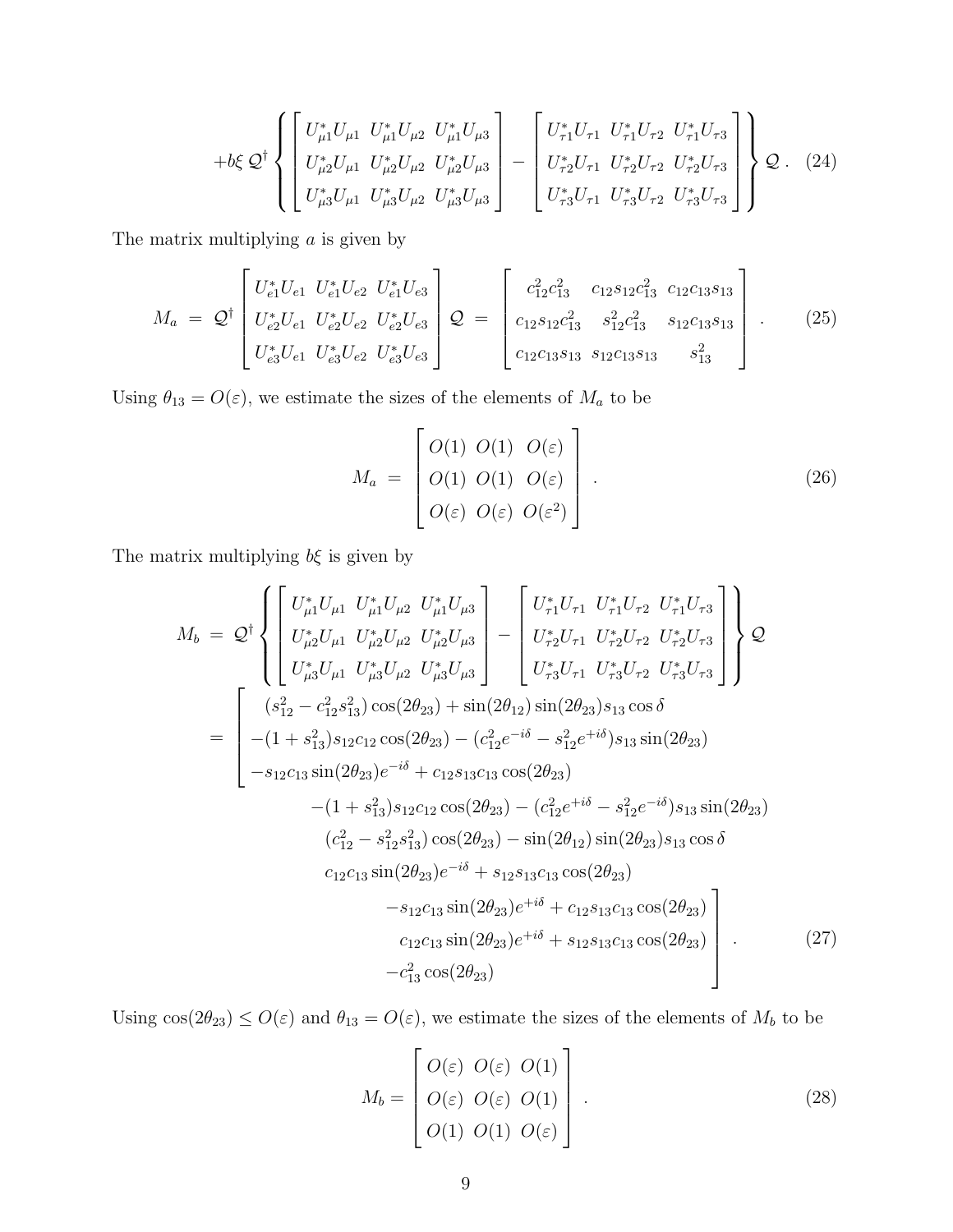$$+b\xi\, \mathcal{Q}^\dagger \left\{ \begin{bmatrix} U^*_{\mu 1}U_{\mu 1} & U^*_{\mu 1}U_{\mu 2} & U^*_{\mu 1}U_{\mu 3} \\ U^*_{\mu 2}U_{\mu 1} & U^*_{\mu 2}U_{\mu 2} & U^*_{\mu 2}U_{\mu 3} \\ U^*_{\mu 3}U_{\mu 1} & U^*_{\mu 3}U_{\mu 2} & U^*_{\mu 3}U_{\mu 3} \end{bmatrix} - \begin{bmatrix} U^*_{\tau 1}U_{\tau 1} & U^*_{\tau 1}U_{\tau 2} & U^*_{\tau 1}U_{\tau 3} \\ U^*_{\tau 2}U_{\tau 1} & U^*_{\tau 2}U_{\tau 2} & U^*_{\tau 2}U_{\tau 3} \\ U^*_{\tau 3}U_{\tau 1} & U^*_{\tau 3}U_{\tau 2} & U^*_{\tau 3}U_{\tau 3} \end{bmatrix} \right\} \mathcal{Q}\,. \quad (24)$$

The matrix multiplying $a$ is given by

$$M_a \;=\; \mathcal{Q}^\dagger \begin{bmatrix} U^*_{e1}U_{e1} & U^*_{e1}U_{e2} & U^*_{e1}U_{e3} \\ U^*_{e2}U_{e1} & U^*_{e2}U_{e2} & U^*_{e2}U_{e3} \\ U^*_{e3}U_{e1} & U^*_{e3}U_{e2} & U^*_{e3}U_{e3} \end{bmatrix} \mathcal{Q} \;=\; \begin{bmatrix} c_{12}^2 c_{13}^2 & c_{12}s_{12}c_{13}^2 & c_{12}c_{13}s_{13} \\ c_{12}s_{12}c_{13}^2 & s_{12}^2 c_{13}^2 & s_{12}c_{13}s_{13} \\ c_{12}c_{13}s_{13} & s_{12}c_{13}s_{13} & s_{13}^2 \end{bmatrix}. \quad (25)$$

Using $\theta_{13} = O(\varepsilon)$, we estimate the sizes of the elements of $M_a$ to be

$$M_a \;=\; \begin{bmatrix} O(1) & O(1) & O(\varepsilon) \\ O(1) & O(1) & O(\varepsilon) \\ O(\varepsilon) & O(\varepsilon) & O(\varepsilon^2) \end{bmatrix}. \quad (26)$$

The matrix multiplying $b\xi$ is given by

$$\begin{aligned} M_b \;&=\; \mathcal{Q}^\dagger \left\{ \begin{bmatrix} U^*_{\mu 1}U_{\mu 1} & U^*_{\mu 1}U_{\mu 2} & U^*_{\mu 1}U_{\mu 3} \\ U^*_{\mu 2}U_{\mu 1} & U^*_{\mu 2}U_{\mu 2} & U^*_{\mu 2}U_{\mu 3} \\ U^*_{\mu 3}U_{\mu 1} & U^*_{\mu 3}U_{\mu 2} & U^*_{\mu 3}U_{\mu 3} \end{bmatrix} - \begin{bmatrix} U^*_{\tau 1}U_{\tau 1} & U^*_{\tau 1}U_{\tau 2} & U^*_{\tau 1}U_{\tau 3} \\ U^*_{\tau 2}U_{\tau 1} & U^*_{\tau 2}U_{\tau 2} & U^*_{\tau 2}U_{\tau 3} \\ U^*_{\tau 3}U_{\tau 1} & U^*_{\tau 3}U_{\tau 2} & U^*_{\tau 3}U_{\tau 3} \end{bmatrix} \right\} \mathcal{Q} \\ &= \left[ \begin{array}{l} (s_{12}^2 - c_{12}^2 s_{13}^2)\cos(2\theta_{23}) + \sin(2\theta_{12})\sin(2\theta_{23}) s_{13}\cos\delta \\ -(1+s_{13}^2)s_{12}c_{12}\cos(2\theta_{23}) - (c_{12}^2 e^{-i\delta} - s_{12}^2 e^{+i\delta}) s_{13}\sin(2\theta_{23}) \\ -s_{12}c_{13}\sin(2\theta_{23})e^{-i\delta} + c_{12}s_{13}c_{13}\cos(2\theta_{23}) \end{array} \right. \\ &\qquad \begin{array}{l} -(1+s_{13}^2)s_{12}c_{12}\cos(2\theta_{23}) - (c_{12}^2 e^{+i\delta} - s_{12}^2 e^{-i\delta}) s_{13}\sin(2\theta_{23}) \\ (c_{12}^2 - s_{12}^2 s_{13}^2)\cos(2\theta_{23}) - \sin(2\theta_{12})\sin(2\theta_{23}) s_{13}\cos\delta \\ c_{12}c_{13}\sin(2\theta_{23})e^{-i\delta} + s_{12}s_{13}c_{13}\cos(2\theta_{23}) \end{array} \\ &\qquad\qquad \left. \begin{array}{r} -s_{12}c_{13}\sin(2\theta_{23})e^{+i\delta} + c_{12}s_{13}c_{13}\cos(2\theta_{23}) \\ c_{12}c_{13}\sin(2\theta_{23})e^{+i\delta} + s_{12}s_{13}c_{13}\cos(2\theta_{23}) \\ -c_{13}^2\cos(2\theta_{23}) \end{array} \right]. \end{aligned} \quad (27)$$

Using $\cos(2\theta_{23}) \leq O(\varepsilon)$ and $\theta_{13} = O(\varepsilon)$, we estimate the sizes of the elements of $M_b$ to be

$$M_b = \begin{bmatrix} O(\varepsilon) & O(\varepsilon) & O(1) \\ O(\varepsilon) & O(\varepsilon) & O(1) \\ O(1) & O(1) & O(\varepsilon) \end{bmatrix}. \quad (28)$$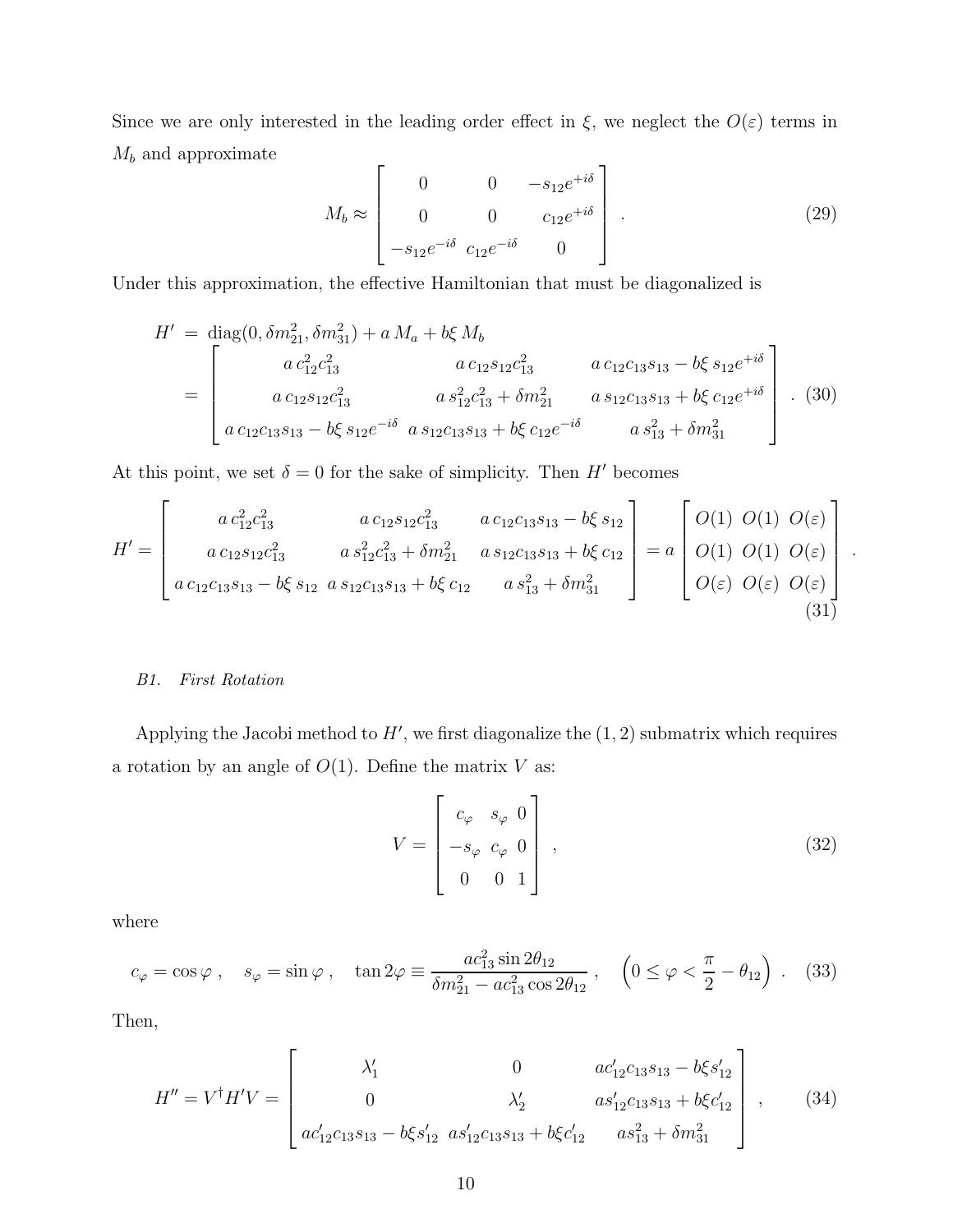Since we are only interested in the leading order effect in $\xi$, we neglect the $O(\varepsilon)$ terms in $M_b$ and approximate

$$
M_b \approx \begin{bmatrix} 0 & 0 & -s_{12}e^{+i\delta} \\ 0 & 0 & c_{12}e^{+i\delta} \\ -s_{12}e^{-i\delta} & c_{12}e^{-i\delta} & 0 \end{bmatrix} . \tag{29}
$$

Under this approximation, the effective Hamiltonian that must be diagonalized is

$$
\begin{aligned}
H' &= \mathrm{diag}(0, \delta m^2_{21}, \delta m^2_{31}) + a\, M_a + b\xi\, M_b \\
&= \begin{bmatrix} a\, c_{12}^2 c_{13}^2 & a\, c_{12}s_{12}c_{13}^2 & a\, c_{12}c_{13}s_{13} - b\xi\, s_{12}e^{+i\delta} \\ a\, c_{12}s_{12}c_{13}^2 & a\, s_{12}^2 c_{13}^2 + \delta m^2_{21} & a\, s_{12}c_{13}s_{13} + b\xi\, c_{12}e^{+i\delta} \\ a\, c_{12}c_{13}s_{13} - b\xi\, s_{12}e^{-i\delta} & a\, s_{12}c_{13}s_{13} + b\xi\, c_{12}e^{-i\delta} & a\, s_{13}^2 + \delta m^2_{31} \end{bmatrix} .
\end{aligned} \tag{30}
$$

At this point, we set $\delta = 0$ for the sake of simplicity. Then $H'$ becomes

$$
H' = \begin{bmatrix} a\, c_{12}^2 c_{13}^2 & a\, c_{12}s_{12}c_{13}^2 & a\, c_{12}c_{13}s_{13} - b\xi\, s_{12} \\ a\, c_{12}s_{12}c_{13}^2 & a\, s_{12}^2 c_{13}^2 + \delta m^2_{21} & a\, s_{12}c_{13}s_{13} + b\xi\, c_{12} \\ a\, c_{12}c_{13}s_{13} - b\xi\, s_{12} & a\, s_{12}c_{13}s_{13} + b\xi\, c_{12} & a\, s_{13}^2 + \delta m^2_{31} \end{bmatrix} = a \begin{bmatrix} O(1) & O(1) & O(\varepsilon) \\ O(1) & O(1) & O(\varepsilon) \\ O(\varepsilon) & O(\varepsilon) & O(\varepsilon) \end{bmatrix} . \tag{31}
$$

### B1. First Rotation

Applying the Jacobi method to $H'$, we first diagonalize the $(1,2)$ submatrix which requires a rotation by an angle of $O(1)$. Define the matrix $V$ as:

$$
V = \begin{bmatrix} c_\varphi & s_\varphi & 0 \\ -s_\varphi & c_\varphi & 0 \\ 0 & 0 & 1 \end{bmatrix} , \tag{32}
$$

where

$$
c_\varphi = \cos\varphi\ , \quad s_\varphi = \sin\varphi\ , \quad \tan 2\varphi \equiv \frac{a c_{13}^2 \sin 2\theta_{12}}{\delta m^2_{21} - a c_{13}^2 \cos 2\theta_{12}}\ , \quad \left(0 \le \varphi < \frac{\pi}{2} - \theta_{12}\right) . \tag{33}
$$

Then,

$$
H'' = V^\dagger H' V = \begin{bmatrix} \lambda'_1 & 0 & a c'_{12} c_{13} s_{13} - b\xi s'_{12} \\ 0 & \lambda'_2 & a s'_{12} c_{13} s_{13} + b\xi c'_{12} \\ a c'_{12} c_{13} s_{13} - b\xi s'_{12} & a s'_{12} c_{13} s_{13} + b\xi c'_{12} & a s_{13}^2 + \delta m^2_{31} \end{bmatrix} , \tag{34}
$$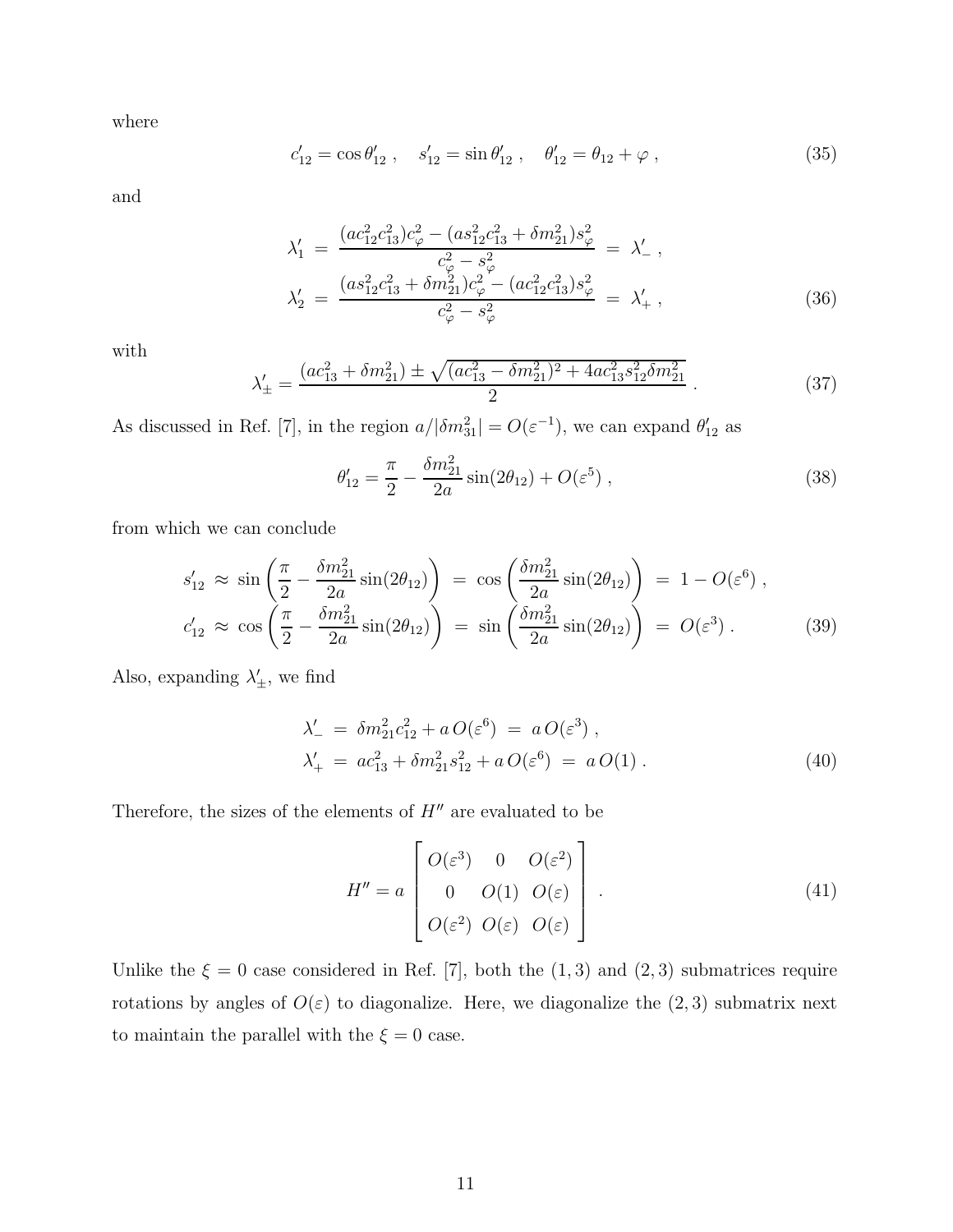where

$$c'_{12} = \cos\theta'_{12}\ , \quad s'_{12} = \sin\theta'_{12}\ , \quad \theta'_{12} = \theta_{12} + \varphi\ , \tag{35}$$

and

$$\begin{aligned}
\lambda'_1 &= \frac{(ac_{12}^2 c_{13}^2)c_\varphi^2 - (as_{12}^2 c_{13}^2 + \delta m_{21}^2)s_\varphi^2}{c_\varphi^2 - s_\varphi^2} \;=\; \lambda'_-\ , \\
\lambda'_2 &= \frac{(as_{12}^2 c_{13}^2 + \delta m_{21}^2)c_\varphi^2 - (ac_{12}^2 c_{13}^2)s_\varphi^2}{c_\varphi^2 - s_\varphi^2} \;=\; \lambda'_+\ ,
\end{aligned} \tag{36}$$

with

$$\lambda'_\pm = \frac{(ac_{13}^2 + \delta m_{21}^2) \pm \sqrt{(ac_{13}^2 - \delta m_{21}^2)^2 + 4ac_{13}^2 s_{12}^2 \delta m_{21}^2}}{2}\ . \tag{37}$$

As discussed in Ref. [7], in the region $a/|\delta m_{31}^2| = O(\varepsilon^{-1})$, we can expand $\theta'_{12}$ as

$$\theta'_{12} = \frac{\pi}{2} - \frac{\delta m_{21}^2}{2a}\sin(2\theta_{12}) + O(\varepsilon^5)\ , \tag{38}$$

from which we can conclude

$$\begin{aligned}
s'_{12} &\approx \sin\left(\frac{\pi}{2} - \frac{\delta m_{21}^2}{2a}\sin(2\theta_{12})\right) \;=\; \cos\left(\frac{\delta m_{21}^2}{2a}\sin(2\theta_{12})\right) \;=\; 1 - O(\varepsilon^6)\ , \\
c'_{12} &\approx \cos\left(\frac{\pi}{2} - \frac{\delta m_{21}^2}{2a}\sin(2\theta_{12})\right) \;=\; \sin\left(\frac{\delta m_{21}^2}{2a}\sin(2\theta_{12})\right) \;=\; O(\varepsilon^3)\ .
\end{aligned} \tag{39}$$

Also, expanding $\lambda'_\pm$, we find

$$\begin{aligned}
\lambda'_- &= \delta m_{21}^2 c_{12}^2 + a\,O(\varepsilon^6) \;=\; a\,O(\varepsilon^3)\ , \\
\lambda'_+ &= ac_{13}^2 + \delta m_{21}^2 s_{12}^2 + a\,O(\varepsilon^6) \;=\; a\,O(1)\ .
\end{aligned} \tag{40}$$

Therefore, the sizes of the elements of $H''$ are evaluated to be

$$H'' = a \begin{bmatrix} O(\varepsilon^3) & 0 & O(\varepsilon^2) \\ 0 & O(1) & O(\varepsilon) \\ O(\varepsilon^2) & O(\varepsilon) & O(\varepsilon) \end{bmatrix}\ . \tag{41}$$

Unlike the $\xi = 0$ case considered in Ref. [7], both the $(1,3)$ and $(2,3)$ submatrices require rotations by angles of $O(\varepsilon)$ to diagonalize. Here, we diagonalize the $(2,3)$ submatrix next to maintain the parallel with the $\xi = 0$ case.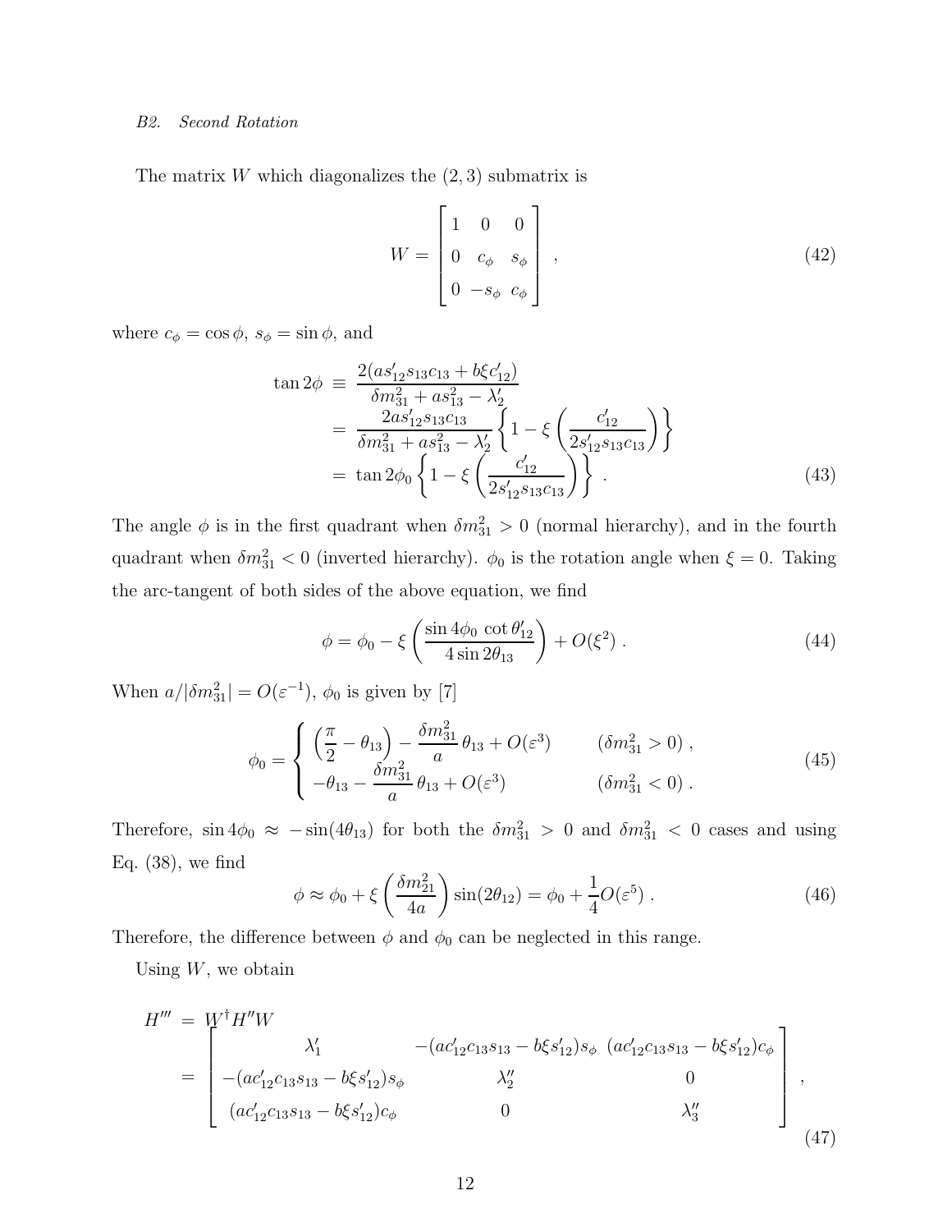*B2. Second Rotation*

The matrix $W$ which diagonalizes the $(2,3)$ submatrix is

$$
W = \begin{bmatrix} 1 & 0 & 0 \\ 0 & c_\phi & s_\phi \\ 0 & -s_\phi & c_\phi \end{bmatrix} , \tag{42}
$$

where $c_\phi = \cos\phi$, $s_\phi = \sin\phi$, and

$$
\begin{aligned}
\tan 2\phi &\equiv \frac{2(as'_{12}s_{13}c_{13} + b\xi c'_{12})}{\delta m^2_{31} + as^2_{13} - \lambda'_2} \\
&= \frac{2as'_{12}s_{13}c_{13}}{\delta m^2_{31} + as^2_{13} - \lambda'_2} \left\{ 1 - \xi \left( \frac{c'_{12}}{2s'_{12}s_{13}c_{13}} \right) \right\} \\
&= \tan 2\phi_0 \left\{ 1 - \xi \left( \frac{c'_{12}}{2s'_{12}s_{13}c_{13}} \right) \right\} .
\end{aligned} \tag{43}
$$

The angle $\phi$ is in the first quadrant when $\delta m^2_{31} > 0$ (normal hierarchy), and in the fourth quadrant when $\delta m^2_{31} < 0$ (inverted hierarchy). $\phi_0$ is the rotation angle when $\xi = 0$. Taking the arc-tangent of both sides of the above equation, we find

$$
\phi = \phi_0 - \xi \left( \frac{\sin 4\phi_0 \, \cot\theta'_{12}}{4\sin 2\theta_{13}} \right) + O(\xi^2) . \tag{44}
$$

When $a/|\delta m^2_{31}| = O(\varepsilon^{-1})$, $\phi_0$ is given by [7]

$$
\phi_0 = \begin{cases} \left( \dfrac{\pi}{2} - \theta_{13} \right) - \dfrac{\delta m^2_{31}}{a}\,\theta_{13} + O(\varepsilon^3) & (\delta m^2_{31} > 0) , \\ -\theta_{13} - \dfrac{\delta m^2_{31}}{a}\,\theta_{13} + O(\varepsilon^3) & (\delta m^2_{31} < 0) . \end{cases} \tag{45}
$$

Therefore, $\sin 4\phi_0 \approx -\sin(4\theta_{13})$ for both the $\delta m^2_{31} > 0$ and $\delta m^2_{31} < 0$ cases and using Eq. (38), we find

$$
\phi \approx \phi_0 + \xi \left( \frac{\delta m^2_{21}}{4a} \right) \sin(2\theta_{12}) = \phi_0 + \frac{1}{4} O(\varepsilon^5) . \tag{46}
$$

Therefore, the difference between $\phi$ and $\phi_0$ can be neglected in this range.

Using $W$, we obtain

$$
\begin{aligned}
H''' &= W^\dagger H'' W \\
&= \begin{bmatrix} \lambda'_1 & -(ac'_{12}c_{13}s_{13} - b\xi s'_{12})s_\phi & (ac'_{12}c_{13}s_{13} - b\xi s'_{12})c_\phi \\ -(ac'_{12}c_{13}s_{13} - b\xi s'_{12})s_\phi & \lambda''_2 & 0 \\ (ac'_{12}c_{13}s_{13} - b\xi s'_{12})c_\phi & 0 & \lambda''_3 \end{bmatrix} ,
\end{aligned} \tag{47}
$$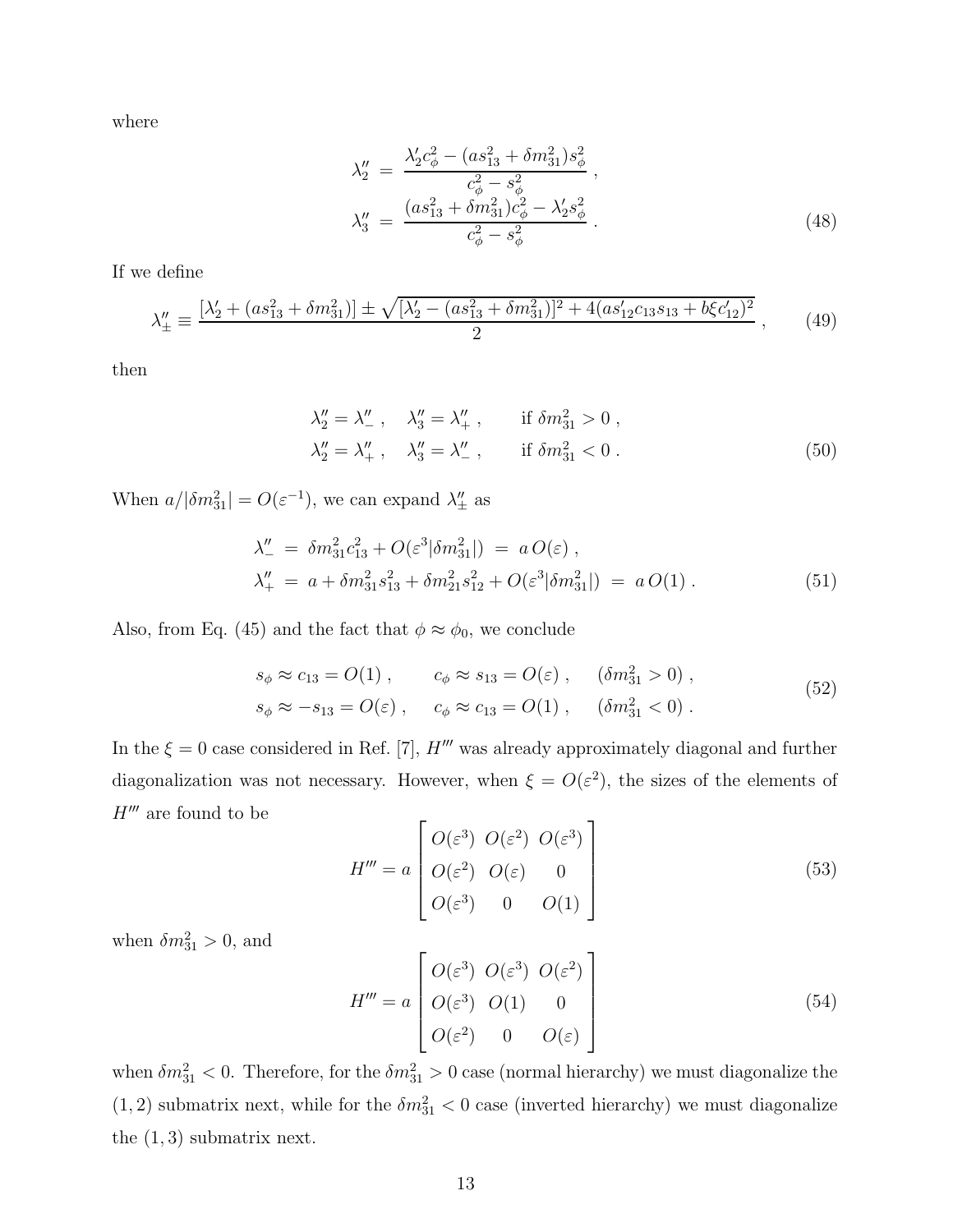where

$$
\begin{aligned}
\lambda_2'' &= \frac{\lambda_2' c_\phi^2 - (a s_{13}^2 + \delta m_{31}^2) s_\phi^2}{c_\phi^2 - s_\phi^2} , \\
\lambda_3'' &= \frac{(a s_{13}^2 + \delta m_{31}^2) c_\phi^2 - \lambda_2' s_\phi^2}{c_\phi^2 - s_\phi^2} .
\end{aligned}
\tag{48}
$$

If we define

$$
\lambda_\pm'' \equiv \frac{[\lambda_2' + (a s_{13}^2 + \delta m_{31}^2)] \pm \sqrt{[\lambda_2' - (a s_{13}^2 + \delta m_{31}^2)]^2 + 4(a s_{12}' c_{13} s_{13} + b\xi c_{12}')^2}}{2} ,
\tag{49}
$$

then

$$
\begin{aligned}
\lambda_2'' &= \lambda_-'' , \quad \lambda_3'' = \lambda_+'' , \qquad \text{if } \delta m_{31}^2 > 0 , \\
\lambda_2'' &= \lambda_+'' , \quad \lambda_3'' = \lambda_-'' , \qquad \text{if } \delta m_{31}^2 < 0 .
\end{aligned}
\tag{50}
$$

When $a/|\delta m_{31}^2| = O(\varepsilon^{-1})$, we can expand $\lambda_\pm''$ as

$$
\begin{aligned}
\lambda_-'' &= \delta m_{31}^2 c_{13}^2 + O(\varepsilon^3 |\delta m_{31}^2|) \;=\; a\, O(\varepsilon) , \\
\lambda_+'' &= a + \delta m_{31}^2 s_{13}^2 + \delta m_{21}^2 s_{12}^2 + O(\varepsilon^3 |\delta m_{31}^2|) \;=\; a\, O(1) .
\end{aligned}
\tag{51}
$$

Also, from Eq. (45) and the fact that $\phi \approx \phi_0$, we conclude

$$
\begin{aligned}
& s_\phi \approx c_{13} = O(1) , \qquad c_\phi \approx s_{13} = O(\varepsilon) , \quad (\delta m_{31}^2 > 0) , \\
& s_\phi \approx -s_{13} = O(\varepsilon) , \quad c_\phi \approx c_{13} = O(1) , \quad (\delta m_{31}^2 < 0) .
\end{aligned}
\tag{52}
$$

In the $\xi = 0$ case considered in Ref. [7], $H'''$ was already approximately diagonal and further diagonalization was not necessary. However, when $\xi = O(\varepsilon^2)$, the sizes of the elements of $H'''$ are found to be

$$
H''' = a \begin{bmatrix} O(\varepsilon^3) & O(\varepsilon^2) & O(\varepsilon^3) \\ O(\varepsilon^2) & O(\varepsilon) & 0 \\ O(\varepsilon^3) & 0 & O(1) \end{bmatrix}
\tag{53}
$$

when $\delta m_{31}^2 > 0$, and

$$
H''' = a \begin{bmatrix} O(\varepsilon^3) & O(\varepsilon^3) & O(\varepsilon^2) \\ O(\varepsilon^3) & O(1) & 0 \\ O(\varepsilon^2) & 0 & O(\varepsilon) \end{bmatrix}
\tag{54}
$$

when $\delta m_{31}^2 < 0$. Therefore, for the $\delta m_{31}^2 > 0$ case (normal hierarchy) we must diagonalize the $(1,2)$ submatrix next, while for the $\delta m_{31}^2 < 0$ case (inverted hierarchy) we must diagonalize the $(1,3)$ submatrix next.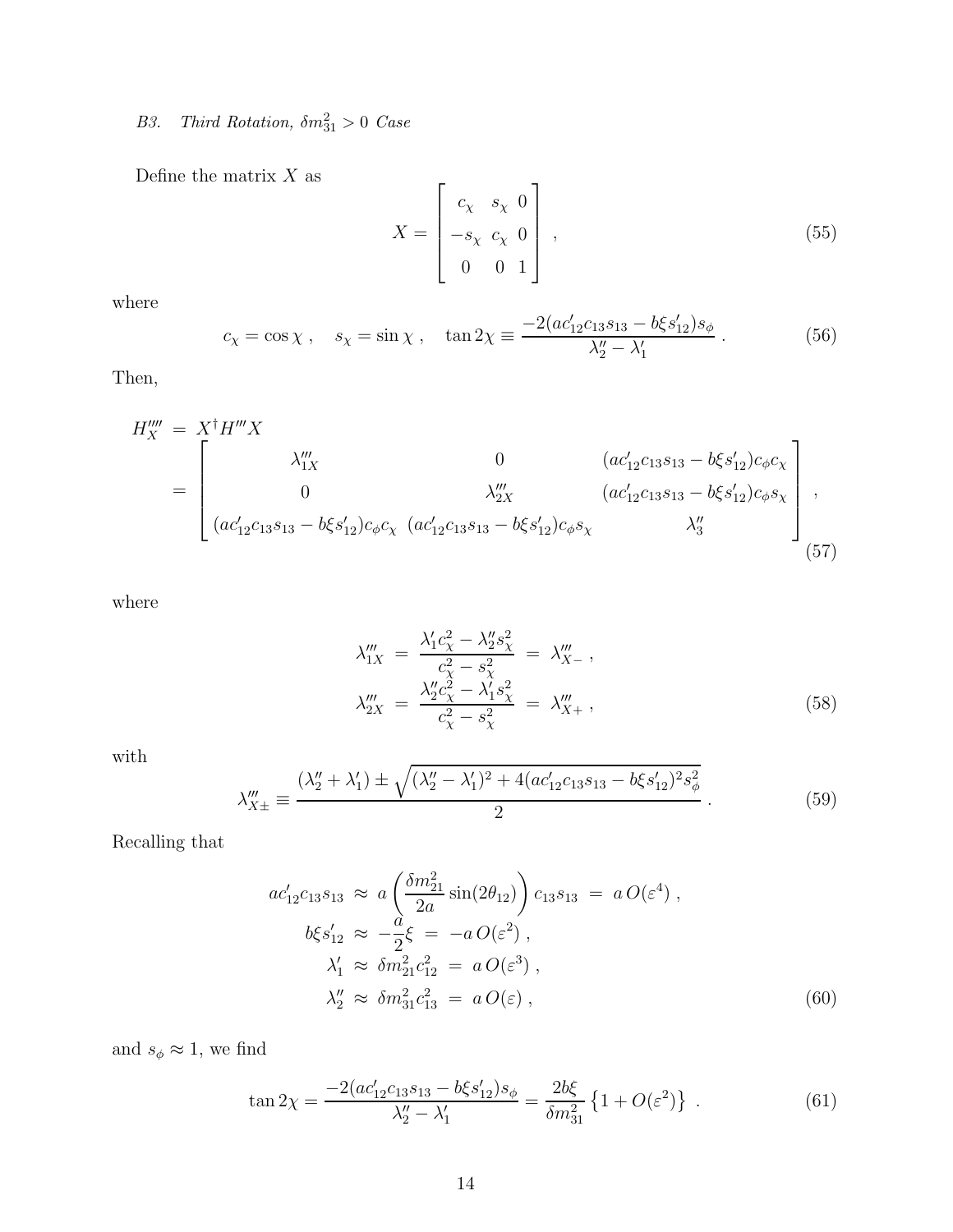*B3. Third Rotation, $\delta m^2_{31} > 0$ Case*

Define the matrix $X$ as

$$X = \begin{bmatrix} c_\chi & s_\chi & 0 \\ -s_\chi & c_\chi & 0 \\ 0 & 0 & 1 \end{bmatrix} , \tag{55}$$

where

$$c_\chi = \cos\chi , \quad s_\chi = \sin\chi , \quad \tan 2\chi \equiv \frac{-2(ac'_{12}c_{13}s_{13} - b\xi s'_{12})s_\phi}{\lambda''_2 - \lambda'_1} . \tag{56}$$

Then,

$$\begin{aligned} H''''_X &= X^\dagger H''' X \\ &= \begin{bmatrix} \lambda'''_{1X} & 0 & (ac'_{12}c_{13}s_{13} - b\xi s'_{12})c_\phi c_\chi \\ 0 & \lambda'''_{2X} & (ac'_{12}c_{13}s_{13} - b\xi s'_{12})c_\phi s_\chi \\ (ac'_{12}c_{13}s_{13} - b\xi s'_{12})c_\phi c_\chi & (ac'_{12}c_{13}s_{13} - b\xi s'_{12})c_\phi s_\chi & \lambda''_3 \end{bmatrix} , \end{aligned} \tag{57}$$

where

$$\begin{aligned} \lambda'''_{1X} &= \frac{\lambda'_1 c^2_\chi - \lambda''_2 s^2_\chi}{c^2_\chi - s^2_\chi} = \lambda'''_{X-} , \\ \lambda'''_{2X} &= \frac{\lambda''_2 c^2_\chi - \lambda'_1 s^2_\chi}{c^2_\chi - s^2_\chi} = \lambda'''_{X+} , \end{aligned} \tag{58}$$

with

$$\lambda'''_{X\pm} \equiv \frac{(\lambda''_2 + \lambda'_1) \pm \sqrt{(\lambda''_2 - \lambda'_1)^2 + 4(ac'_{12}c_{13}s_{13} - b\xi s'_{12})^2 s^2_\phi}}{2} . \tag{59}$$

Recalling that

$$\begin{aligned} ac'_{12}c_{13}s_{13} &\approx a\left(\frac{\delta m^2_{21}}{2a}\sin(2\theta_{12})\right)c_{13}s_{13} = a\,O(\varepsilon^4) , \\ b\xi s'_{12} &\approx -\frac{a}{2}\xi = -a\,O(\varepsilon^2) , \\ \lambda'_1 &\approx \delta m^2_{21}c^2_{12} = a\,O(\varepsilon^3) , \\ \lambda''_2 &\approx \delta m^2_{31}c^2_{13} = a\,O(\varepsilon) , \end{aligned} \tag{60}$$

and $s_\phi \approx 1$, we find

$$\tan 2\chi = \frac{-2(ac'_{12}c_{13}s_{13} - b\xi s'_{12})s_\phi}{\lambda''_2 - \lambda'_1} = \frac{2b\xi}{\delta m^2_{31}}\left\{1 + O(\varepsilon^2)\right\} . \tag{61}$$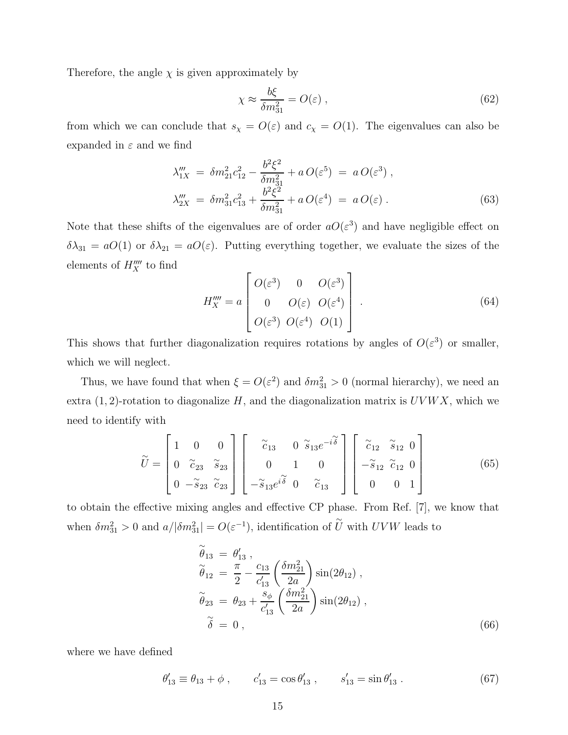Therefore, the angle $\chi$ is given approximately by

$$\chi \approx \frac{b\xi}{\delta m_{31}^2} = O(\varepsilon) \, , \tag{62}$$

from which we can conclude that $s_\chi = O(\varepsilon)$ and $c_\chi = O(1)$. The eigenvalues can also be expanded in $\varepsilon$ and we find

$$\begin{aligned}
\lambda_{1X}''' &= \delta m_{21}^2 c_{12}^2 - \frac{b^2\xi^2}{\delta m_{31}^2} + a\,O(\varepsilon^5) \;=\; a\,O(\varepsilon^3) \, , \\
\lambda_{2X}''' &= \delta m_{31}^2 c_{13}^2 + \frac{b^2\xi^2}{\delta m_{31}^2} + a\,O(\varepsilon^4) \;=\; a\,O(\varepsilon) \, .
\end{aligned} \tag{63}$$

Note that these shifts of the eigenvalues are of order $aO(\varepsilon^3)$ and have negligible effect on $\delta\lambda_{31} = aO(1)$ or $\delta\lambda_{21} = aO(\varepsilon)$. Putting everything together, we evaluate the sizes of the elements of $H_X''''$ to find

$$H_X'''' = a \begin{bmatrix} O(\varepsilon^3) & 0 & O(\varepsilon^3) \\ 0 & O(\varepsilon) & O(\varepsilon^4) \\ O(\varepsilon^3) & O(\varepsilon^4) & O(1) \end{bmatrix} \, . \tag{64}$$

This shows that further diagonalization requires rotations by angles of $O(\varepsilon^3)$ or smaller, which we will neglect.

Thus, we have found that when $\xi = O(\varepsilon^2)$ and $\delta m_{31}^2 > 0$ (normal hierarchy), we need an extra $(1,2)$-rotation to diagonalize $H$, and the diagonalization matrix is $UVWX$, which we need to identify with

$$\widetilde{U} = \begin{bmatrix} 1 & 0 & 0 \\ 0 & \widetilde{c}_{23} & \widetilde{s}_{23} \\ 0 & -\widetilde{s}_{23} & \widetilde{c}_{23} \end{bmatrix} \begin{bmatrix} \widetilde{c}_{13} & 0 & \widetilde{s}_{13}e^{-i\widetilde{\delta}} \\ 0 & 1 & 0 \\ -\widetilde{s}_{13}e^{i\widetilde{\delta}} & 0 & \widetilde{c}_{13} \end{bmatrix} \begin{bmatrix} \widetilde{c}_{12} & \widetilde{s}_{12} & 0 \\ -\widetilde{s}_{12} & \widetilde{c}_{12} & 0 \\ 0 & 0 & 1 \end{bmatrix} \tag{65}$$

to obtain the effective mixing angles and effective CP phase. From Ref. [7], we know that when $\delta m_{31}^2 > 0$ and $a/|\delta m_{31}^2| = O(\varepsilon^{-1})$, identification of $\widetilde{U}$ with $UVW$ leads to

$$\begin{aligned}
\widetilde{\theta}_{13} &= \theta_{13}' \, , \\
\widetilde{\theta}_{12} &= \frac{\pi}{2} - \frac{c_{13}}{c_{13}'} \left( \frac{\delta m_{21}^2}{2a} \right) \sin(2\theta_{12}) \, , \\
\widetilde{\theta}_{23} &= \theta_{23} + \frac{s_\phi}{c_{13}'} \left( \frac{\delta m_{21}^2}{2a} \right) \sin(2\theta_{12}) \, , \\
\widetilde{\delta} &= 0 \, ,
\end{aligned} \tag{66}$$

where we have defined

$$\theta_{13}' \equiv \theta_{13} + \phi \, , \qquad c_{13}' = \cos\theta_{13}' \, , \qquad s_{13}' = \sin\theta_{13}' \, . \tag{67}$$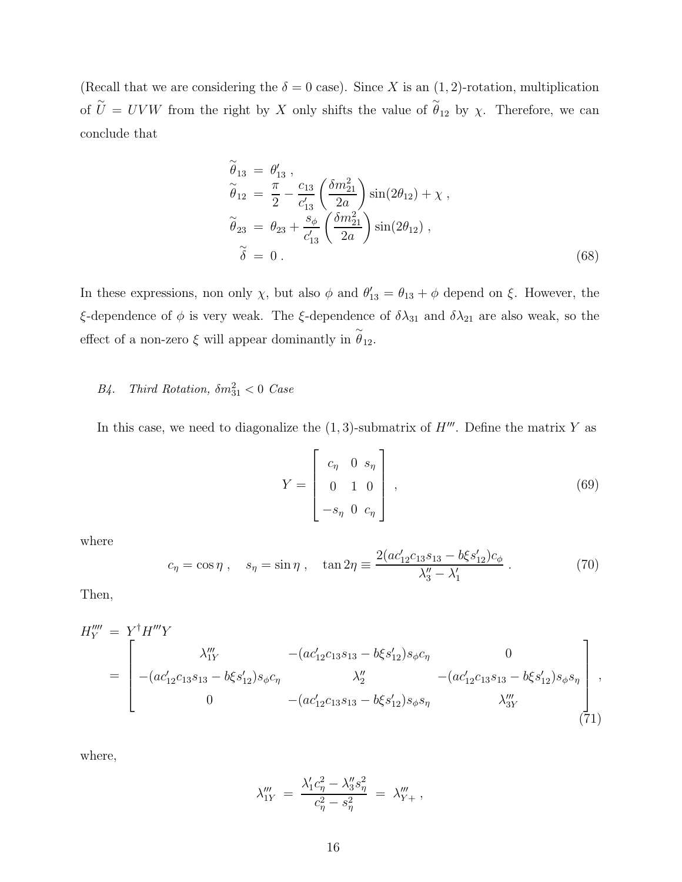(Recall that we are considering the $\delta = 0$ case). Since $X$ is an $(1,2)$-rotation, multiplication of $\widetilde{U} = UVW$ from the right by $X$ only shifts the value of $\widetilde{\theta}_{12}$ by $\chi$. Therefore, we can conclude that

$$
\begin{aligned}
\widetilde{\theta}_{13} &= \theta'_{13} \; , \\
\widetilde{\theta}_{12} &= \frac{\pi}{2} - \frac{c_{13}}{c'_{13}} \left( \frac{\delta m^2_{21}}{2a} \right) \sin(2\theta_{12}) + \chi \; , \\
\widetilde{\theta}_{23} &= \theta_{23} + \frac{s_\phi}{c'_{13}} \left( \frac{\delta m^2_{21}}{2a} \right) \sin(2\theta_{12}) \; , \\
\widetilde{\delta} &= 0 \; .
\end{aligned}
\tag{68}
$$

In these expressions, non only $\chi$, but also $\phi$ and $\theta'_{13} = \theta_{13} + \phi$ depend on $\xi$. However, the $\xi$-dependence of $\phi$ is very weak. The $\xi$-dependence of $\delta\lambda_{31}$ and $\delta\lambda_{21}$ are also weak, so the effect of a non-zero $\xi$ will appear dominantly in $\widetilde{\theta}_{12}$.

### *B4. Third Rotation, $\delta m^2_{31} < 0$ Case*

In this case, we need to diagonalize the $(1,3)$-submatrix of $H'''$. Define the matrix $Y$ as

$$
Y = \begin{bmatrix} c_\eta & 0 & s_\eta \\ 0 & 1 & 0 \\ -s_\eta & 0 & c_\eta \end{bmatrix} \; , \tag{69}
$$

where

$$
c_\eta = \cos\eta \; , \quad s_\eta = \sin\eta \; , \quad \tan 2\eta \equiv \frac{2(a c'_{12} c_{13} s_{13} - b\xi s'_{12}) c_\phi}{\lambda''_3 - \lambda'_1} \; . \tag{70}
$$

Then,

$$
\begin{aligned}
H''''_Y &= Y^\dagger H''' Y \\
&= \begin{bmatrix}
\lambda'''_{1Y} & -(a c'_{12} c_{13} s_{13} - b\xi s'_{12}) s_\phi c_\eta & 0 \\
-(a c'_{12} c_{13} s_{13} - b\xi s'_{12}) s_\phi c_\eta & \lambda''_2 & -(a c'_{12} c_{13} s_{13} - b\xi s'_{12}) s_\phi s_\eta \\
0 & -(a c'_{12} c_{13} s_{13} - b\xi s'_{12}) s_\phi s_\eta & \lambda'''_{3Y}
\end{bmatrix} \; ,
\end{aligned}
\tag{71}
$$

where,

$$
\lambda'''_{1Y} = \frac{\lambda'_1 c^2_\eta - \lambda''_3 s^2_\eta}{c^2_\eta - s^2_\eta} = \lambda'''_{Y+} \; ,
$$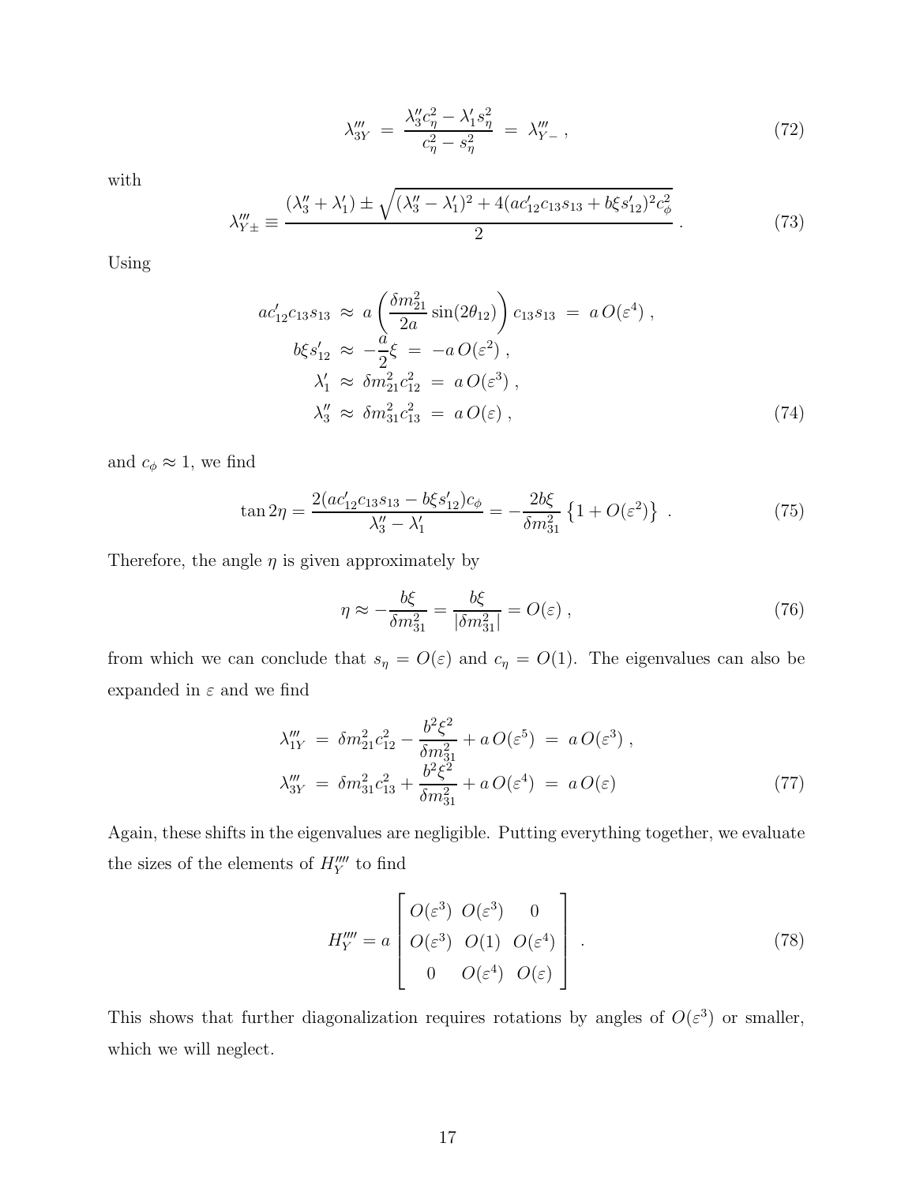$$
\lambda_{3Y}''' \;=\; \frac{\lambda_3'' c_\eta^2 - \lambda_1' s_\eta^2}{c_\eta^2 - s_\eta^2} \;=\; \lambda_{Y-}''' \;, \tag{72}
$$

with

$$
\lambda_{Y\pm}''' \equiv \frac{(\lambda_3'' + \lambda_1') \pm \sqrt{(\lambda_3'' - \lambda_1')^2 + 4(ac_{12}'c_{13}s_{13} + b\xi s_{12}')^2 c_\phi^2}}{2} \;. \tag{73}
$$

Using

$$
\begin{aligned}
ac_{12}'c_{13}s_{13} \;&\approx\; a\left(\frac{\delta m_{21}^2}{2a}\sin(2\theta_{12})\right)c_{13}s_{13} \;=\; a\,O(\varepsilon^4)\;, \\
b\xi s_{12}' \;&\approx\; -\frac{a}{2}\xi \;=\; -a\,O(\varepsilon^2)\;, \\
\lambda_1' \;&\approx\; \delta m_{21}^2 c_{12}^2 \;=\; a\,O(\varepsilon^3)\;, \\
\lambda_3'' \;&\approx\; \delta m_{31}^2 c_{13}^2 \;=\; a\,O(\varepsilon)\;,
\end{aligned} \tag{74}
$$

and $c_\phi \approx 1$, we find

$$
\tan 2\eta = \frac{2(ac_{12}'c_{13}s_{13} - b\xi s_{12}')c_\phi}{\lambda_3'' - \lambda_1'} = -\frac{2b\xi}{\delta m_{31}^2}\left\{1 + O(\varepsilon^2)\right\}\;. \tag{75}
$$

Therefore, the angle $\eta$ is given approximately by

$$
\eta \approx -\frac{b\xi}{\delta m_{31}^2} = \frac{b\xi}{|\delta m_{31}^2|} = O(\varepsilon)\;, \tag{76}
$$

from which we can conclude that $s_\eta = O(\varepsilon)$ and $c_\eta = O(1)$. The eigenvalues can also be expanded in $\varepsilon$ and we find

$$
\begin{aligned}
\lambda_{1Y}''' \;&=\; \delta m_{21}^2 c_{12}^2 - \frac{b^2\xi^2}{\delta m_{31}^2} + a\,O(\varepsilon^5) \;=\; a\,O(\varepsilon^3)\;, \\
\lambda_{3Y}''' \;&=\; \delta m_{31}^2 c_{13}^2 + \frac{b^2\xi^2}{\delta m_{31}^2} + a\,O(\varepsilon^4) \;=\; a\,O(\varepsilon)
\end{aligned} \tag{77}
$$

Again, these shifts in the eigenvalues are negligible. Putting everything together, we evaluate the sizes of the elements of $H_Y'''$ to find

$$
H_Y'''' = a\begin{bmatrix} O(\varepsilon^3) & O(\varepsilon^3) & 0 \\ O(\varepsilon^3) & O(1) & O(\varepsilon^4) \\ 0 & O(\varepsilon^4) & O(\varepsilon) \end{bmatrix}\;. \tag{78}
$$

This shows that further diagonalization requires rotations by angles of $O(\varepsilon^3)$ or smaller, which we will neglect.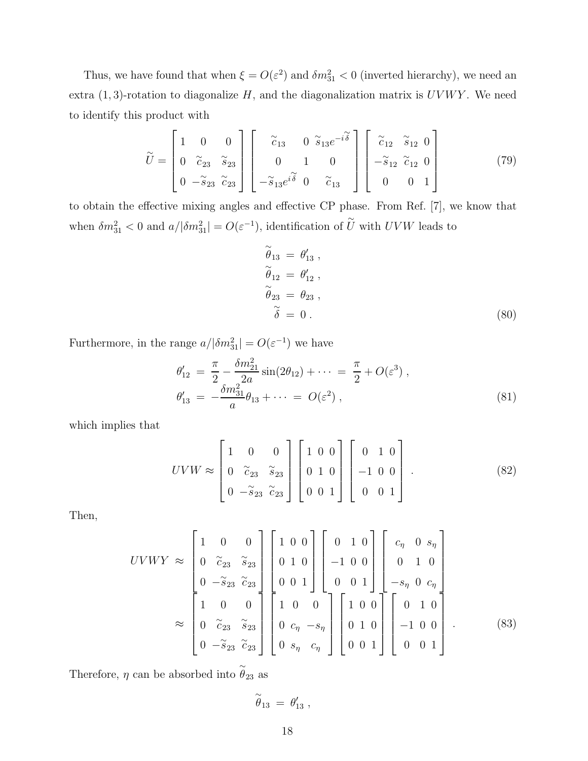Thus, we have found that when $\xi = O(\varepsilon^2)$ and $\delta m^2_{31} < 0$ (inverted hierarchy), we need an extra $(1,3)$-rotation to diagonalize $H$, and the diagonalization matrix is $UVWY$. We need to identify this product with

$$\widetilde{U} = \begin{bmatrix} 1 & 0 & 0 \\ 0 & \widetilde{c}_{23} & \widetilde{s}_{23} \\ 0 & -\widetilde{s}_{23} & \widetilde{c}_{23} \end{bmatrix} \begin{bmatrix} \widetilde{c}_{13} & 0 & \widetilde{s}_{13}e^{-i\widetilde{\delta}} \\ 0 & 1 & 0 \\ -\widetilde{s}_{13}e^{i\widetilde{\delta}} & 0 & \widetilde{c}_{13} \end{bmatrix} \begin{bmatrix} \widetilde{c}_{12} & \widetilde{s}_{12} & 0 \\ -\widetilde{s}_{12} & \widetilde{c}_{12} & 0 \\ 0 & 0 & 1 \end{bmatrix} \tag{79}$$

to obtain the effective mixing angles and effective CP phase. From Ref. [7], we know that when $\delta m^2_{31} < 0$ and $a/|\delta m^2_{31}| = O(\varepsilon^{-1})$, identification of $\widetilde{U}$ with $UVW$ leads to

$$\begin{aligned} \widetilde{\theta}_{13} &= \theta'_{13} , \\ \widetilde{\theta}_{12} &= \theta'_{12} , \\ \widetilde{\theta}_{23} &= \theta_{23} , \\ \widetilde{\delta} &= 0 . \end{aligned} \tag{80}$$

Furthermore, in the range $a/|\delta m^2_{31}| = O(\varepsilon^{-1})$ we have

$$\begin{aligned} \theta'_{12} &= \frac{\pi}{2} - \frac{\delta m^2_{21}}{2a}\sin(2\theta_{12}) + \cdots = \frac{\pi}{2} + O(\varepsilon^3) , \\ \theta'_{13} &= -\frac{\delta m^2_{31}}{a}\theta_{13} + \cdots = O(\varepsilon^2) , \end{aligned} \tag{81}$$

which implies that

$$UVW \approx \begin{bmatrix} 1 & 0 & 0 \\ 0 & \widetilde{c}_{23} & \widetilde{s}_{23} \\ 0 & -\widetilde{s}_{23} & \widetilde{c}_{23} \end{bmatrix} \begin{bmatrix} 1 & 0 & 0 \\ 0 & 1 & 0 \\ 0 & 0 & 1 \end{bmatrix} \begin{bmatrix} 0 & 1 & 0 \\ -1 & 0 & 0 \\ 0 & 0 & 1 \end{bmatrix} . \tag{82}$$

Then,

$$\begin{aligned} UVWY &\approx \begin{bmatrix} 1 & 0 & 0 \\ 0 & \widetilde{c}_{23} & \widetilde{s}_{23} \\ 0 & -\widetilde{s}_{23} & \widetilde{c}_{23} \end{bmatrix} \begin{bmatrix} 1 & 0 & 0 \\ 0 & 1 & 0 \\ 0 & 0 & 1 \end{bmatrix} \begin{bmatrix} 0 & 1 & 0 \\ -1 & 0 & 0 \\ 0 & 0 & 1 \end{bmatrix} \begin{bmatrix} c_\eta & 0 & s_\eta \\ 0 & 1 & 0 \\ -s_\eta & 0 & c_\eta \end{bmatrix} \\ &\approx \begin{bmatrix} 1 & 0 & 0 \\ 0 & \widetilde{c}_{23} & \widetilde{s}_{23} \\ 0 & -\widetilde{s}_{23} & \widetilde{c}_{23} \end{bmatrix} \begin{bmatrix} 1 & 0 & 0 \\ 0 & c_\eta & -s_\eta \\ 0 & s_\eta & c_\eta \end{bmatrix} \begin{bmatrix} 1 & 0 & 0 \\ 0 & 1 & 0 \\ 0 & 0 & 1 \end{bmatrix} \begin{bmatrix} 0 & 1 & 0 \\ -1 & 0 & 0 \\ 0 & 0 & 1 \end{bmatrix} . \end{aligned} \tag{83}$$

Therefore, $\eta$ can be absorbed into $\widetilde{\theta}_{23}$ as

$$\widetilde{\theta}_{13} = \theta'_{13} ,$$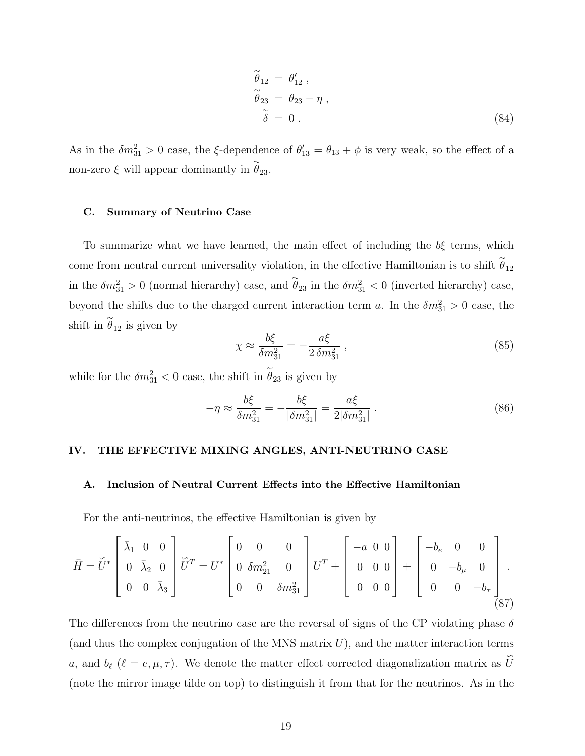$$
\begin{aligned}
\widetilde{\theta}_{12} &= \theta'_{12} \,, \\
\widetilde{\theta}_{23} &= \theta_{23} - \eta \,, \\
\widetilde{\delta} &= 0 \,.
\end{aligned}
\tag{84}
$$

As in the $\delta m^2_{31} > 0$ case, the $\xi$-dependence of $\theta'_{13} = \theta_{13} + \phi$ is very weak, so the effect of a non-zero $\xi$ will appear dominantly in $\widetilde{\theta}_{23}$.

### C. Summary of Neutrino Case

To summarize what we have learned, the main effect of including the $b\xi$ terms, which come from neutral current universality violation, in the effective Hamiltonian is to shift $\widetilde{\theta}_{12}$ in the $\delta m^2_{31} > 0$ (normal hierarchy) case, and $\widetilde{\theta}_{23}$ in the $\delta m^2_{31} < 0$ (inverted hierarchy) case, beyond the shifts due to the charged current interaction term $a$. In the $\delta m^2_{31} > 0$ case, the shift in $\widetilde{\theta}_{12}$ is given by

$$
\chi \approx \frac{b\xi}{\delta m^2_{31}} = -\frac{a\xi}{2\,\delta m^2_{31}} \,, \tag{85}
$$

while for the $\delta m^2_{31} < 0$ case, the shift in $\widetilde{\theta}_{23}$ is given by

$$
-\eta \approx \frac{b\xi}{\delta m^2_{31}} = -\frac{b\xi}{|\delta m^2_{31}|} = \frac{a\xi}{2|\delta m^2_{31}|} \,. \tag{86}
$$

## IV. THE EFFECTIVE MIXING ANGLES, ANTI-NEUTRINO CASE

### A. Inclusion of Neutral Current Effects into the Effective Hamiltonian

For the anti-neutrinos, the effective Hamiltonian is given by

$$
\bar{H} = \breve{U}^* \begin{bmatrix} \bar{\lambda}_1 & 0 & 0 \\ 0 & \bar{\lambda}_2 & 0 \\ 0 & 0 & \bar{\lambda}_3 \end{bmatrix} \breve{U}^T = U^* \begin{bmatrix} 0 & 0 & 0 \\ 0 & \delta m^2_{21} & 0 \\ 0 & 0 & \delta m^2_{31} \end{bmatrix} U^T + \begin{bmatrix} -a & 0 & 0 \\ 0 & 0 & 0 \\ 0 & 0 & 0 \end{bmatrix} + \begin{bmatrix} -b_e & 0 & 0 \\ 0 & -b_\mu & 0 \\ 0 & 0 & -b_\tau \end{bmatrix} . \tag{87}
$$

The differences from the neutrino case are the reversal of signs of the CP violating phase $\delta$ (and thus the complex conjugation of the MNS matrix $U$), and the matter interaction terms $a$, and $b_\ell$ ($\ell = e, \mu, \tau$). We denote the matter effect corrected diagonalization matrix as $\breve{U}$ (note the mirror image tilde on top) to distinguish it from that for the neutrinos. As in the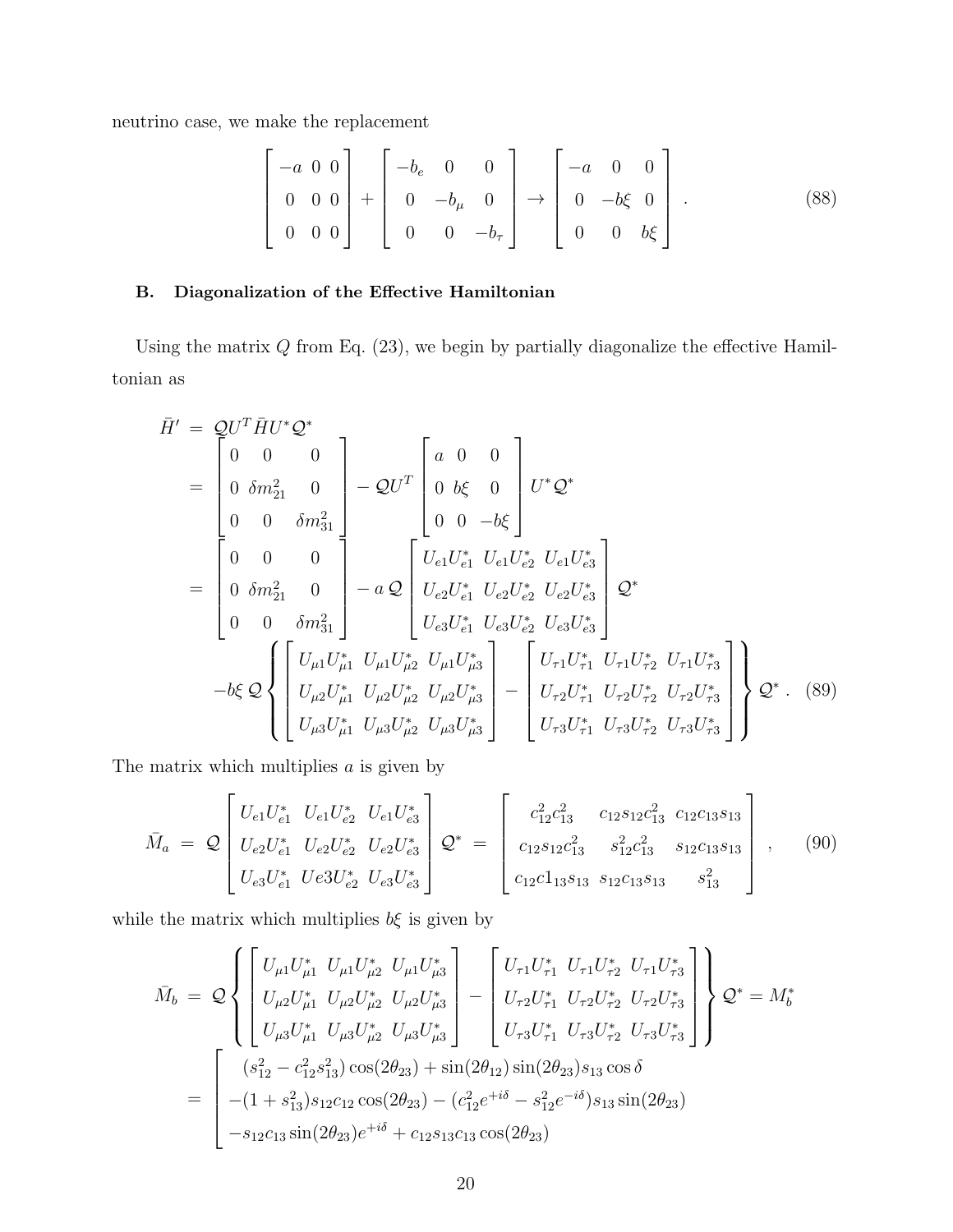neutrino case, we make the replacement

$$
\begin{bmatrix} -a & 0 & 0 \\ 0 & 0 & 0 \\ 0 & 0 & 0 \end{bmatrix} + \begin{bmatrix} -b_e & 0 & 0 \\ 0 & -b_\mu & 0 \\ 0 & 0 & -b_\tau \end{bmatrix} \to \begin{bmatrix} -a & 0 & 0 \\ 0 & -b\xi & 0 \\ 0 & 0 & b\xi \end{bmatrix} . \tag{88}
$$

### B. Diagonalization of the Effective Hamiltonian

Using the matrix $Q$ from Eq. (23), we begin by partially diagonalize the effective Hamiltonian as

$$
\begin{aligned}
\bar{H}' &= \mathcal{Q} U^T \bar{H} U^* \mathcal{Q}^* \\
&= \begin{bmatrix} 0 & 0 & 0 \\ 0 & \delta m_{21}^2 & 0 \\ 0 & 0 & \delta m_{31}^2 \end{bmatrix} - \mathcal{Q} U^T \begin{bmatrix} a & 0 & 0 \\ 0 & b\xi & 0 \\ 0 & 0 & -b\xi \end{bmatrix} U^* \mathcal{Q}^* \\
&= \begin{bmatrix} 0 & 0 & 0 \\ 0 & \delta m_{21}^2 & 0 \\ 0 & 0 & \delta m_{31}^2 \end{bmatrix} - a\, \mathcal{Q} \begin{bmatrix} U_{e1}U_{e1}^* & U_{e1}U_{e2}^* & U_{e1}U_{e3}^* \\ U_{e2}U_{e1}^* & U_{e2}U_{e2}^* & U_{e2}U_{e3}^* \\ U_{e3}U_{e1}^* & U_{e3}U_{e2}^* & U_{e3}U_{e3}^* \end{bmatrix} \mathcal{Q}^* \\
&\quad - b\xi\, \mathcal{Q} \left\{ \begin{bmatrix} U_{\mu1}U_{\mu1}^* & U_{\mu1}U_{\mu2}^* & U_{\mu1}U_{\mu3}^* \\ U_{\mu2}U_{\mu1}^* & U_{\mu2}U_{\mu2}^* & U_{\mu2}U_{\mu3}^* \\ U_{\mu3}U_{\mu1}^* & U_{\mu3}U_{\mu2}^* & U_{\mu3}U_{\mu3}^* \end{bmatrix} - \begin{bmatrix} U_{\tau1}U_{\tau1}^* & U_{\tau1}U_{\tau2}^* & U_{\tau1}U_{\tau3}^* \\ U_{\tau2}U_{\tau1}^* & U_{\tau2}U_{\tau2}^* & U_{\tau2}U_{\tau3}^* \\ U_{\tau3}U_{\tau1}^* & U_{\tau3}U_{\tau2}^* & U_{\tau3}U_{\tau3}^* \end{bmatrix} \right\} \mathcal{Q}^* . 
\end{aligned} \tag{89}
$$

The matrix which multiplies $a$ is given by

$$
\bar{M}_a = \mathcal{Q} \begin{bmatrix} U_{e1}U_{e1}^* & U_{e1}U_{e2}^* & U_{e1}U_{e3}^* \\ U_{e2}U_{e1}^* & U_{e2}U_{e2}^* & U_{e2}U_{e3}^* \\ U_{e3}U_{e1}^* & Ue3U_{e2}^* & U_{e3}U_{e3}^* \end{bmatrix} \mathcal{Q}^* = \begin{bmatrix} c_{12}^2 c_{13}^2 & c_{12}s_{12}c_{13}^2 & c_{12}c_{13}s_{13} \\ c_{12}s_{12}c_{13}^2 & s_{12}^2 c_{13}^2 & s_{12}c_{13}s_{13} \\ c_{12}c1_{13}s_{13} & s_{12}c_{13}s_{13} & s_{13}^2 \end{bmatrix} , \tag{90}
$$

while the matrix which multiplies $b\xi$ is given by

$$
\begin{aligned}
\bar{M}_b &= \mathcal{Q} \left\{ \begin{bmatrix} U_{\mu1}U_{\mu1}^* & U_{\mu1}U_{\mu2}^* & U_{\mu1}U_{\mu3}^* \\ U_{\mu2}U_{\mu1}^* & U_{\mu2}U_{\mu2}^* & U_{\mu2}U_{\mu3}^* \\ U_{\mu3}U_{\mu1}^* & U_{\mu3}U_{\mu2}^* & U_{\mu3}U_{\mu3}^* \end{bmatrix} - \begin{bmatrix} U_{\tau1}U_{\tau1}^* & U_{\tau1}U_{\tau2}^* & U_{\tau1}U_{\tau3}^* \\ U_{\tau2}U_{\tau1}^* & U_{\tau2}U_{\tau2}^* & U_{\tau2}U_{\tau3}^* \\ U_{\tau3}U_{\tau1}^* & U_{\tau3}U_{\tau2}^* & U_{\tau3}U_{\tau3}^* \end{bmatrix} \right\} \mathcal{Q}^* = M_b^* \\
&= \left[ \begin{matrix} (s_{12}^2 - c_{12}^2 s_{13}^2)\cos(2\theta_{23}) + \sin(2\theta_{12})\sin(2\theta_{23}) s_{13}\cos\delta \\ -(1+s_{13}^2) s_{12}c_{12}\cos(2\theta_{23}) - (c_{12}^2 e^{+i\delta} - s_{12}^2 e^{-i\delta}) s_{13}\sin(2\theta_{23}) \\ -s_{12}c_{13}\sin(2\theta_{23}) e^{+i\delta} + c_{12}s_{13}c_{13}\cos(2\theta_{23}) \end{matrix} \right.
\end{aligned}
$$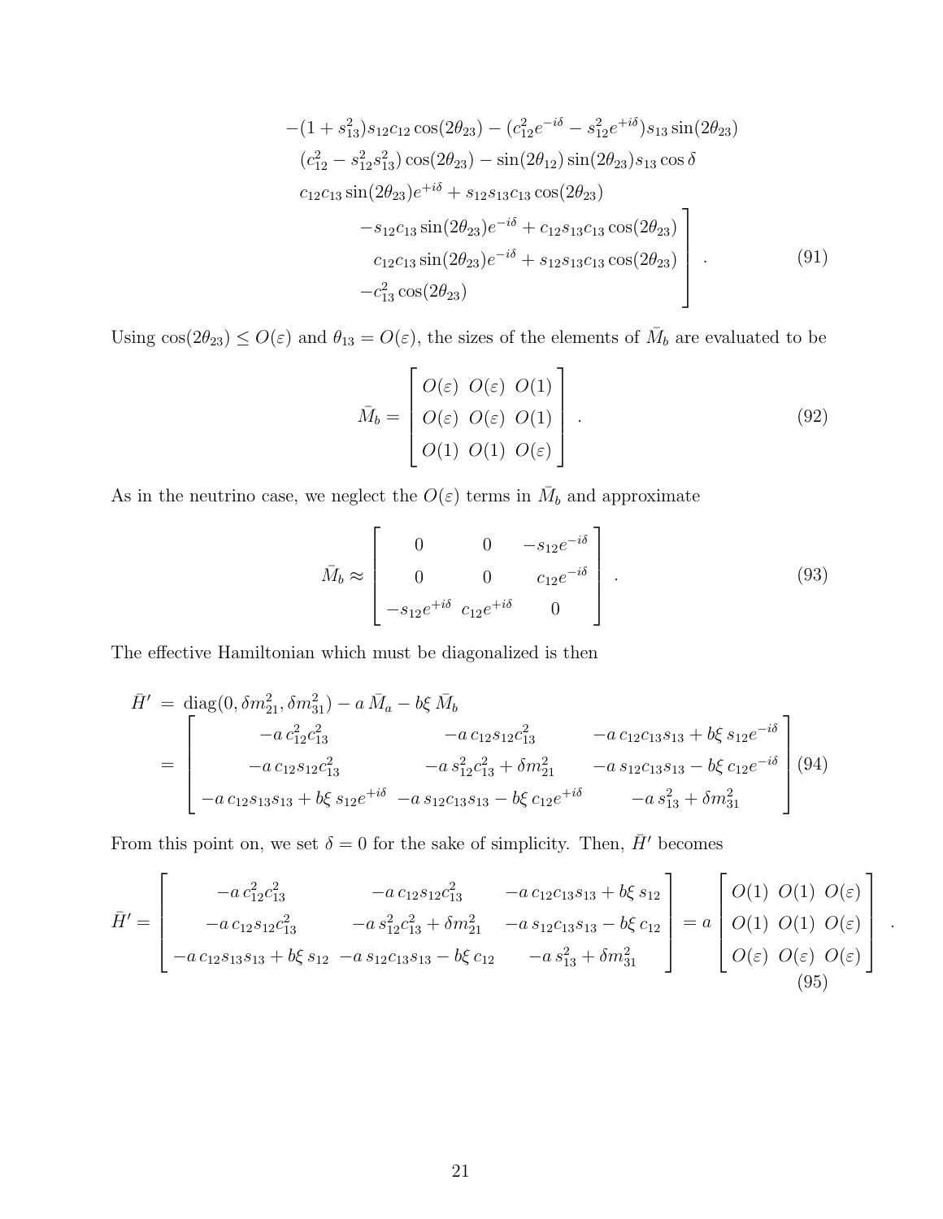$$
\begin{array}{l}
-(1+s_{13}^2)s_{12}c_{12}\cos(2\theta_{23}) - (c_{12}^2 e^{-i\delta} - s_{12}^2 e^{+i\delta})s_{13}\sin(2\theta_{23}) \\
(c_{12}^2 - s_{12}^2 s_{13}^2)\cos(2\theta_{23}) - \sin(2\theta_{12})\sin(2\theta_{23})s_{13}\cos\delta \\
c_{12}c_{13}\sin(2\theta_{23})e^{+i\delta} + s_{12}s_{13}c_{13}\cos(2\theta_{23})
\end{array}
$$

$$
\left.
\begin{array}{r}
-s_{12}c_{13}\sin(2\theta_{23})e^{-i\delta} + c_{12}s_{13}c_{13}\cos(2\theta_{23}) \\
c_{12}c_{13}\sin(2\theta_{23})e^{-i\delta} + s_{12}s_{13}c_{13}\cos(2\theta_{23}) \\
-c_{13}^2\cos(2\theta_{23}) \qquad\qquad\qquad\qquad
\end{array}
\right] . \tag{91}
$$

Using $\cos(2\theta_{23}) \leq O(\varepsilon)$ and $\theta_{13} = O(\varepsilon)$, the sizes of the elements of $\bar{M}_b$ are evaluated to be

$$
\bar{M}_b = \begin{bmatrix} O(\varepsilon) & O(\varepsilon) & O(1) \\ O(\varepsilon) & O(\varepsilon) & O(1) \\ O(1) & O(1) & O(\varepsilon) \end{bmatrix} . \tag{92}
$$

As in the neutrino case, we neglect the $O(\varepsilon)$ terms in $\bar{M}_b$ and approximate

$$
\bar{M}_b \approx \begin{bmatrix} 0 & 0 & -s_{12}e^{-i\delta} \\ 0 & 0 & c_{12}e^{-i\delta} \\ -s_{12}e^{+i\delta} & c_{12}e^{+i\delta} & 0 \end{bmatrix} . \tag{93}
$$

The effective Hamiltonian which must be diagonalized is then

$$
\begin{aligned}
\bar{H}' &= \mathrm{diag}(0, \delta m_{21}^2, \delta m_{31}^2) - a\,\bar{M}_a - b\xi\,\bar{M}_b \\
&= \begin{bmatrix} -a\,c_{12}^2 c_{13}^2 & -a\,c_{12}s_{12}c_{13}^2 & -a\,c_{12}c_{13}s_{13} + b\xi\,s_{12}e^{-i\delta} \\ -a\,c_{12}s_{12}c_{13}^2 & -a\,s_{12}^2 c_{13}^2 + \delta m_{21}^2 & -a\,s_{12}c_{13}s_{13} - b\xi\,c_{12}e^{-i\delta} \\ -a\,c_{12}s_{13}s_{13} + b\xi\,s_{12}e^{+i\delta} & -a\,s_{12}c_{13}s_{13} - b\xi\,c_{12}e^{+i\delta} & -a\,s_{13}^2 + \delta m_{31}^2 \end{bmatrix}
\end{aligned} \tag{94}
$$

From this point on, we set $\delta = 0$ for the sake of simplicity. Then, $\bar{H}'$ becomes

$$
\bar{H}' = \begin{bmatrix} -a\,c_{12}^2 c_{13}^2 & -a\,c_{12}s_{12}c_{13}^2 & -a\,c_{12}c_{13}s_{13} + b\xi\,s_{12} \\ -a\,c_{12}s_{12}c_{13}^2 & -a\,s_{12}^2 c_{13}^2 + \delta m_{21}^2 & -a\,s_{12}c_{13}s_{13} - b\xi\,c_{12} \\ -a\,c_{12}s_{13}s_{13} + b\xi\,s_{12} & -a\,s_{12}c_{13}s_{13} - b\xi\,c_{12} & -a\,s_{13}^2 + \delta m_{31}^2 \end{bmatrix} = a \begin{bmatrix} O(1) & O(1) & O(\varepsilon) \\ O(1) & O(1) & O(\varepsilon) \\ O(\varepsilon) & O(\varepsilon) & O(\varepsilon) \end{bmatrix} . \tag{95}
$$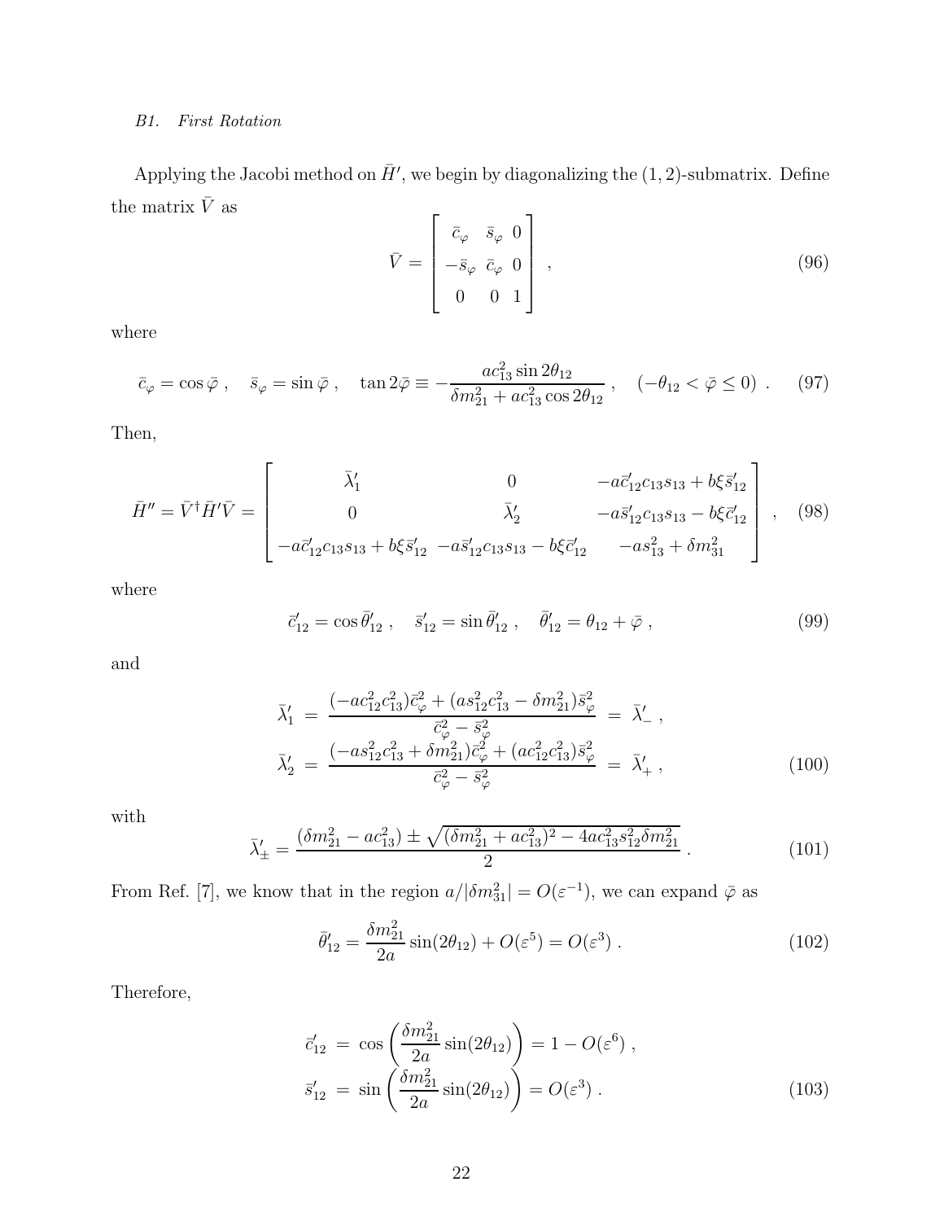### B1. First Rotation

Applying the Jacobi method on $\bar{H}'$, we begin by diagonalizing the $(1,2)$-submatrix. Define the matrix $\bar{V}$ as

$$
\bar{V} = \begin{bmatrix} \bar{c}_\varphi & \bar{s}_\varphi & 0 \\ -\bar{s}_\varphi & \bar{c}_\varphi & 0 \\ 0 & 0 & 1 \end{bmatrix} , \tag{96}
$$

where

$$
\bar{c}_\varphi = \cos\bar{\varphi} , \quad \bar{s}_\varphi = \sin\bar{\varphi} , \quad \tan 2\bar{\varphi} \equiv -\frac{a c_{13}^2 \sin 2\theta_{12}}{\delta m_{21}^2 + a c_{13}^2 \cos 2\theta_{12}} , \quad (-\theta_{12} < \bar{\varphi} \le 0) . \tag{97}
$$

Then,

$$
\bar{H}'' = \bar{V}^\dagger \bar{H}' \bar{V} = \begin{bmatrix} \bar{\lambda}_1' & 0 & -a\bar{c}_{12}' c_{13} s_{13} + b\xi \bar{s}_{12}' \\ 0 & \bar{\lambda}_2' & -a\bar{s}_{12}' c_{13} s_{13} - b\xi \bar{c}_{12}' \\ -a\bar{c}_{12}' c_{13} s_{13} + b\xi \bar{s}_{12}' & -a\bar{s}_{12}' c_{13} s_{13} - b\xi \bar{c}_{12}' & -a s_{13}^2 + \delta m_{31}^2 \end{bmatrix} , \tag{98}
$$

where

$$
\bar{c}_{12}' = \cos\bar{\theta}_{12}' , \quad \bar{s}_{12}' = \sin\bar{\theta}_{12}' , \quad \bar{\theta}_{12}' = \theta_{12} + \bar{\varphi} , \tag{99}
$$

and

$$
\begin{aligned}
\bar{\lambda}_1' &= \frac{(-a c_{12}^2 c_{13}^2)\bar{c}_\varphi^2 + (a s_{12}^2 c_{13}^2 - \delta m_{21}^2)\bar{s}_\varphi^2}{\bar{c}_\varphi^2 - \bar{s}_\varphi^2} = \bar{\lambda}_-' , \\
\bar{\lambda}_2' &= \frac{(-a s_{12}^2 c_{13}^2 + \delta m_{21}^2)\bar{c}_\varphi^2 + (a c_{12}^2 c_{13}^2)\bar{s}_\varphi^2}{\bar{c}_\varphi^2 - \bar{s}_\varphi^2} = \bar{\lambda}_+' ,
\end{aligned} \tag{100}
$$

with

$$
\bar{\lambda}_\pm' = \frac{(\delta m_{21}^2 - a c_{13}^2) \pm \sqrt{(\delta m_{21}^2 + a c_{13}^2)^2 - 4 a c_{13}^2 s_{12}^2 \delta m_{21}^2}}{2} . \tag{101}
$$

From Ref. [7], we know that in the region $a/|\delta m_{31}^2| = O(\varepsilon^{-1})$, we can expand $\bar{\varphi}$ as

$$
\bar{\theta}_{12}' = \frac{\delta m_{21}^2}{2a}\sin(2\theta_{12}) + O(\varepsilon^5) = O(\varepsilon^3) . \tag{102}
$$

Therefore,

$$
\begin{aligned}
\bar{c}_{12}' &= \cos\left(\frac{\delta m_{21}^2}{2a}\sin(2\theta_{12})\right) = 1 - O(\varepsilon^6) , \\
\bar{s}_{12}' &= \sin\left(\frac{\delta m_{21}^2}{2a}\sin(2\theta_{12})\right) = O(\varepsilon^3) .
\end{aligned} \tag{103}
$$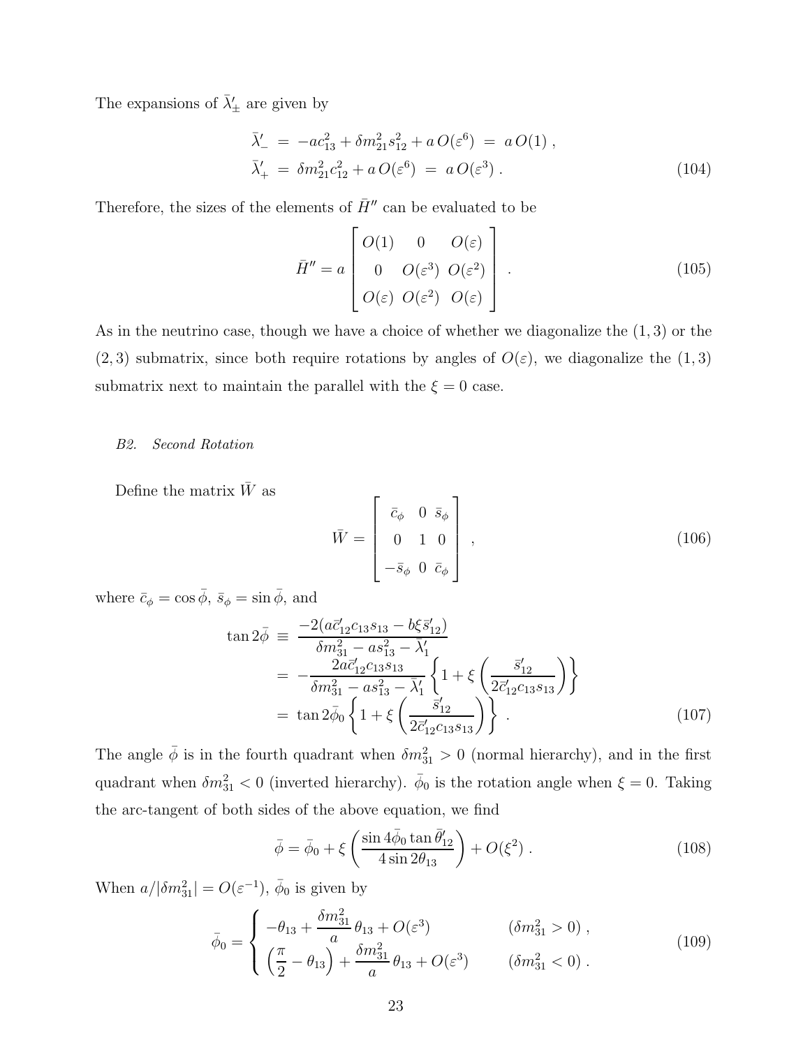The expansions of $\bar{\lambda}'_{\pm}$ are given by

$$
\begin{aligned}
\bar{\lambda}'_{-} &= -ac_{13}^2 + \delta m_{21}^2 s_{12}^2 + a\,O(\varepsilon^6) \;=\; a\,O(1)\;, \\
\bar{\lambda}'_{+} &= \delta m_{21}^2 c_{12}^2 + a\,O(\varepsilon^6) \;=\; a\,O(\varepsilon^3)\;.
\end{aligned}
\tag{104}
$$

Therefore, the sizes of the elements of $\bar{H}''$ can be evaluated to be

$$
\bar{H}'' = a \begin{bmatrix} O(1) & 0 & O(\varepsilon) \\ 0 & O(\varepsilon^3) & O(\varepsilon^2) \\ O(\varepsilon) & O(\varepsilon^2) & O(\varepsilon) \end{bmatrix}\;.
\tag{105}
$$

As in the neutrino case, though we have a choice of whether we diagonalize the $(1,3)$ or the $(2,3)$ submatrix, since both require rotations by angles of $O(\varepsilon)$, we diagonalize the $(1,3)$ submatrix next to maintain the parallel with the $\xi = 0$ case.

*B2. Second Rotation*

Define the matrix $\bar{W}$ as

$$
\bar{W} = \begin{bmatrix} \bar{c}_\phi & 0 & \bar{s}_\phi \\ 0 & 1 & 0 \\ -\bar{s}_\phi & 0 & \bar{c}_\phi \end{bmatrix}\;,
\tag{106}
$$

where $\bar{c}_\phi = \cos\bar{\phi}$, $\bar{s}_\phi = \sin\bar{\phi}$, and

$$
\begin{aligned}
\tan 2\bar{\phi} &\equiv \frac{-2(a\bar{c}'_{12}c_{13}s_{13} - b\xi\bar{s}'_{12})}{\delta m_{31}^2 - as_{13}^2 - \bar{\lambda}'_1} \\
&= -\frac{2a\bar{c}'_{12}c_{13}s_{13}}{\delta m_{31}^2 - as_{13}^2 - \bar{\lambda}'_1}\left\{1 + \xi\left(\frac{\bar{s}'_{12}}{2\bar{c}'_{12}c_{13}s_{13}}\right)\right\} \\
&= \tan 2\bar{\phi}_0\left\{1 + \xi\left(\frac{\bar{s}'_{12}}{2\bar{c}'_{12}c_{13}s_{13}}\right)\right\}\;.
\end{aligned}
\tag{107}
$$

The angle $\bar{\phi}$ is in the fourth quadrant when $\delta m_{31}^2 > 0$ (normal hierarchy), and in the first quadrant when $\delta m_{31}^2 < 0$ (inverted hierarchy). $\bar{\phi}_0$ is the rotation angle when $\xi = 0$. Taking the arc-tangent of both sides of the above equation, we find

$$
\bar{\phi} = \bar{\phi}_0 + \xi\left(\frac{\sin 4\bar{\phi}_0 \tan\bar{\theta}'_{12}}{4\sin 2\theta_{13}}\right) + O(\xi^2)\;.
\tag{108}
$$

When $a/|\delta m_{31}^2| = O(\varepsilon^{-1})$, $\bar{\phi}_0$ is given by

$$
\bar{\phi}_0 = \begin{cases} -\theta_{13} + \dfrac{\delta m_{31}^2}{a}\,\theta_{13} + O(\varepsilon^3) & (\delta m_{31}^2 > 0)\;, \\[2ex] \left(\dfrac{\pi}{2} - \theta_{13}\right) + \dfrac{\delta m_{31}^2}{a}\,\theta_{13} + O(\varepsilon^3) & (\delta m_{31}^2 < 0)\;. \end{cases}
\tag{109}
$$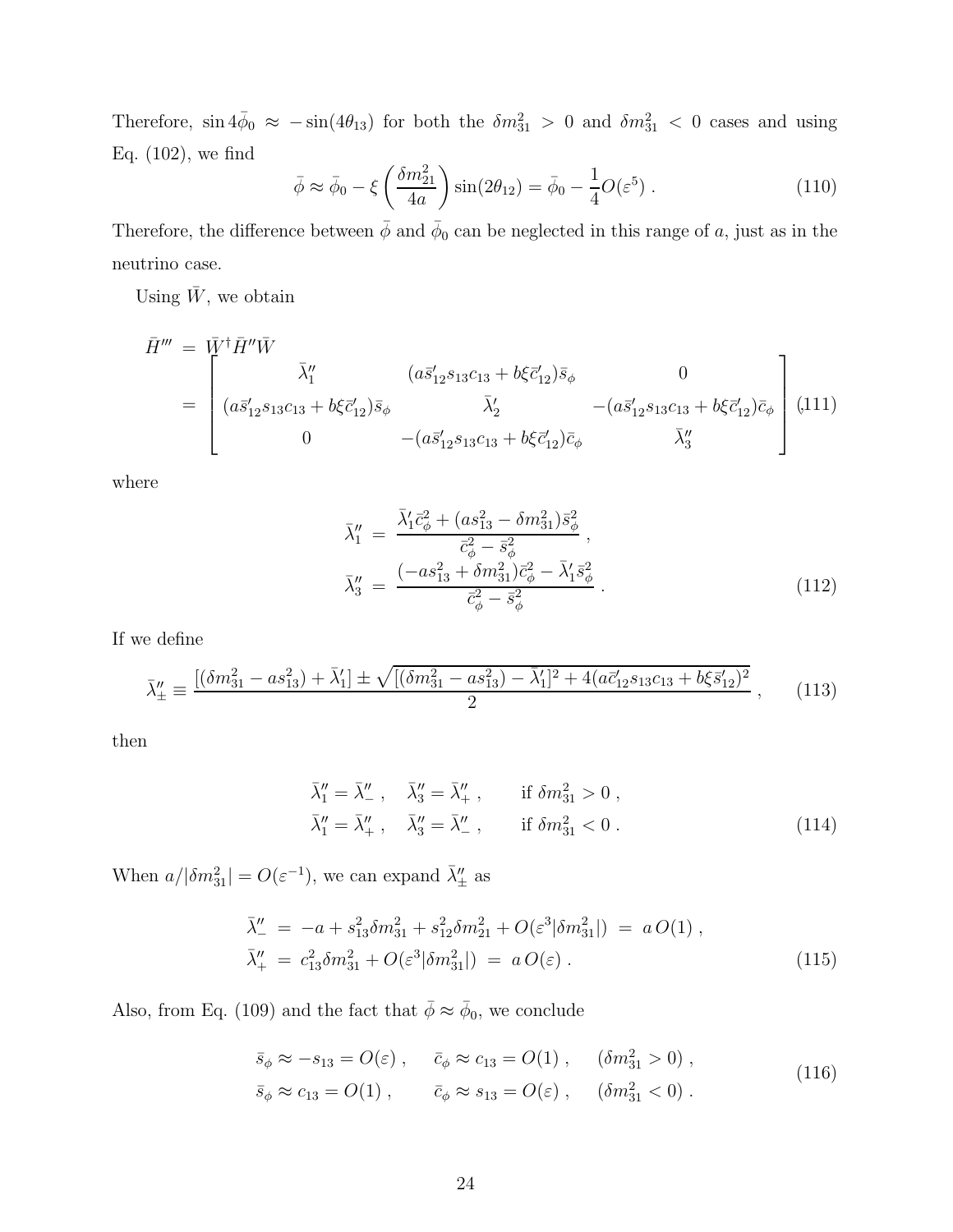Therefore, $\sin 4\bar{\phi}_0 \approx -\sin(4\theta_{13})$ for both the $\delta m^2_{31} > 0$ and $\delta m^2_{31} < 0$ cases and using Eq. (102), we find

$$\bar{\phi} \approx \bar{\phi}_0 - \xi \left( \frac{\delta m^2_{21}}{4a} \right) \sin(2\theta_{12}) = \bar{\phi}_0 - \frac{1}{4} O(\varepsilon^5) \; . \tag{110}$$

Therefore, the difference between $\bar{\phi}$ and $\bar{\phi}_0$ can be neglected in this range of $a$, just as in the neutrino case.

Using $\bar{W}$, we obtain

$$\begin{aligned}
\bar{H}''' &= \bar{W}^\dagger \bar{H}'' \bar{W} \\
&= \begin{bmatrix}
\bar{\lambda}''_1 & (a\bar{s}'_{12}s_{13}c_{13} + b\xi\bar{c}'_{12})\bar{s}_\phi & 0 \\
(a\bar{s}'_{12}s_{13}c_{13} + b\xi\bar{c}'_{12})\bar{s}_\phi & \bar{\lambda}'_2 & -(a\bar{s}'_{12}s_{13}c_{13} + b\xi\bar{c}'_{12})\bar{c}_\phi \\
0 & -(a\bar{s}'_{12}s_{13}c_{13} + b\xi\bar{c}'_{12})\bar{c}_\phi & \bar{\lambda}''_3
\end{bmatrix}
\end{aligned} \tag{111}$$

where

$$\begin{aligned}
\bar{\lambda}''_1 &= \frac{\bar{\lambda}'_1 \bar{c}^2_\phi + (as^2_{13} - \delta m^2_{31})\bar{s}^2_\phi}{\bar{c}^2_\phi - \bar{s}^2_\phi} \; , \\
\bar{\lambda}''_3 &= \frac{(-as^2_{13} + \delta m^2_{31})\bar{c}^2_\phi - \bar{\lambda}'_1 \bar{s}^2_\phi}{\bar{c}^2_\phi - \bar{s}^2_\phi} \; .
\end{aligned} \tag{112}$$

If we define

$$\bar{\lambda}''_\pm \equiv \frac{[(\delta m^2_{31} - as^2_{13}) + \bar{\lambda}'_1] \pm \sqrt{[(\delta m^2_{31} - as^2_{13}) - \bar{\lambda}'_1]^2 + 4(a\bar{c}'_{12}s_{13}c_{13} + b\xi\bar{s}'_{12})^2}}{2} \; , \tag{113}$$

then

$$\begin{aligned}
\bar{\lambda}''_1 &= \bar{\lambda}''_- \; , \quad \bar{\lambda}''_3 = \bar{\lambda}''_+ \; , \qquad \text{if } \delta m^2_{31} > 0 \; , \\
\bar{\lambda}''_1 &= \bar{\lambda}''_+ \; , \quad \bar{\lambda}''_3 = \bar{\lambda}''_- \; , \qquad \text{if } \delta m^2_{31} < 0 \; .
\end{aligned} \tag{114}$$

When $a/|\delta m^2_{31}| = O(\varepsilon^{-1})$, we can expand $\bar{\lambda}''_\pm$ as

$$\begin{aligned}
\bar{\lambda}''_- &= -a + s^2_{13}\delta m^2_{31} + s^2_{12}\delta m^2_{21} + O(\varepsilon^3 |\delta m^2_{31}|) \;=\; a\, O(1) \; , \\
\bar{\lambda}''_+ &= c^2_{13}\delta m^2_{31} + O(\varepsilon^3 |\delta m^2_{31}|) \;=\; a\, O(\varepsilon) \; .
\end{aligned} \tag{115}$$

Also, from Eq. (109) and the fact that $\bar{\phi} \approx \bar{\phi}_0$, we conclude

$$\begin{aligned}
\bar{s}_\phi &\approx -s_{13} = O(\varepsilon) \; , \quad \bar{c}_\phi \approx c_{13} = O(1) \; , \quad (\delta m^2_{31} > 0) \; , \\
\bar{s}_\phi &\approx c_{13} = O(1) \; , \quad\;\; \bar{c}_\phi \approx s_{13} = O(\varepsilon) \; , \quad (\delta m^2_{31} < 0) \; .
\end{aligned} \tag{116}$$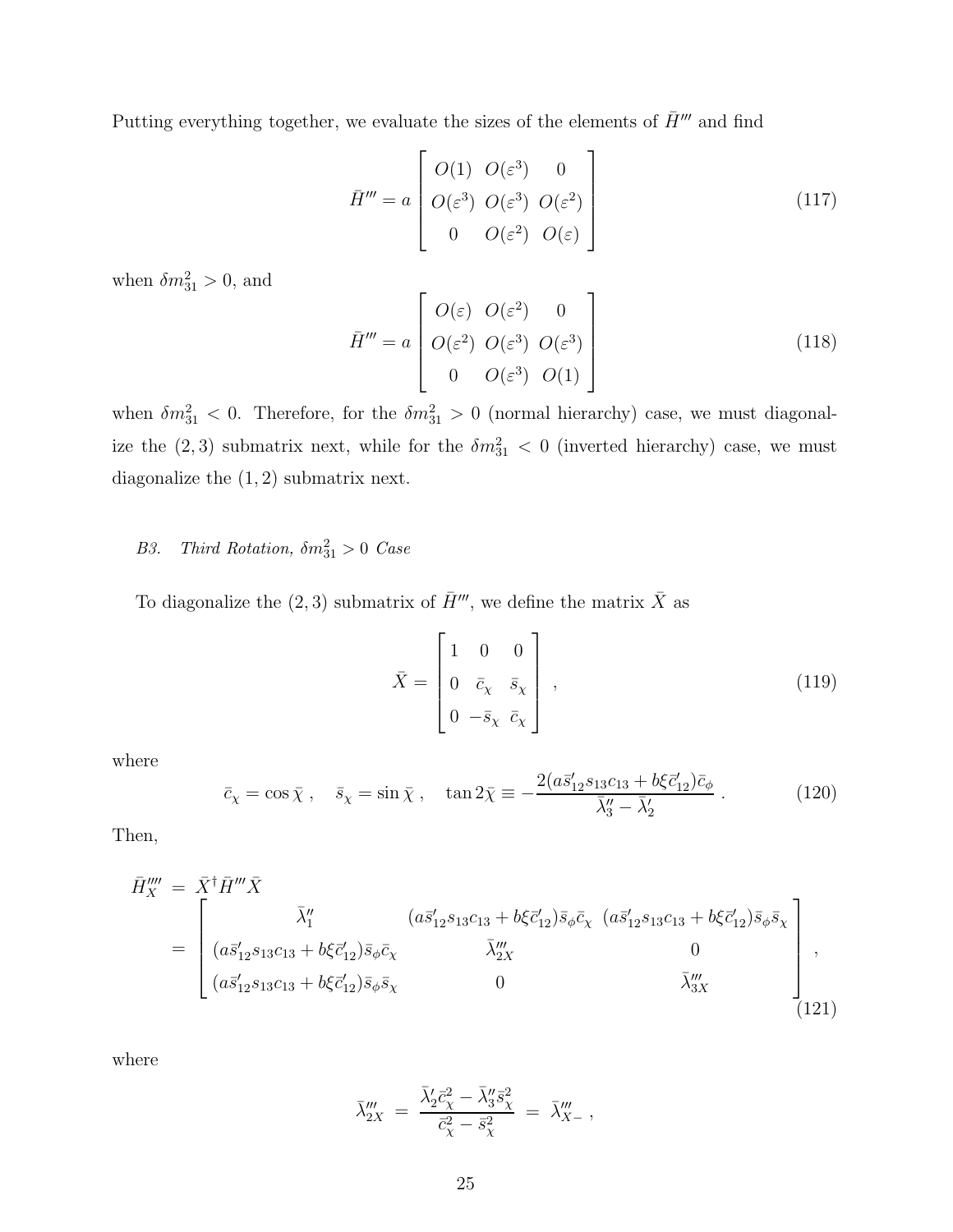Putting everything together, we evaluate the sizes of the elements of $\bar{H}'''$ and find

$$\bar{H}''' = a \begin{bmatrix} O(1) & O(\varepsilon^3) & 0 \\ O(\varepsilon^3) & O(\varepsilon^3) & O(\varepsilon^2) \\ 0 & O(\varepsilon^2) & O(\varepsilon) \end{bmatrix} \tag{117}$$

when $\delta m^2_{31} > 0$, and

$$\bar{H}''' = a \begin{bmatrix} O(\varepsilon) & O(\varepsilon^2) & 0 \\ O(\varepsilon^2) & O(\varepsilon^3) & O(\varepsilon^3) \\ 0 & O(\varepsilon^3) & O(1) \end{bmatrix} \tag{118}$$

when $\delta m^2_{31} < 0$. Therefore, for the $\delta m^2_{31} > 0$ (normal hierarchy) case, we must diagonalize the $(2,3)$ submatrix next, while for the $\delta m^2_{31} < 0$ (inverted hierarchy) case, we must diagonalize the $(1,2)$ submatrix next.

### B3. *Third Rotation, $\delta m^2_{31} > 0$ Case*

To diagonalize the $(2,3)$ submatrix of $\bar{H}'''$, we define the matrix $\bar{X}$ as

$$\bar{X} = \begin{bmatrix} 1 & 0 & 0 \\ 0 & \bar{c}_\chi & \bar{s}_\chi \\ 0 & -\bar{s}_\chi & \bar{c}_\chi \end{bmatrix}, \tag{119}$$

where

$$\bar{c}_\chi = \cos\bar{\chi}, \quad \bar{s}_\chi = \sin\bar{\chi}, \quad \tan 2\bar{\chi} \equiv -\frac{2(a\bar{s}'_{12}s_{13}c_{13} + b\xi\bar{c}'_{12})\bar{c}_\phi}{\bar{\lambda}''_3 - \bar{\lambda}'_2}. \tag{120}$$

Then,

$$\begin{aligned} \bar{H}''''_X &= \bar{X}^\dagger \bar{H}''' \bar{X} \\ &= \begin{bmatrix} \bar{\lambda}''_1 & (a\bar{s}'_{12}s_{13}c_{13} + b\xi\bar{c}'_{12})\bar{s}_\phi\bar{c}_\chi & (a\bar{s}'_{12}s_{13}c_{13} + b\xi\bar{c}'_{12})\bar{s}_\phi\bar{s}_\chi \\ (a\bar{s}'_{12}s_{13}c_{13} + b\xi\bar{c}'_{12})\bar{s}_\phi\bar{c}_\chi & \bar{\lambda}'''_{2X} & 0 \\ (a\bar{s}'_{12}s_{13}c_{13} + b\xi\bar{c}'_{12})\bar{s}_\phi\bar{s}_\chi & 0 & \bar{\lambda}'''_{3X} \end{bmatrix}, \end{aligned} \tag{121}$$

where

$$\bar{\lambda}'''_{2X} = \frac{\bar{\lambda}'_2\bar{c}^2_\chi - \bar{\lambda}''_3\bar{s}^2_\chi}{\bar{c}^2_\chi - \bar{s}^2_\chi} = \bar{\lambda}'''_{X-},$$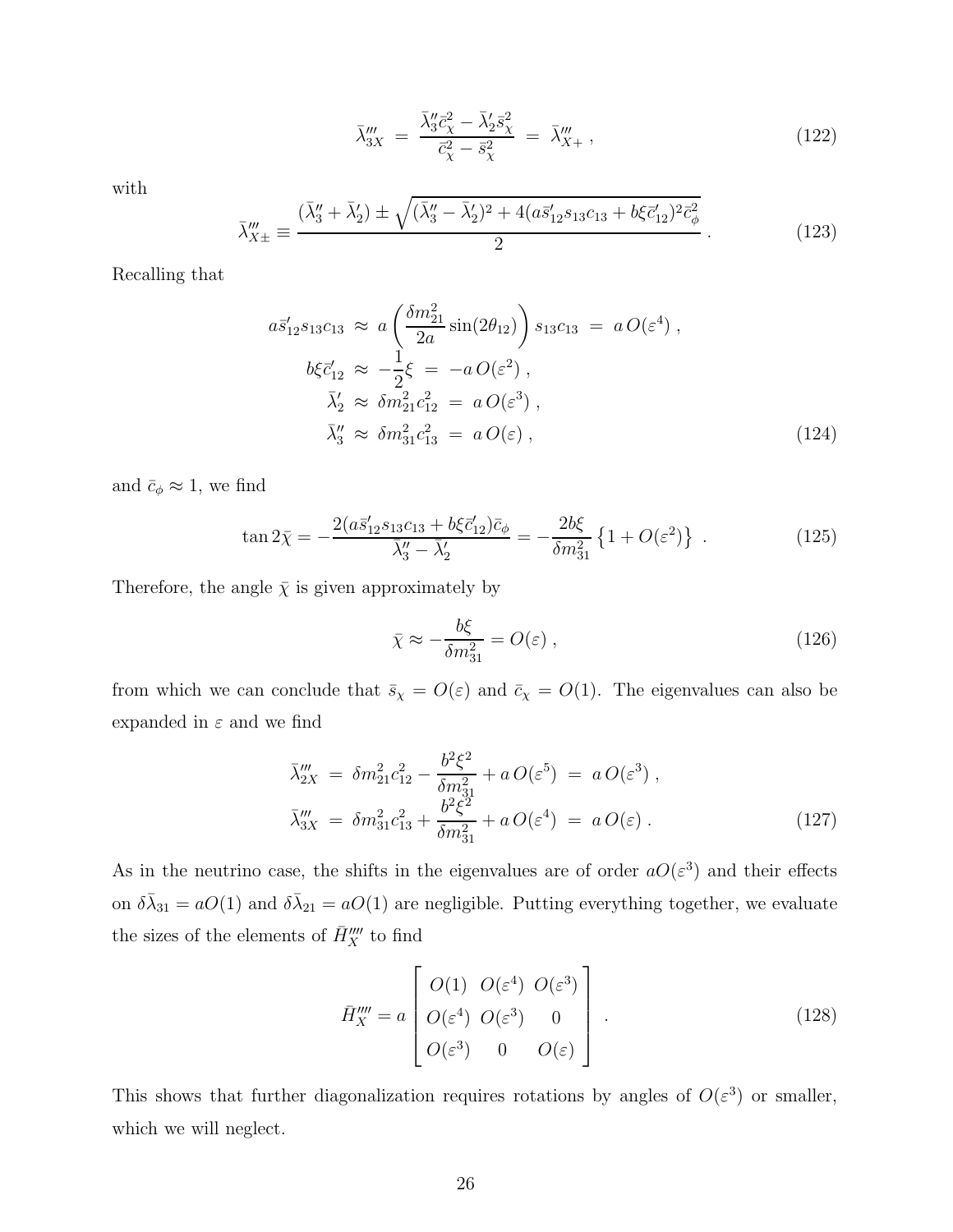$$\bar{\lambda}'''_{3X} \;=\; \frac{\bar{\lambda}''_3 \bar{c}^2_\chi - \bar{\lambda}'_2 \bar{s}^2_\chi}{\bar{c}^2_\chi - \bar{s}^2_\chi} \;=\; \bar{\lambda}'''_{X+} \;, \tag{122}$$

with

$$\bar{\lambda}'''_{X\pm} \equiv \frac{(\bar{\lambda}''_3 + \bar{\lambda}'_2) \pm \sqrt{(\bar{\lambda}''_3 - \bar{\lambda}'_2)^2 + 4(a\bar{s}'_{12}s_{13}c_{13} + b\xi\bar{c}'_{12})^2\bar{c}^2_\phi}}{2} \;. \tag{123}$$

Recalling that

$$\begin{aligned}
a\bar{s}'_{12}s_{13}c_{13} \;&\approx\; a\left(\frac{\delta m^2_{21}}{2a}\sin(2\theta_{12})\right)s_{13}c_{13} \;=\; a\,O(\varepsilon^4)\;, \\
b\xi\bar{c}'_{12} \;&\approx\; -\frac{1}{2}\xi \;=\; -a\,O(\varepsilon^2)\;, \\
\bar{\lambda}'_2 \;&\approx\; \delta m^2_{21}c^2_{12} \;=\; a\,O(\varepsilon^3)\;, \\
\bar{\lambda}''_3 \;&\approx\; \delta m^2_{31}c^2_{13} \;=\; a\,O(\varepsilon)\;,
\end{aligned} \tag{124}$$

and $\bar{c}_\phi \approx 1$, we find

$$\tan 2\bar{\chi} = -\frac{2(a\bar{s}'_{12}s_{13}c_{13} + b\xi\bar{c}'_{12})\bar{c}_\phi}{\bar{\lambda}''_3 - \bar{\lambda}'_2} = -\frac{2b\xi}{\delta m^2_{31}}\left\{1 + O(\varepsilon^2)\right\} \;. \tag{125}$$

Therefore, the angle $\bar{\chi}$ is given approximately by

$$\bar{\chi} \approx -\frac{b\xi}{\delta m^2_{31}} = O(\varepsilon)\;, \tag{126}$$

from which we can conclude that $\bar{s}_\chi = O(\varepsilon)$ and $\bar{c}_\chi = O(1)$. The eigenvalues can also be expanded in $\varepsilon$ and we find

$$\begin{aligned}
\bar{\lambda}'''_{2X} \;&=\; \delta m^2_{21}c^2_{12} - \frac{b^2\xi^2}{\delta m^2_{31}} + a\,O(\varepsilon^5) \;=\; a\,O(\varepsilon^3)\;, \\
\bar{\lambda}'''_{3X} \;&=\; \delta m^2_{31}c^2_{13} + \frac{b^2\xi^2}{\delta m^2_{31}} + a\,O(\varepsilon^4) \;=\; a\,O(\varepsilon)\;.
\end{aligned} \tag{127}$$

As in the neutrino case, the shifts in the eigenvalues are of order $aO(\varepsilon^3)$ and their effects on $\delta\bar{\lambda}_{31} = aO(1)$ and $\delta\bar{\lambda}_{21} = aO(1)$ are negligible. Putting everything together, we evaluate the sizes of the elements of $\bar{H}''''_X$ to find

$$\bar{H}''''_X = a\begin{bmatrix} O(1) & O(\varepsilon^4) & O(\varepsilon^3) \\ O(\varepsilon^4) & O(\varepsilon^3) & 0 \\ O(\varepsilon^3) & 0 & O(\varepsilon) \end{bmatrix} \;. \tag{128}$$

This shows that further diagonalization requires rotations by angles of $O(\varepsilon^3)$ or smaller, which we will neglect.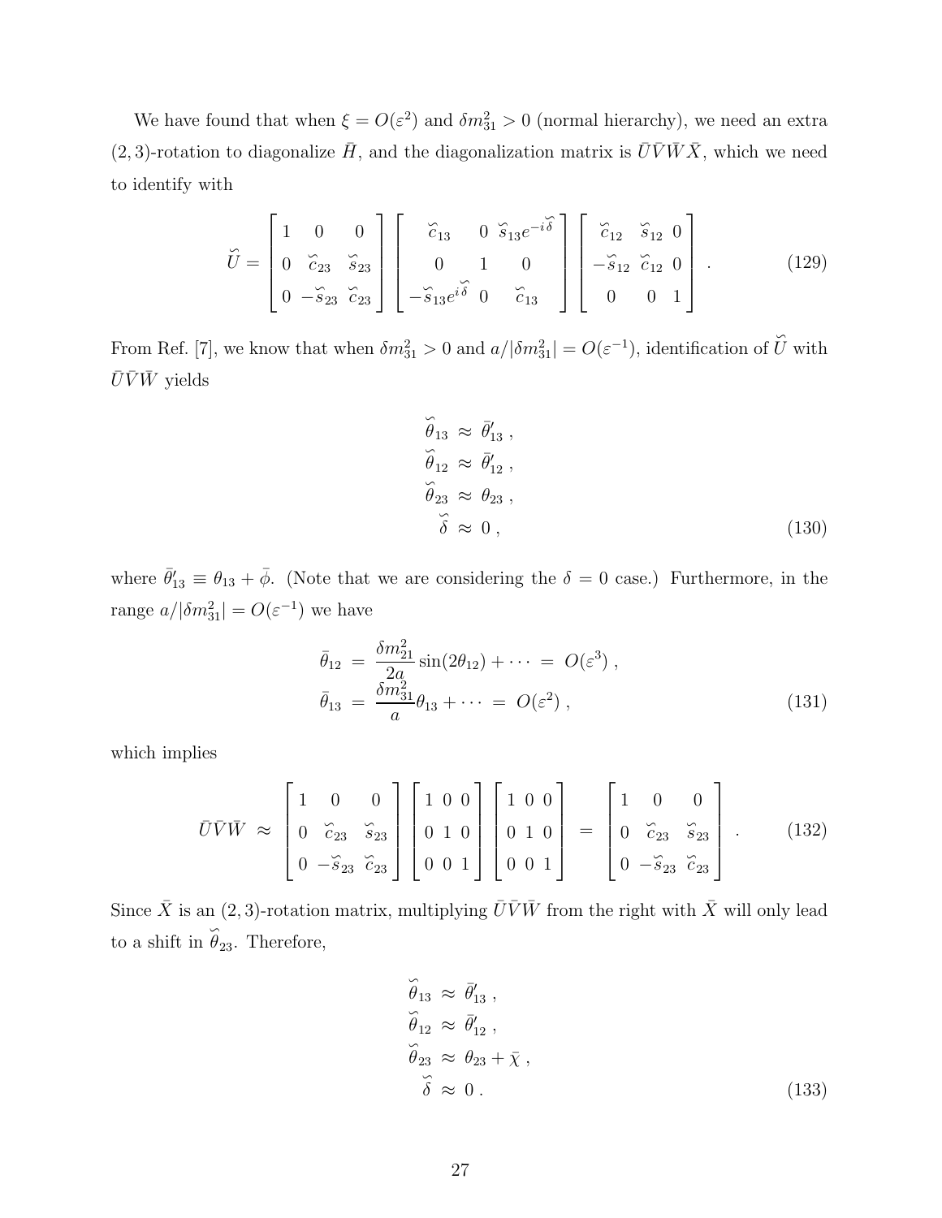We have found that when $\xi = O(\varepsilon^2)$ and $\delta m^2_{31} > 0$ (normal hierarchy), we need an extra $(2,3)$-rotation to diagonalize $\bar{H}$, and the diagonalization matrix is $\bar{U}\bar{V}\bar{W}\bar{X}$, which we need to identify with

$$
\breve{U} = \begin{bmatrix} 1 & 0 & 0 \\ 0 & \breve{c}_{23} & \breve{s}_{23} \\ 0 & -\breve{s}_{23} & \breve{c}_{23} \end{bmatrix} \begin{bmatrix} \breve{c}_{13} & 0 & \breve{s}_{13} e^{-i\breve{\delta}} \\ 0 & 1 & 0 \\ -\breve{s}_{13} e^{i\breve{\delta}} & 0 & \breve{c}_{13} \end{bmatrix} \begin{bmatrix} \breve{c}_{12} & \breve{s}_{12} & 0 \\ -\breve{s}_{12} & \breve{c}_{12} & 0 \\ 0 & 0 & 1 \end{bmatrix} . \tag{129}
$$

From Ref. [7], we know that when $\delta m^2_{31} > 0$ and $a/|\delta m^2_{31}| = O(\varepsilon^{-1})$, identification of $\breve{U}$ with $\bar{U}\bar{V}\bar{W}$ yields

$$
\begin{aligned}
\breve{\theta}_{13} &\approx \bar{\theta}'_{13} , \\
\breve{\theta}_{12} &\approx \bar{\theta}'_{12} , \\
\breve{\theta}_{23} &\approx \theta_{23} , \\
\breve{\delta} &\approx 0 ,
\end{aligned} \tag{130}
$$

where $\bar{\theta}'_{13} \equiv \theta_{13} + \bar{\phi}$. (Note that we are considering the $\delta = 0$ case.) Furthermore, in the range $a/|\delta m^2_{31}| = O(\varepsilon^{-1})$ we have

$$
\begin{aligned}
\bar{\theta}_{12} &= \frac{\delta m^2_{21}}{2a} \sin(2\theta_{12}) + \cdots = O(\varepsilon^3) , \\
\bar{\theta}_{13} &= \frac{\delta m^2_{31}}{a} \theta_{13} + \cdots = O(\varepsilon^2) ,
\end{aligned} \tag{131}
$$

which implies

$$
\bar{U}\bar{V}\bar{W} \approx \begin{bmatrix} 1 & 0 & 0 \\ 0 & \breve{c}_{23} & \breve{s}_{23} \\ 0 & -\breve{s}_{23} & \breve{c}_{23} \end{bmatrix} \begin{bmatrix} 1 & 0 & 0 \\ 0 & 1 & 0 \\ 0 & 0 & 1 \end{bmatrix} \begin{bmatrix} 1 & 0 & 0 \\ 0 & 1 & 0 \\ 0 & 0 & 1 \end{bmatrix} = \begin{bmatrix} 1 & 0 & 0 \\ 0 & \breve{c}_{23} & \breve{s}_{23} \\ 0 & -\breve{s}_{23} & \breve{c}_{23} \end{bmatrix} . \tag{132}
$$

Since $\bar{X}$ is an $(2,3)$-rotation matrix, multiplying $\bar{U}\bar{V}\bar{W}$ from the right with $\bar{X}$ will only lead to a shift in $\breve{\theta}_{23}$. Therefore,

$$
\begin{aligned}
\breve{\theta}_{13} &\approx \bar{\theta}'_{13} , \\
\breve{\theta}_{12} &\approx \bar{\theta}'_{12} , \\
\breve{\theta}_{23} &\approx \theta_{23} + \bar{\chi} , \\
\breve{\delta} &\approx 0 .
\end{aligned} \tag{133}
$$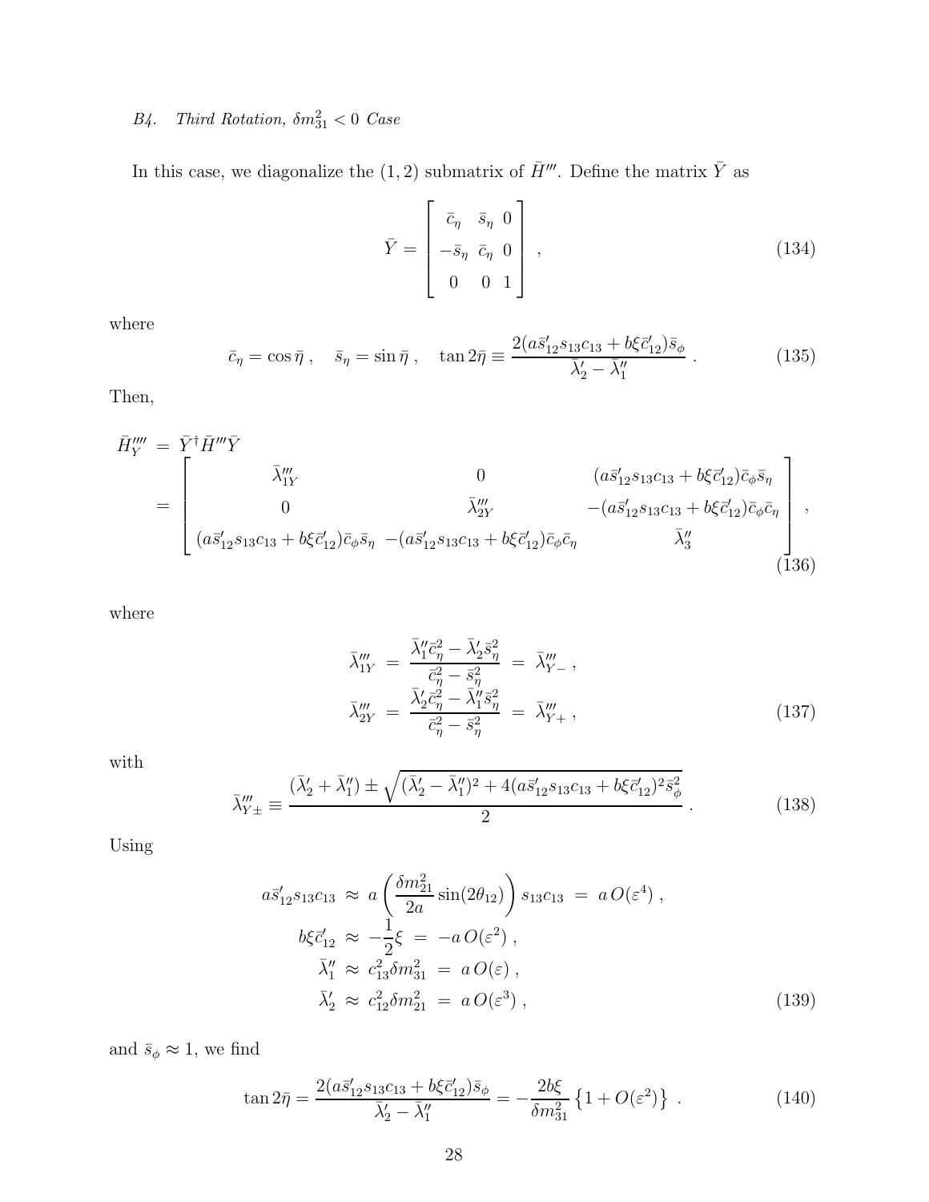### B4. *Third Rotation, $\delta m^2_{31} < 0$ Case*

In this case, we diagonalize the $(1,2)$ submatrix of $\bar{H}'''$. Define the matrix $\bar{Y}$ as

$$
\bar{Y} = \begin{bmatrix} \bar{c}_\eta & \bar{s}_\eta & 0 \\ -\bar{s}_\eta & \bar{c}_\eta & 0 \\ 0 & 0 & 1 \end{bmatrix} , \tag{134}
$$

where

$$
\bar{c}_\eta = \cos\bar{\eta} \; , \quad \bar{s}_\eta = \sin\bar{\eta} \; , \quad \tan 2\bar{\eta} \equiv \frac{2(a\bar{s}'_{12}s_{13}c_{13} + b\xi\bar{c}'_{12})\bar{s}_\phi}{\bar{\lambda}'_2 - \bar{\lambda}''_1} \; . \tag{135}
$$

Then,

$$
\begin{aligned}
\bar{H}''''_Y &= \bar{Y}^\dagger \bar{H}''' \bar{Y} \\
&= \begin{bmatrix} \bar{\lambda}'''_{1Y} & 0 & (a\bar{s}'_{12}s_{13}c_{13} + b\xi\bar{c}'_{12})\bar{c}_\phi\bar{s}_\eta \\ 0 & \bar{\lambda}'''_{2Y} & -(a\bar{s}'_{12}s_{13}c_{13} + b\xi\bar{c}'_{12})\bar{c}_\phi\bar{c}_\eta \\ (a\bar{s}'_{12}s_{13}c_{13} + b\xi\bar{c}'_{12})\bar{c}_\phi\bar{s}_\eta & -(a\bar{s}'_{12}s_{13}c_{13} + b\xi\bar{c}'_{12})\bar{c}_\phi\bar{c}_\eta & \bar{\lambda}''_3 \end{bmatrix} ,
\end{aligned} \tag{136}
$$

where

$$
\begin{aligned}
\bar{\lambda}'''_{1Y} &= \frac{\bar{\lambda}''_1\bar{c}^2_\eta - \bar{\lambda}'_2\bar{s}^2_\eta}{\bar{c}^2_\eta - \bar{s}^2_\eta} = \bar{\lambda}'''_{Y-} \; , \\
\bar{\lambda}'''_{2Y} &= \frac{\bar{\lambda}'_2\bar{c}^2_\eta - \bar{\lambda}''_1\bar{s}^2_\eta}{\bar{c}^2_\eta - \bar{s}^2_\eta} = \bar{\lambda}'''_{Y+} \; ,
\end{aligned} \tag{137}
$$

with

$$
\bar{\lambda}'''_{Y\pm} \equiv \frac{(\bar{\lambda}'_2 + \bar{\lambda}''_1) \pm \sqrt{(\bar{\lambda}'_2 - \bar{\lambda}''_1)^2 + 4(a\bar{s}'_{12}s_{13}c_{13} + b\xi\bar{c}'_{12})^2\bar{s}^2_\phi}}{2} \; . \tag{138}
$$

Using

$$
\begin{aligned}
a\bar{s}'_{12}s_{13}c_{13} &\approx a\left(\frac{\delta m^2_{21}}{2a}\sin(2\theta_{12})\right)s_{13}c_{13} = a\,O(\varepsilon^4) \; , \\
b\xi\bar{c}'_{12} &\approx -\frac{1}{2}\xi = -a\,O(\varepsilon^2) \; , \\
\bar{\lambda}''_1 &\approx c^2_{13}\delta m^2_{31} = a\,O(\varepsilon) \; , \\
\bar{\lambda}'_2 &\approx c^2_{12}\delta m^2_{21} = a\,O(\varepsilon^3) \; ,
\end{aligned} \tag{139}
$$

and $\bar{s}_\phi \approx 1$, we find

$$
\tan 2\bar{\eta} = \frac{2(a\bar{s}'_{12}s_{13}c_{13} + b\xi\bar{c}'_{12})\bar{s}_\phi}{\bar{\lambda}'_2 - \bar{\lambda}''_1} = -\frac{2b\xi}{\delta m^2_{31}}\left\{1 + O(\varepsilon^2)\right\} \; . \tag{140}
$$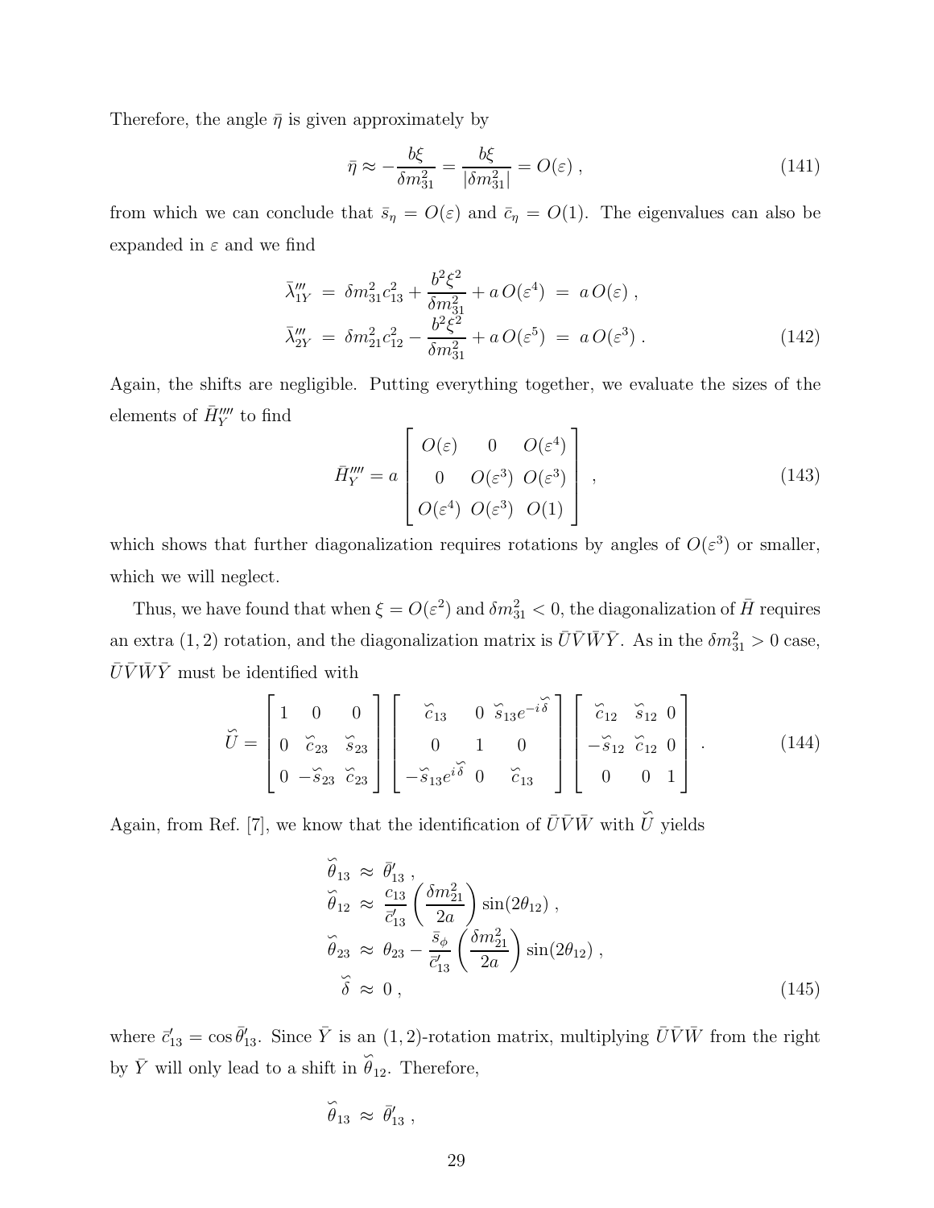Therefore, the angle $\bar{\eta}$ is given approximately by

$$\bar{\eta} \approx -\frac{b\xi}{\delta m^2_{31}} = \frac{b\xi}{|\delta m^2_{31}|} = O(\varepsilon) \,, \tag{141}$$

from which we can conclude that $\bar{s}_\eta = O(\varepsilon)$ and $\bar{c}_\eta = O(1)$. The eigenvalues can also be expanded in $\varepsilon$ and we find

$$\begin{aligned}
\bar{\lambda}'''_{1Y} &= \delta m^2_{31} c^2_{13} + \frac{b^2\xi^2}{\delta m^2_{31}} + a\, O(\varepsilon^4) \;=\; a\, O(\varepsilon) \,, \\
\bar{\lambda}'''_{2Y} &= \delta m^2_{21} c^2_{12} - \frac{b^2\xi^2}{\delta m^2_{31}} + a\, O(\varepsilon^5) \;=\; a\, O(\varepsilon^3) \,.
\end{aligned} \tag{142}$$

Again, the shifts are negligible. Putting everything together, we evaluate the sizes of the elements of $\bar{H}''''_Y$ to find

$$\bar{H}''''_Y = a \begin{bmatrix} O(\varepsilon) & 0 & O(\varepsilon^4) \\ 0 & O(\varepsilon^3) & O(\varepsilon^3) \\ O(\varepsilon^4) & O(\varepsilon^3) & O(1) \end{bmatrix} \,, \tag{143}$$

which shows that further diagonalization requires rotations by angles of $O(\varepsilon^3)$ or smaller, which we will neglect.

Thus, we have found that when $\xi = O(\varepsilon^2)$ and $\delta m^2_{31} < 0$, the diagonalization of $\bar{H}$ requires an extra $(1,2)$ rotation, and the diagonalization matrix is $\bar{U}\bar{V}\bar{W}\bar{Y}$. As in the $\delta m^2_{31} > 0$ case, $\bar{U}\bar{V}\bar{W}\bar{Y}$ must be identified with

$$\breve{U} = \begin{bmatrix} 1 & 0 & 0 \\ 0 & \breve{c}_{23} & \breve{s}_{23} \\ 0 & -\breve{s}_{23} & \breve{c}_{23} \end{bmatrix} \begin{bmatrix} \breve{c}_{13} & 0 & \breve{s}_{13} e^{-i\breve{\delta}} \\ 0 & 1 & 0 \\ -\breve{s}_{13} e^{i\breve{\delta}} & 0 & \breve{c}_{13} \end{bmatrix} \begin{bmatrix} \breve{c}_{12} & \breve{s}_{12} & 0 \\ -\breve{s}_{12} & \breve{c}_{12} & 0 \\ 0 & 0 & 1 \end{bmatrix} . \tag{144}$$

Again, from Ref. [7], we know that the identification of $\bar{U}\bar{V}\bar{W}$ with $\breve{U}$ yields

$$\begin{aligned}
\breve{\theta}_{13} &\approx \bar{\theta}'_{13} \,, \\
\breve{\theta}_{12} &\approx \frac{c_{13}}{\bar{c}'_{13}} \left( \frac{\delta m^2_{21}}{2a} \right) \sin(2\theta_{12}) \,, \\
\breve{\theta}_{23} &\approx \theta_{23} - \frac{\bar{s}_\phi}{\bar{c}'_{13}} \left( \frac{\delta m^2_{21}}{2a} \right) \sin(2\theta_{12}) \,, \\
\breve{\delta} &\approx 0 \,,
\end{aligned} \tag{145}$$

where $\bar{c}'_{13} = \cos\bar{\theta}'_{13}$. Since $\bar{Y}$ is an $(1,2)$-rotation matrix, multiplying $\bar{U}\bar{V}\bar{W}$ from the right by $\bar{Y}$ will only lead to a shift in $\breve{\theta}_{12}$. Therefore,

$$\breve{\theta}_{13} \approx \bar{\theta}'_{13} \,,$$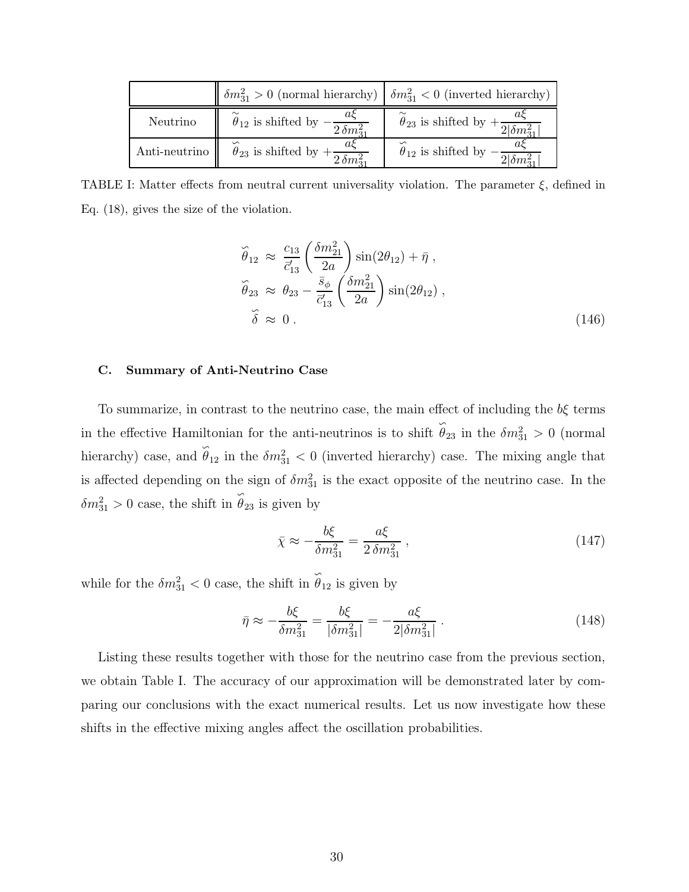| | $\delta m^2_{31} > 0$ (normal hierarchy) | $\delta m^2_{31} < 0$ (inverted hierarchy) |
|---|---|---|
| Neutrino | $\tilde{\theta}_{12}$ is shifted by $-\dfrac{a\xi}{2\,\delta m^2_{31}}$ | $\tilde{\theta}_{23}$ is shifted by $+\dfrac{a\xi}{2\lvert\delta m^2_{31}\rvert}$ |
| Anti-neutrino | $\breve{\theta}_{23}$ is shifted by $+\dfrac{a\xi}{2\,\delta m^2_{31}}$ | $\breve{\theta}_{12}$ is shifted by $-\dfrac{a\xi}{2\lvert\delta m^2_{31}\rvert}$ |

TABLE I: Matter effects from neutral current universality violation. The parameter $\xi$, defined in Eq. (18), gives the size of the violation.

$$
\begin{aligned}
\breve{\theta}_{12} &\approx \frac{c_{13}}{\bar{c}'_{13}}\left(\frac{\delta m^2_{21}}{2a}\right)\sin(2\theta_{12}) + \bar{\eta}\ , \\
\breve{\theta}_{23} &\approx \theta_{23} - \frac{\bar{s}_\phi}{\bar{c}'_{13}}\left(\frac{\delta m^2_{21}}{2a}\right)\sin(2\theta_{12})\ , \\
\breve{\delta} &\approx 0\ .
\end{aligned}
\tag{146}
$$

### C. Summary of Anti-Neutrino Case

To summarize, in contrast to the neutrino case, the main effect of including the $b\xi$ terms in the effective Hamiltonian for the anti-neutrinos is to shift $\breve{\theta}_{23}$ in the $\delta m^2_{31} > 0$ (normal hierarchy) case, and $\breve{\theta}_{12}$ in the $\delta m^2_{31} < 0$ (inverted hierarchy) case. The mixing angle that is affected depending on the sign of $\delta m^2_{31}$ is the exact opposite of the neutrino case. In the $\delta m^2_{31} > 0$ case, the shift in $\breve{\theta}_{23}$ is given by

$$
\bar{\chi} \approx -\frac{b\xi}{\delta m^2_{31}} = \frac{a\xi}{2\,\delta m^2_{31}}\ , \tag{147}
$$

while for the $\delta m^2_{31} < 0$ case, the shift in $\breve{\theta}_{12}$ is given by

$$
\bar{\eta} \approx -\frac{b\xi}{\delta m^2_{31}} = \frac{b\xi}{|\delta m^2_{31}|} = -\frac{a\xi}{2|\delta m^2_{31}|}\ . \tag{148}
$$

Listing these results together with those for the neutrino case from the previous section, we obtain Table I. The accuracy of our approximation will be demonstrated later by comparing our conclusions with the exact numerical results. Let us now investigate how these shifts in the effective mixing angles affect the oscillation probabilities.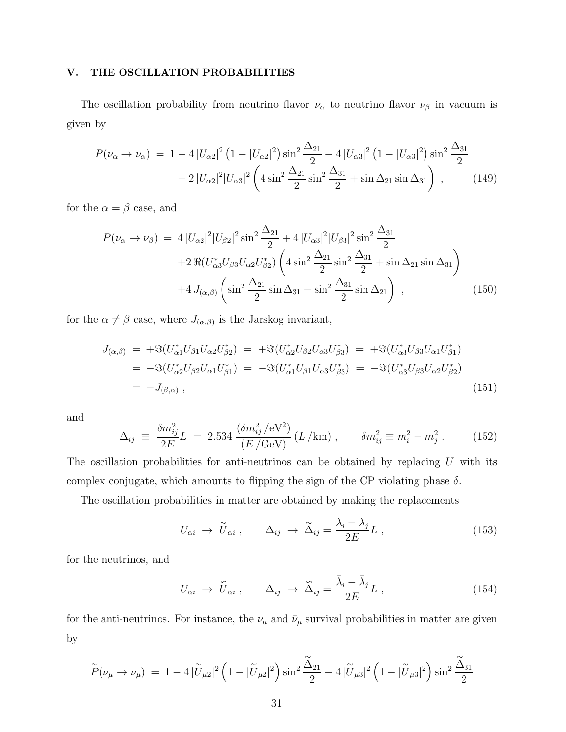## V. THE OSCILLATION PROBABILITIES

The oscillation probability from neutrino flavor $\nu_\alpha$ to neutrino flavor $\nu_\beta$ in vacuum is given by

$$
\begin{aligned}
P(\nu_\alpha \to \nu_\alpha) \;=\; & 1 - 4\,|U_{\alpha 2}|^2\left(1-|U_{\alpha 2}|^2\right)\sin^2\frac{\Delta_{21}}{2} - 4\,|U_{\alpha 3}|^2\left(1-|U_{\alpha 3}|^2\right)\sin^2\frac{\Delta_{31}}{2} \\
& + 2\,|U_{\alpha 2}|^2|U_{\alpha 3}|^2\left(4\sin^2\frac{\Delta_{21}}{2}\sin^2\frac{\Delta_{31}}{2} + \sin\Delta_{21}\sin\Delta_{31}\right)\;, \qquad (149)
\end{aligned}
$$

for the $\alpha = \beta$ case, and

$$
\begin{aligned}
P(\nu_\alpha \to \nu_\beta) \;=\; & 4\,|U_{\alpha 2}|^2|U_{\beta 2}|^2\sin^2\frac{\Delta_{21}}{2} + 4\,|U_{\alpha 3}|^2|U_{\beta 3}|^2\sin^2\frac{\Delta_{31}}{2} \\
& + 2\,\Re(U_{\alpha 3}^* U_{\beta 3} U_{\alpha 2} U_{\beta 2}^*)\left(4\sin^2\frac{\Delta_{21}}{2}\sin^2\frac{\Delta_{31}}{2} + \sin\Delta_{21}\sin\Delta_{31}\right) \\
& + 4\,J_{(\alpha,\beta)}\left(\sin^2\frac{\Delta_{21}}{2}\sin\Delta_{31} - \sin^2\frac{\Delta_{31}}{2}\sin\Delta_{21}\right)\;, \qquad (150)
\end{aligned}
$$

for the $\alpha \neq \beta$ case, where $J_{(\alpha,\beta)}$ is the Jarskog invariant,

$$
\begin{aligned}
J_{(\alpha,\beta)} \;&=\; +\Im(U_{\alpha 1}^* U_{\beta 1} U_{\alpha 2} U_{\beta 2}^*) \;=\; +\Im(U_{\alpha 2}^* U_{\beta 2} U_{\alpha 3} U_{\beta 3}^*) \;=\; +\Im(U_{\alpha 3}^* U_{\beta 3} U_{\alpha 1} U_{\beta 1}^*) \\
&=\; -\Im(U_{\alpha 2}^* U_{\beta 2} U_{\alpha 1} U_{\beta 1}^*) \;=\; -\Im(U_{\alpha 1}^* U_{\beta 1} U_{\alpha 3} U_{\beta 3}^*) \;=\; -\Im(U_{\alpha 3}^* U_{\beta 3} U_{\alpha 2} U_{\beta 2}^*) \\
&=\; -J_{(\beta,\alpha)}\;, \qquad (151)
\end{aligned}
$$

and

$$
\Delta_{ij} \;\equiv\; \frac{\delta m_{ij}^2}{2E}L \;=\; 2.534\,\frac{(\delta m_{ij}^2\,/\mathrm{eV}^2)}{(E\,/\mathrm{GeV})}\,(L\,/\mathrm{km})\;, \qquad \delta m_{ij}^2 \equiv m_i^2 - m_j^2\;. \qquad (152)
$$

The oscillation probabilities for anti-neutrinos can be obtained by replacing $U$ with its complex conjugate, which amounts to flipping the sign of the CP violating phase $\delta$.

The oscillation probabilities in matter are obtained by making the replacements

$$
U_{\alpha i} \;\to\; \widetilde{U}_{\alpha i}\;, \qquad \Delta_{ij} \;\to\; \widetilde{\Delta}_{ij} = \frac{\lambda_i - \lambda_j}{2E}L\;, \qquad (153)
$$

for the neutrinos, and

$$
U_{\alpha i} \;\to\; \breve{U}_{\alpha i}\;, \qquad \Delta_{ij} \;\to\; \breve{\Delta}_{ij} = \frac{\bar{\lambda}_i - \bar{\lambda}_j}{2E}L\;, \qquad (154)
$$

for the anti-neutrinos. For instance, the $\nu_\mu$ and $\bar{\nu}_\mu$ survival probabilities in matter are given by

$$
\widetilde{P}(\nu_\mu \to \nu_\mu) \;=\; 1 - 4\,|\widetilde{U}_{\mu 2}|^2\left(1-|\widetilde{U}_{\mu 2}|^2\right)\sin^2\frac{\widetilde{\Delta}_{21}}{2} - 4\,|\widetilde{U}_{\mu 3}|^2\left(1-|\widetilde{U}_{\mu 3}|^2\right)\sin^2\frac{\widetilde{\Delta}_{31}}{2}
$$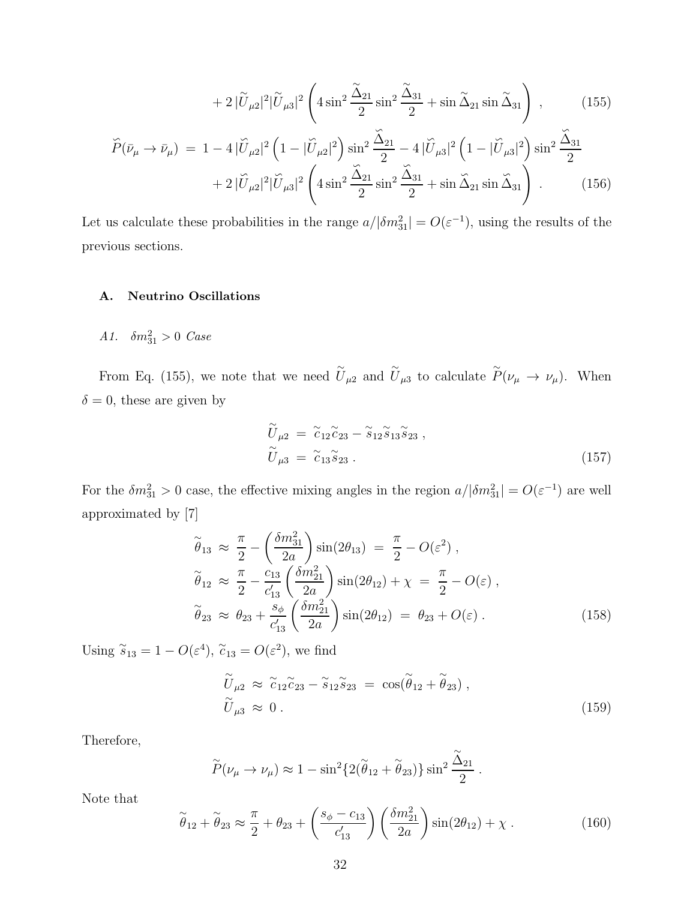$$+ 2\,|\widetilde{U}_{\mu 2}|^2 |\widetilde{U}_{\mu 3}|^2 \left( 4 \sin^2 \frac{\widetilde{\Delta}_{21}}{2} \sin^2 \frac{\widetilde{\Delta}_{31}}{2} + \sin \widetilde{\Delta}_{21} \sin \widetilde{\Delta}_{31} \right) \;, \tag{155}$$

$$\breve{P}(\bar{\nu}_\mu \to \bar{\nu}_\mu) \;=\; 1 - 4\,|\breve{U}_{\mu 2}|^2 \left( 1 - |\breve{U}_{\mu 2}|^2 \right) \sin^2 \frac{\breve{\Delta}_{21}}{2} - 4\,|\breve{U}_{\mu 3}|^2 \left( 1 - |\breve{U}_{\mu 3}|^2 \right) \sin^2 \frac{\breve{\Delta}_{31}}{2}$$
$$+ 2\,|\breve{U}_{\mu 2}|^2 |\breve{U}_{\mu 3}|^2 \left( 4 \sin^2 \frac{\breve{\Delta}_{21}}{2} \sin^2 \frac{\breve{\Delta}_{31}}{2} + \sin \breve{\Delta}_{21} \sin \breve{\Delta}_{31} \right) \;. \tag{156}$$

Let us calculate these probabilities in the range $a/|\delta m^2_{31}| = O(\varepsilon^{-1})$, using the results of the previous sections.

### A. Neutrino Oscillations

#### *A1. $\delta m^2_{31} > 0$ Case*

From Eq. (155), we note that we need $\widetilde{U}_{\mu 2}$ and $\widetilde{U}_{\mu 3}$ to calculate $\widetilde{P}(\nu_\mu \to \nu_\mu)$. When $\delta = 0$, these are given by

$$\begin{aligned}
\widetilde{U}_{\mu 2} \;&=\; \widetilde{c}_{12} \widetilde{c}_{23} - \widetilde{s}_{12} \widetilde{s}_{13} \widetilde{s}_{23} \;, \\
\widetilde{U}_{\mu 3} \;&=\; \widetilde{c}_{13} \widetilde{s}_{23} \;.
\end{aligned} \tag{157}$$

For the $\delta m^2_{31} > 0$ case, the effective mixing angles in the region $a/|\delta m^2_{31}| = O(\varepsilon^{-1})$ are well approximated by [7]

$$\begin{aligned}
\widetilde{\theta}_{13} \;&\approx\; \frac{\pi}{2} - \left( \frac{\delta m^2_{31}}{2a} \right) \sin(2\theta_{13}) \;=\; \frac{\pi}{2} - O(\varepsilon^2) \;, \\
\widetilde{\theta}_{12} \;&\approx\; \frac{\pi}{2} - \frac{c_{13}}{c'_{13}} \left( \frac{\delta m^2_{21}}{2a} \right) \sin(2\theta_{12}) + \chi \;=\; \frac{\pi}{2} - O(\varepsilon) \;, \\
\widetilde{\theta}_{23} \;&\approx\; \theta_{23} + \frac{s_\phi}{c'_{13}} \left( \frac{\delta m^2_{21}}{2a} \right) \sin(2\theta_{12}) \;=\; \theta_{23} + O(\varepsilon) \;.
\end{aligned} \tag{158}$$

Using $\widetilde{s}_{13} = 1 - O(\varepsilon^4)$, $\widetilde{c}_{13} = O(\varepsilon^2)$, we find

$$\begin{aligned}
\widetilde{U}_{\mu 2} \;&\approx\; \widetilde{c}_{12} \widetilde{c}_{23} - \widetilde{s}_{12} \widetilde{s}_{23} \;=\; \cos(\widetilde{\theta}_{12} + \widetilde{\theta}_{23}) \;, \\
\widetilde{U}_{\mu 3} \;&\approx\; 0 \;.
\end{aligned} \tag{159}$$

Therefore,

$$\widetilde{P}(\nu_\mu \to \nu_\mu) \approx 1 - \sin^2\{2(\widetilde{\theta}_{12} + \widetilde{\theta}_{23})\} \sin^2 \frac{\widetilde{\Delta}_{21}}{2} \;.$$

Note that

$$\widetilde{\theta}_{12} + \widetilde{\theta}_{23} \approx \frac{\pi}{2} + \theta_{23} + \left( \frac{s_\phi - c_{13}}{c'_{13}} \right) \left( \frac{\delta m^2_{21}}{2a} \right) \sin(2\theta_{12}) + \chi \;. \tag{160}$$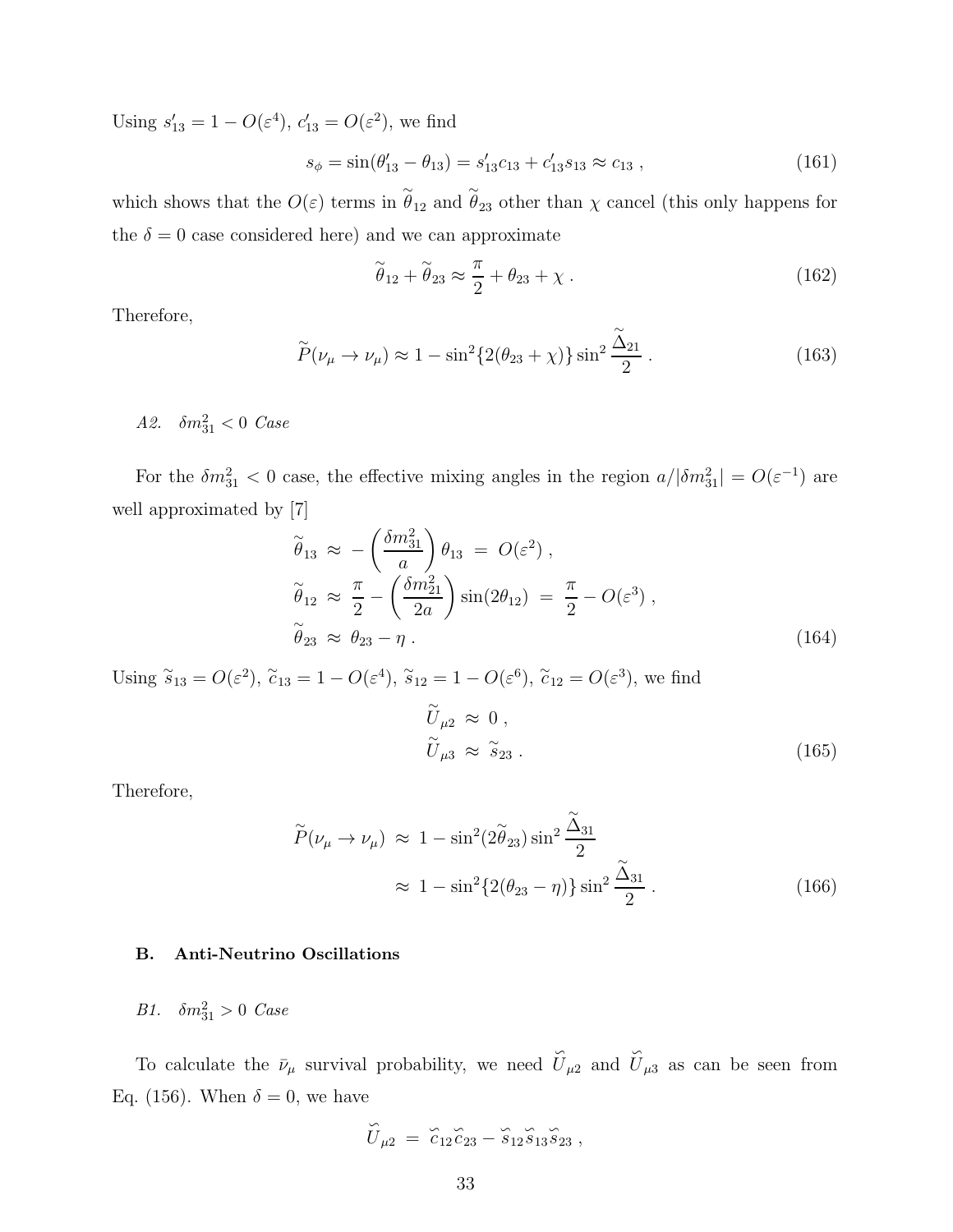Using $s'_{13} = 1 - O(\varepsilon^4)$, $c'_{13} = O(\varepsilon^2)$, we find

$$s_\phi = \sin(\theta'_{13} - \theta_{13}) = s'_{13} c_{13} + c'_{13} s_{13} \approx c_{13} \ , \tag{161}$$

which shows that the $O(\varepsilon)$ terms in $\widetilde{\theta}_{12}$ and $\widetilde{\theta}_{23}$ other than $\chi$ cancel (this only happens for the $\delta = 0$ case considered here) and we can approximate

$$\widetilde{\theta}_{12} + \widetilde{\theta}_{23} \approx \frac{\pi}{2} + \theta_{23} + \chi \ . \tag{162}$$

Therefore,

$$\widetilde{P}(\nu_\mu \to \nu_\mu) \approx 1 - \sin^2\{2(\theta_{23} + \chi)\} \sin^2 \frac{\widetilde{\Delta}_{21}}{2} \ . \tag{163}$$

*A2. $\delta m^2_{31} < 0$ Case*

For the $\delta m^2_{31} < 0$ case, the effective mixing angles in the region $a/|\delta m^2_{31}| = O(\varepsilon^{-1})$ are well approximated by [7]

$$\begin{aligned}
\widetilde{\theta}_{13} &\approx -\left(\frac{\delta m^2_{31}}{a}\right)\theta_{13} \ = \ O(\varepsilon^2) \ , \\
\widetilde{\theta}_{12} &\approx \frac{\pi}{2} - \left(\frac{\delta m^2_{21}}{2a}\right)\sin(2\theta_{12}) \ = \ \frac{\pi}{2} - O(\varepsilon^3) \ , \\
\widetilde{\theta}_{23} &\approx \theta_{23} - \eta \ .
\end{aligned} \tag{164}$$

Using $\widetilde{s}_{13} = O(\varepsilon^2)$, $\widetilde{c}_{13} = 1 - O(\varepsilon^4)$, $\widetilde{s}_{12} = 1 - O(\varepsilon^6)$, $\widetilde{c}_{12} = O(\varepsilon^3)$, we find

$$\begin{aligned}
\widetilde{U}_{\mu 2} &\approx 0 \ , \\
\widetilde{U}_{\mu 3} &\approx \widetilde{s}_{23} \ .
\end{aligned} \tag{165}$$

Therefore,

$$\begin{aligned}
\widetilde{P}(\nu_\mu \to \nu_\mu) &\approx 1 - \sin^2(2\widetilde{\theta}_{23}) \sin^2 \frac{\widetilde{\Delta}_{31}}{2} \\
&\approx 1 - \sin^2\{2(\theta_{23} - \eta)\} \sin^2 \frac{\widetilde{\Delta}_{31}}{2} \ .
\end{aligned} \tag{166}$$

### B. Anti-Neutrino Oscillations

*B1. $\delta m^2_{31} > 0$ Case*

To calculate the $\bar{\nu}_\mu$ survival probability, we need $\breve{U}_{\mu 2}$ and $\breve{U}_{\mu 3}$ as can be seen from Eq. (156). When $\delta = 0$, we have

$$\breve{U}_{\mu 2} \ = \ \breve{c}_{12}\breve{c}_{23} - \breve{s}_{12}\breve{s}_{13}\breve{s}_{23} \ ,$$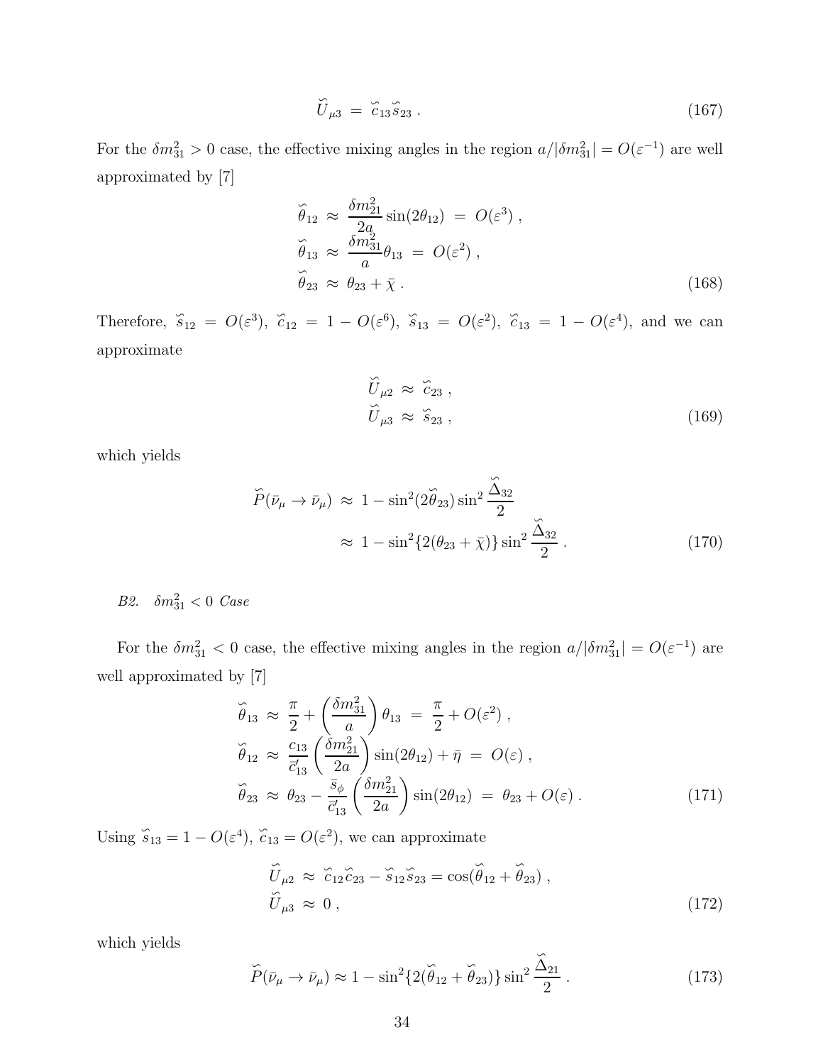$$\breve{U}_{\mu 3} \;=\; \breve{c}_{13}\breve{s}_{23}\;. \tag{167}$$

For the $\delta m^2_{31} > 0$ case, the effective mixing angles in the region $a/|\delta m^2_{31}| = O(\varepsilon^{-1})$ are well approximated by [7]

$$\begin{aligned}
\breve{\theta}_{12} &\approx \frac{\delta m^2_{21}}{2a}\sin(2\theta_{12}) \;=\; O(\varepsilon^3)\;,\\
\breve{\theta}_{13} &\approx \frac{\delta m^2_{31}}{a}\theta_{13} \;=\; O(\varepsilon^2)\;,\\
\breve{\theta}_{23} &\approx \theta_{23} + \bar{\chi}\;.
\end{aligned} \tag{168}$$

Therefore, $\breve{s}_{12} = O(\varepsilon^3)$, $\breve{c}_{12} = 1 - O(\varepsilon^6)$, $\breve{s}_{13} = O(\varepsilon^2)$, $\breve{c}_{13} = 1 - O(\varepsilon^4)$, and we can approximate

$$\begin{aligned}
\breve{U}_{\mu 2} &\approx \breve{c}_{23}\;,\\
\breve{U}_{\mu 3} &\approx \breve{s}_{23}\;,
\end{aligned} \tag{169}$$

which yields

$$\begin{aligned}
\breve{P}(\bar{\nu}_\mu \to \bar{\nu}_\mu) &\approx 1 - \sin^2(2\breve{\theta}_{23})\sin^2\frac{\breve{\Delta}_{32}}{2}\\
&\approx 1 - \sin^2\{2(\theta_{23}+\bar{\chi})\}\sin^2\frac{\breve{\Delta}_{32}}{2}\;.
\end{aligned} \tag{170}$$

*B2.* $\delta m^2_{31} < 0$ *Case*

For the $\delta m^2_{31} < 0$ case, the effective mixing angles in the region $a/|\delta m^2_{31}| = O(\varepsilon^{-1})$ are well approximated by [7]

$$\begin{aligned}
\breve{\theta}_{13} &\approx \frac{\pi}{2} + \left(\frac{\delta m^2_{31}}{a}\right)\theta_{13} \;=\; \frac{\pi}{2} + O(\varepsilon^2)\;,\\
\breve{\theta}_{12} &\approx \frac{c_{13}}{\bar{c}'_{13}}\left(\frac{\delta m^2_{21}}{2a}\right)\sin(2\theta_{12}) + \bar{\eta} \;=\; O(\varepsilon)\;,\\
\breve{\theta}_{23} &\approx \theta_{23} - \frac{\bar{s}_\phi}{\bar{c}'_{13}}\left(\frac{\delta m^2_{21}}{2a}\right)\sin(2\theta_{12}) \;=\; \theta_{23} + O(\varepsilon)\;.
\end{aligned} \tag{171}$$

Using $\breve{s}_{13} = 1 - O(\varepsilon^4)$, $\breve{c}_{13} = O(\varepsilon^2)$, we can approximate

$$\begin{aligned}
\breve{U}_{\mu 2} &\approx \breve{c}_{12}\breve{c}_{23} - \breve{s}_{12}\breve{s}_{23} = \cos(\breve{\theta}_{12}+\breve{\theta}_{23})\;,\\
\breve{U}_{\mu 3} &\approx 0\;,
\end{aligned} \tag{172}$$

which yields

$$\breve{P}(\bar{\nu}_\mu \to \bar{\nu}_\mu) \approx 1 - \sin^2\{2(\breve{\theta}_{12}+\breve{\theta}_{23})\}\sin^2\frac{\breve{\Delta}_{21}}{2}\;. \tag{173}$$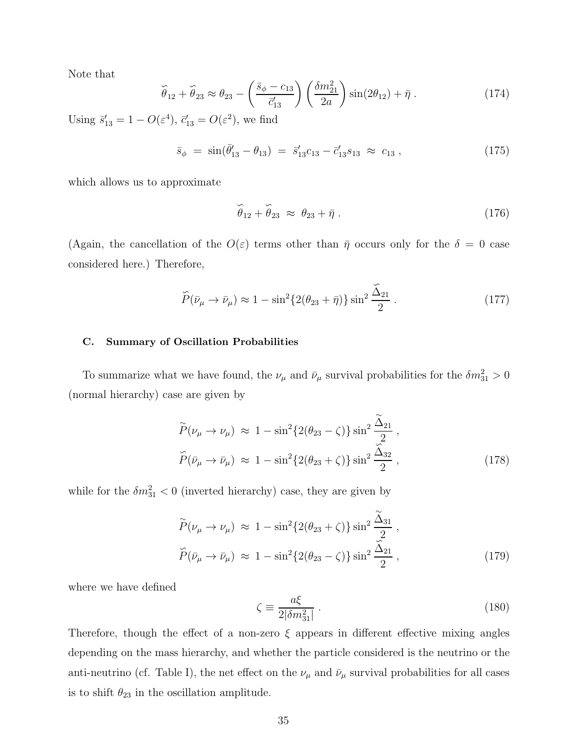Note that

$$\breve{\theta}_{12} + \breve{\theta}_{23} \approx \theta_{23} - \left(\frac{\bar{s}_\phi - c_{13}}{\bar{c}'_{13}}\right)\left(\frac{\delta m^2_{21}}{2a}\right)\sin(2\theta_{12}) + \bar{\eta}\ . \tag{174}$$

Using $\bar{s}'_{13} = 1 - O(\varepsilon^4)$, $\bar{c}'_{13} = O(\varepsilon^2)$, we find

$$\bar{s}_\phi \;=\; \sin(\bar{\theta}'_{13} - \theta_{13}) \;=\; \bar{s}'_{13}c_{13} - \bar{c}'_{13}s_{13} \;\approx\; c_{13}\ , \tag{175}$$

which allows us to approximate

$$\breve{\theta}_{12} + \breve{\theta}_{23} \;\approx\; \theta_{23} + \bar{\eta}\ . \tag{176}$$

(Again, the cancellation of the $O(\varepsilon)$ terms other than $\bar{\eta}$ occurs only for the $\delta = 0$ case considered here.) Therefore,

$$\breve{P}(\bar{\nu}_\mu \to \bar{\nu}_\mu) \approx 1 - \sin^2\{2(\theta_{23} + \bar{\eta})\}\sin^2\frac{\breve{\Delta}_{21}}{2}\ . \tag{177}$$

### C. Summary of Oscillation Probabilities

To summarize what we have found, the $\nu_\mu$ and $\bar{\nu}_\mu$ survival probabilities for the $\delta m^2_{31} > 0$ (normal hierarchy) case are given by

$$\begin{aligned}
\tilde{P}(\nu_\mu \to \nu_\mu) \;&\approx\; 1 - \sin^2\{2(\theta_{23} - \zeta)\}\sin^2\frac{\tilde{\Delta}_{21}}{2}\ ,\\
\breve{P}(\bar{\nu}_\mu \to \bar{\nu}_\mu) \;&\approx\; 1 - \sin^2\{2(\theta_{23} + \zeta)\}\sin^2\frac{\breve{\Delta}_{32}}{2}\ ,
\end{aligned} \tag{178}$$

while for the $\delta m^2_{31} < 0$ (inverted hierarchy) case, they are given by

$$\begin{aligned}
\tilde{P}(\nu_\mu \to \nu_\mu) \;&\approx\; 1 - \sin^2\{2(\theta_{23} + \zeta)\}\sin^2\frac{\tilde{\Delta}_{31}}{2}\ ,\\
\breve{P}(\bar{\nu}_\mu \to \bar{\nu}_\mu) \;&\approx\; 1 - \sin^2\{2(\theta_{23} - \zeta)\}\sin^2\frac{\breve{\Delta}_{21}}{2}\ ,
\end{aligned} \tag{179}$$

where we have defined

$$\zeta \equiv \frac{a\xi}{2|\delta m^2_{31}|}\ . \tag{180}$$

Therefore, though the effect of a non-zero $\xi$ appears in different effective mixing angles depending on the mass hierarchy, and whether the particle considered is the neutrino or the anti-neutrino (cf. Table I), the net effect on the $\nu_\mu$ and $\bar{\nu}_\mu$ survival probabilities for all cases is to shift $\theta_{23}$ in the oscillation amplitude.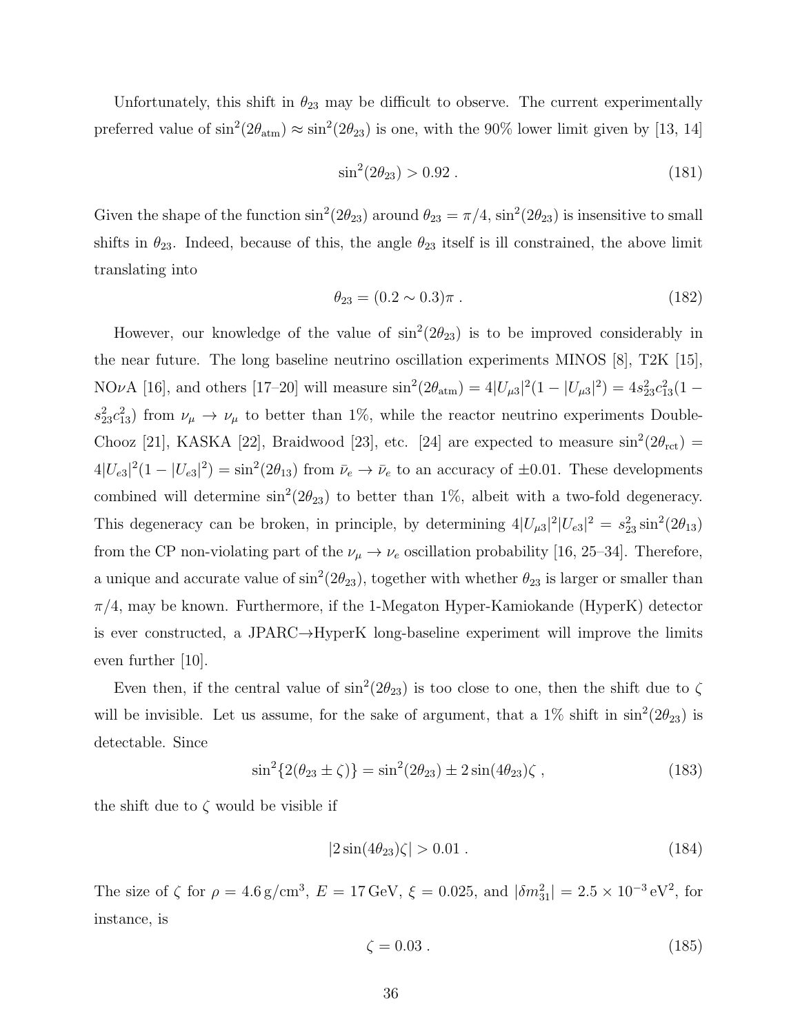Unfortunately, this shift in $\theta_{23}$ may be difficult to observe. The current experimentally preferred value of $\sin^2(2\theta_{\rm atm}) \approx \sin^2(2\theta_{23})$ is one, with the 90% lower limit given by [13, 14]

$$\sin^2(2\theta_{23}) > 0.92 \,. \tag{181}$$

Given the shape of the function $\sin^2(2\theta_{23})$ around $\theta_{23} = \pi/4$, $\sin^2(2\theta_{23})$ is insensitive to small shifts in $\theta_{23}$. Indeed, because of this, the angle $\theta_{23}$ itself is ill constrained, the above limit translating into

$$\theta_{23} = (0.2 \sim 0.3)\pi \,. \tag{182}$$

However, our knowledge of the value of $\sin^2(2\theta_{23})$ is to be improved considerably in the near future. The long baseline neutrino oscillation experiments MINOS [8], T2K [15], NO$\nu$A [16], and others [17–20] will measure $\sin^2(2\theta_{\rm atm}) = 4|U_{\mu 3}|^2(1-|U_{\mu 3}|^2) = 4s_{23}^2c_{13}^2(1-s_{23}^2c_{13}^2)$ from $\nu_\mu \to \nu_\mu$ to better than 1%, while the reactor neutrino experiments Double-Chooz [21], KASKA [22], Braidwood [23], etc. [24] are expected to measure $\sin^2(2\theta_{\rm rct}) = 4|U_{e3}|^2(1-|U_{e3}|^2) = \sin^2(2\theta_{13})$ from $\bar{\nu}_e \to \bar{\nu}_e$ to an accuracy of $\pm 0.01$. These developments combined will determine $\sin^2(2\theta_{23})$ to better than 1%, albeit with a two-fold degeneracy. This degeneracy can be broken, in principle, by determining $4|U_{\mu 3}|^2|U_{e3}|^2 = s_{23}^2\sin^2(2\theta_{13})$ from the CP non-violating part of the $\nu_\mu \to \nu_e$ oscillation probability [16, 25–34]. Therefore, a unique and accurate value of $\sin^2(2\theta_{23})$, together with whether $\theta_{23}$ is larger or smaller than $\pi/4$, may be known. Furthermore, if the 1-Megaton Hyper-Kamiokande (HyperK) detector is ever constructed, a JPARC$\to$HyperK long-baseline experiment will improve the limits even further [10].

Even then, if the central value of $\sin^2(2\theta_{23})$ is too close to one, then the shift due to $\zeta$ will be invisible. Let us assume, for the sake of argument, that a 1% shift in $\sin^2(2\theta_{23})$ is detectable. Since

$$\sin^2\{2(\theta_{23} \pm \zeta)\} = \sin^2(2\theta_{23}) \pm 2\sin(4\theta_{23})\zeta \,, \tag{183}$$

the shift due to $\zeta$ would be visible if

$$|2\sin(4\theta_{23})\zeta| > 0.01 \,. \tag{184}$$

The size of $\zeta$ for $\rho = 4.6\,\mathrm{g/cm^3}$, $E = 17\,\mathrm{GeV}$, $\xi = 0.025$, and $|\delta m_{31}^2| = 2.5\times 10^{-3}\,\mathrm{eV}^2$, for instance, is

$$\zeta = 0.03 \,. \tag{185}$$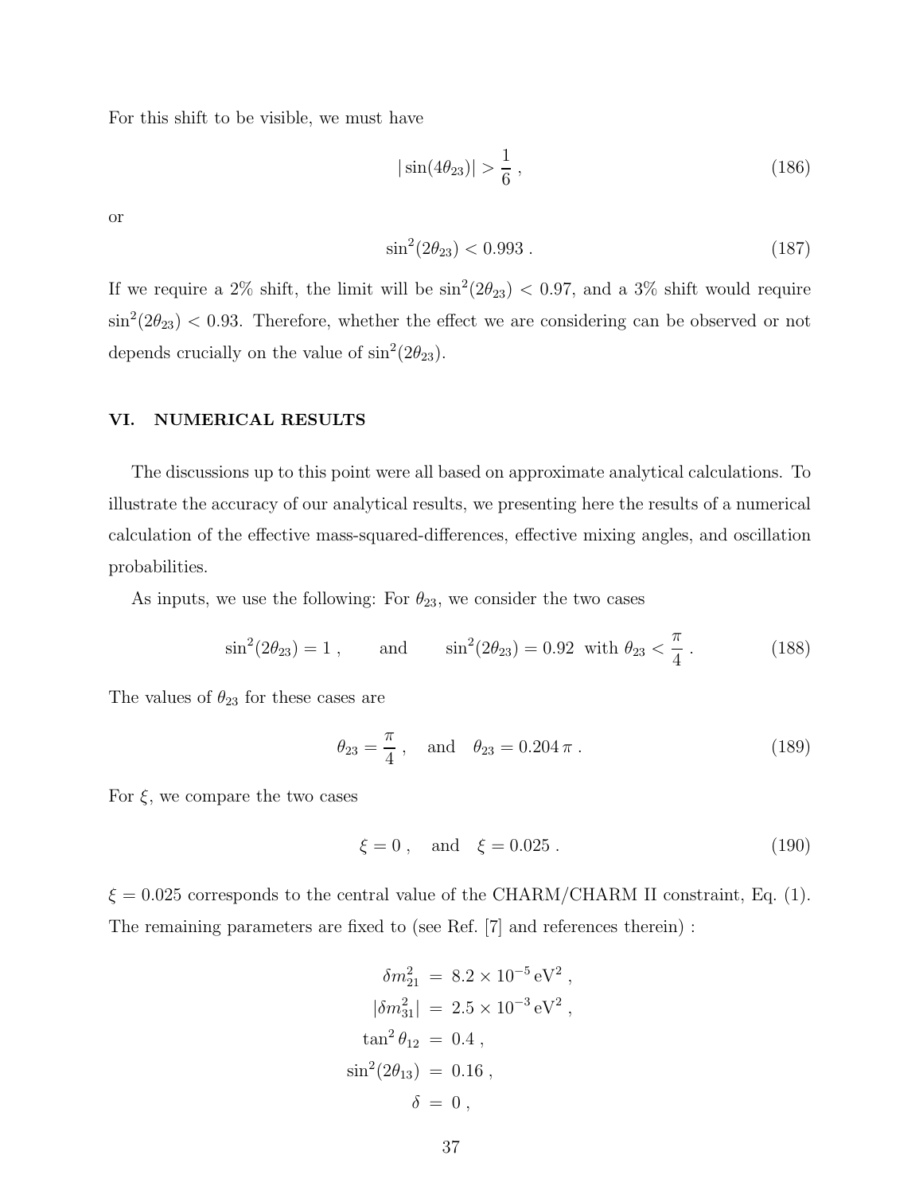For this shift to be visible, we must have

$$|\sin(4\theta_{23})| > \frac{1}{6} \ , \tag{186}$$

or

$$\sin^2(2\theta_{23}) < 0.993 \ . \tag{187}$$

If we require a 2% shift, the limit will be $\sin^2(2\theta_{23}) < 0.97$, and a 3% shift would require $\sin^2(2\theta_{23}) < 0.93$. Therefore, whether the effect we are considering can be observed or not depends crucially on the value of $\sin^2(2\theta_{23})$.

## VI. NUMERICAL RESULTS

The discussions up to this point were all based on approximate analytical calculations. To illustrate the accuracy of our analytical results, we presenting here the results of a numerical calculation of the effective mass-squared-differences, effective mixing angles, and oscillation probabilities.

As inputs, we use the following: For $\theta_{23}$, we consider the two cases

$$\sin^2(2\theta_{23}) = 1 \ , \qquad \text{and} \qquad \sin^2(2\theta_{23}) = 0.92 \ \text{ with } \theta_{23} < \frac{\pi}{4} \ . \tag{188}$$

The values of $\theta_{23}$ for these cases are

$$\theta_{23} = \frac{\pi}{4} \ , \quad \text{and} \quad \theta_{23} = 0.204\,\pi \ . \tag{189}$$

For $\xi$, we compare the two cases

$$\xi = 0 \ , \quad \text{and} \quad \xi = 0.025 \ . \tag{190}$$

$\xi = 0.025$ corresponds to the central value of the CHARM/CHARM II constraint, Eq. (1). The remaining parameters are fixed to (see Ref. [7] and references therein) :

$$\begin{aligned}
\delta m^2_{21} &= 8.2 \times 10^{-5}\,\text{eV}^2 \ , \\
|\delta m^2_{31}| &= 2.5 \times 10^{-3}\,\text{eV}^2 \ , \\
\tan^2\theta_{12} &= 0.4 \ , \\
\sin^2(2\theta_{13}) &= 0.16 \ , \\
\delta &= 0 \ ,
\end{aligned}$$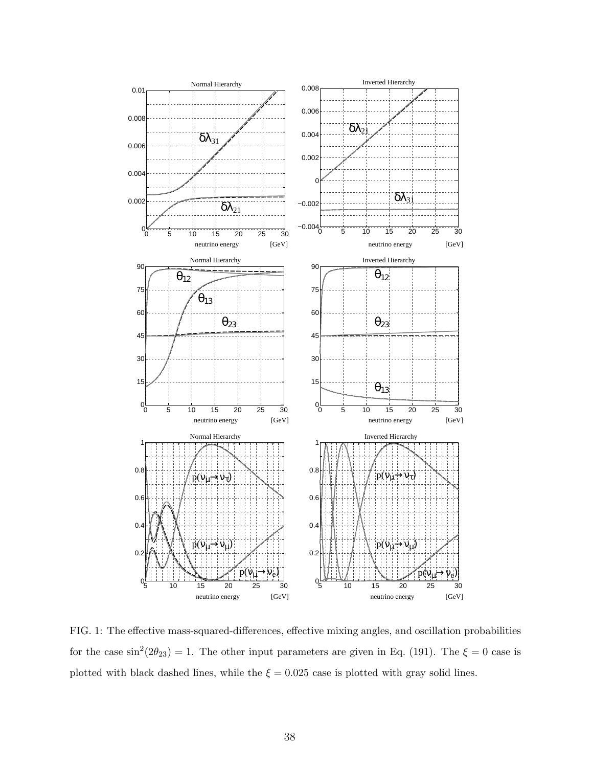FIG. 1: The effective mass-squared-differences, effective mixing angles, and oscillation probabilities for the case $\sin^2(2\theta_{23}) = 1$. The other input parameters are given in Eq. (191). The $\xi = 0$ case is plotted with black dashed lines, while the $\xi = 0.025$ case is plotted with gray solid lines.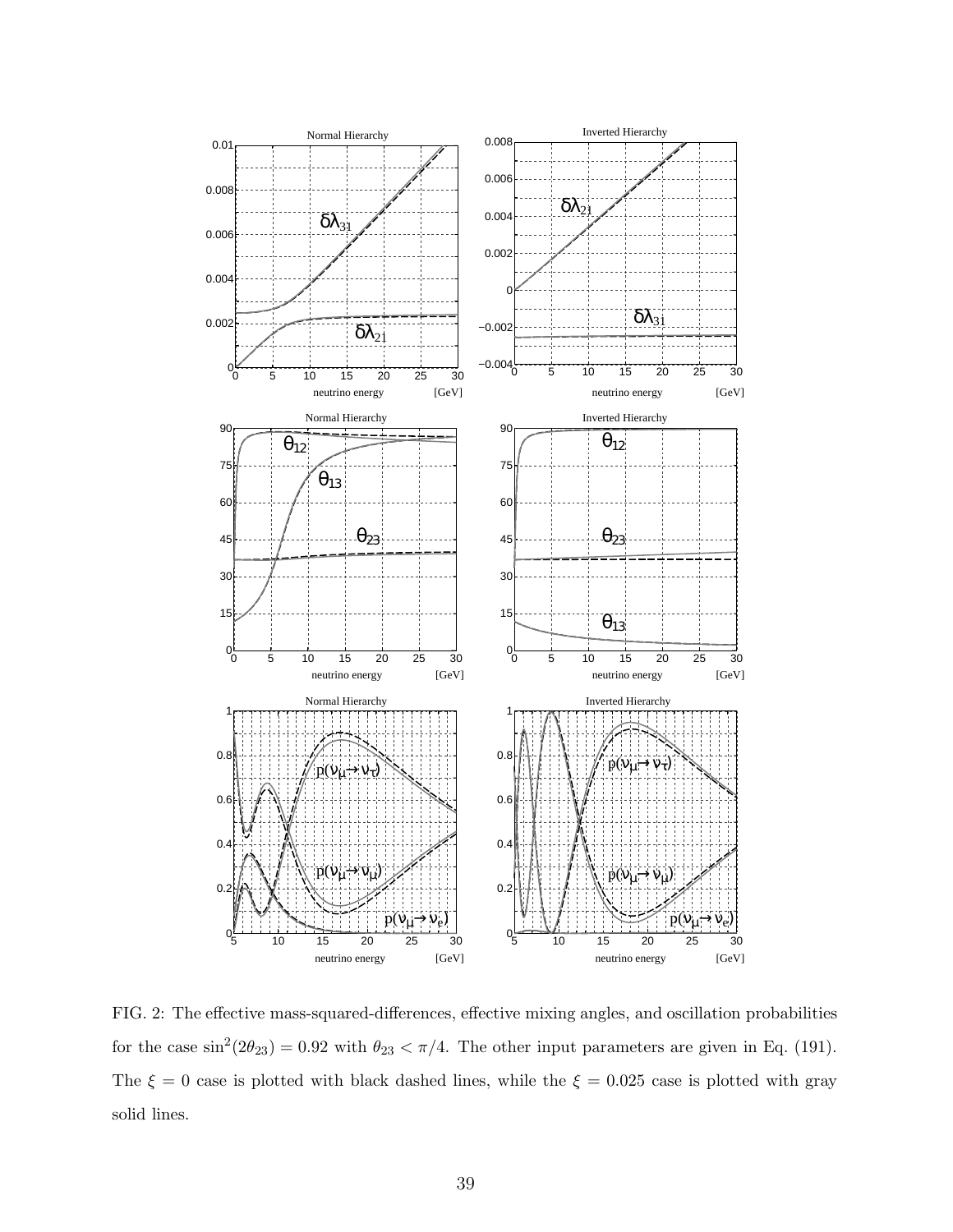FIG. 2: The effective mass-squared-differences, effective mixing angles, and oscillation probabilities for the case $\sin^2(2\theta_{23}) = 0.92$ with $\theta_{23} < \pi/4$. The other input parameters are given in Eq. (191). The $\xi = 0$ case is plotted with black dashed lines, while the $\xi = 0.025$ case is plotted with gray solid lines.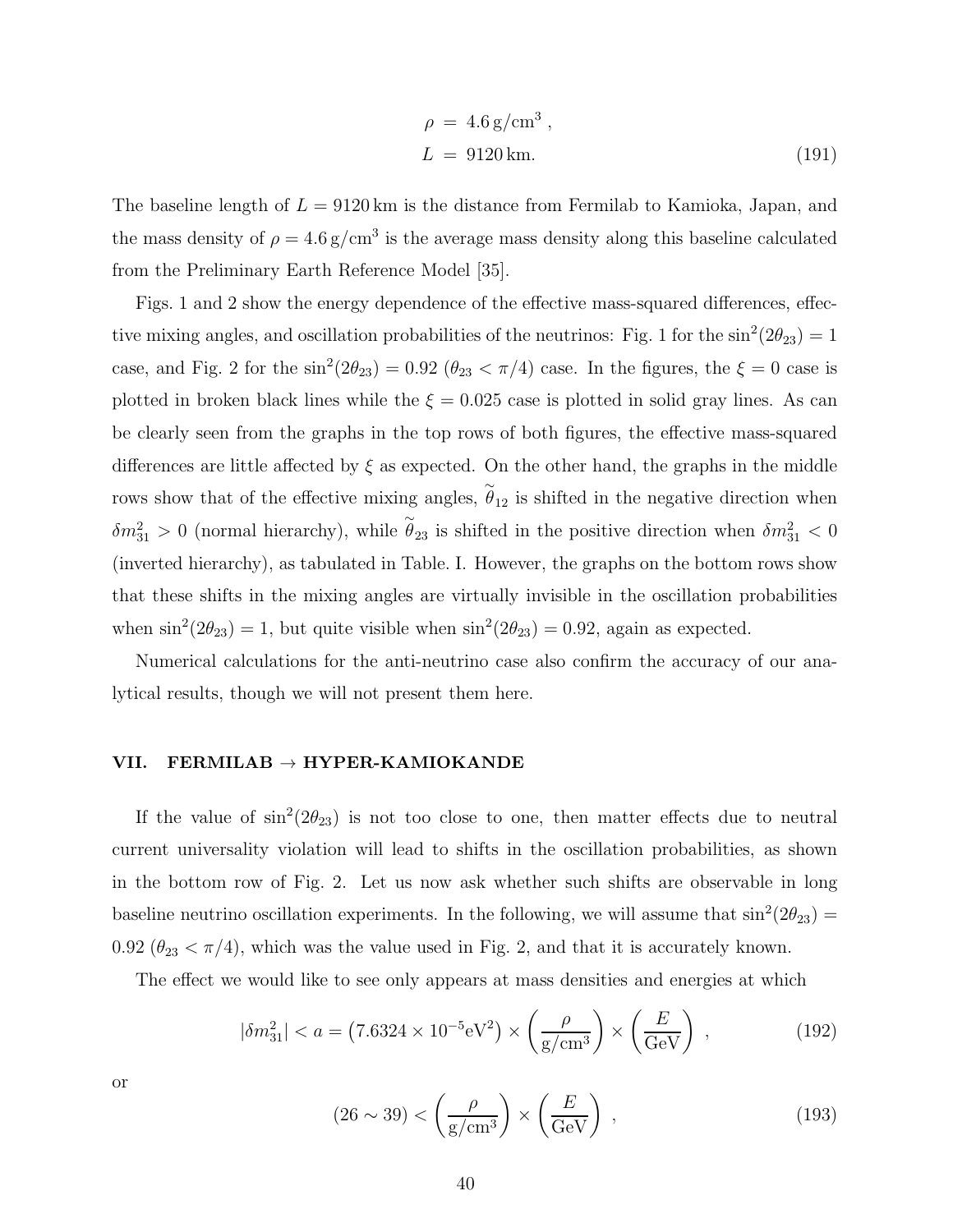$$
\begin{aligned}
\rho &= 4.6\,\mathrm{g/cm^3}\,, \\
L &= 9120\,\mathrm{km}.
\end{aligned}
\tag{191}
$$

The baseline length of $L = 9120\,\mathrm{km}$ is the distance from Fermilab to Kamioka, Japan, and the mass density of $\rho = 4.6\,\mathrm{g/cm^3}$ is the average mass density along this baseline calculated from the Preliminary Earth Reference Model [35].

Figs. 1 and 2 show the energy dependence of the effective mass-squared differences, effective mixing angles, and oscillation probabilities of the neutrinos: Fig. 1 for the $\sin^2(2\theta_{23}) = 1$ case, and Fig. 2 for the $\sin^2(2\theta_{23}) = 0.92$ ($\theta_{23} < \pi/4$) case. In the figures, the $\xi = 0$ case is plotted in broken black lines while the $\xi = 0.025$ case is plotted in solid gray lines. As can be clearly seen from the graphs in the top rows of both figures, the effective mass-squared differences are little affected by $\xi$ as expected. On the other hand, the graphs in the middle rows show that of the effective mixing angles, $\widetilde{\theta}_{12}$ is shifted in the negative direction when $\delta m^2_{31} > 0$ (normal hierarchy), while $\widetilde{\theta}_{23}$ is shifted in the positive direction when $\delta m^2_{31} < 0$ (inverted hierarchy), as tabulated in Table. I. However, the graphs on the bottom rows show that these shifts in the mixing angles are virtually invisible in the oscillation probabilities when $\sin^2(2\theta_{23}) = 1$, but quite visible when $\sin^2(2\theta_{23}) = 0.92$, again as expected.

Numerical calculations for the anti-neutrino case also confirm the accuracy of our analytical results, though we will not present them here.

## VII. FERMILAB → HYPER-KAMIOKANDE

If the value of $\sin^2(2\theta_{23})$ is not too close to one, then matter effects due to neutral current universality violation will lead to shifts in the oscillation probabilities, as shown in the bottom row of Fig. 2. Let us now ask whether such shifts are observable in long baseline neutrino oscillation experiments. In the following, we will assume that $\sin^2(2\theta_{23}) = 0.92$ ($\theta_{23} < \pi/4$), which was the value used in Fig. 2, and that it is accurately known.

The effect we would like to see only appears at mass densities and energies at which

$$
|\delta m^2_{31}| < a = \left(7.6324 \times 10^{-5}\mathrm{eV}^2\right) \times \left(\frac{\rho}{\mathrm{g/cm^3}}\right) \times \left(\frac{E}{\mathrm{GeV}}\right)\,,
\tag{192}
$$

or

$$
(26 \sim 39) < \left(\frac{\rho}{\mathrm{g/cm^3}}\right) \times \left(\frac{E}{\mathrm{GeV}}\right)\,,
\tag{193}
$$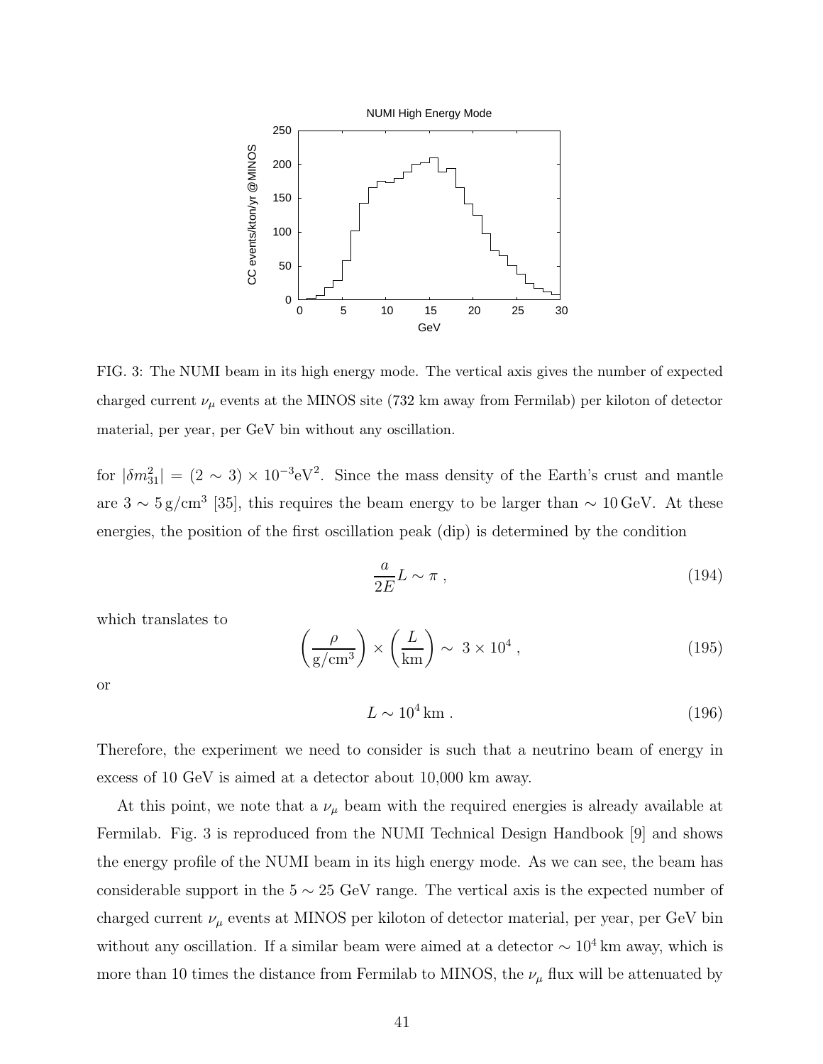FIG. 3: The NUMI beam in its high energy mode. The vertical axis gives the number of expected charged current $\nu_\mu$ events at the MINOS site (732 km away from Fermilab) per kiloton of detector material, per year, per GeV bin without any oscillation.

for $|\delta m^2_{31}| = (2 \sim 3) \times 10^{-3}\mathrm{eV}^2$. Since the mass density of the Earth's crust and mantle are $3 \sim 5\,\mathrm{g/cm}^3$ [35], this requires the beam energy to be larger than $\sim 10\,\mathrm{GeV}$. At these energies, the position of the first oscillation peak (dip) is determined by the condition

$$\frac{a}{2E}L \sim \pi \ , \tag{194}$$

which translates to

$$\left(\frac{\rho}{\mathrm{g/cm}^3}\right) \times \left(\frac{L}{\mathrm{km}}\right) \sim \ 3 \times 10^4 \ , \tag{195}$$

or

$$L \sim 10^4\,\mathrm{km} \ . \tag{196}$$

Therefore, the experiment we need to consider is such that a neutrino beam of energy in excess of 10 GeV is aimed at a detector about 10,000 km away.

At this point, we note that a $\nu_\mu$ beam with the required energies is already available at Fermilab. Fig. 3 is reproduced from the NUMI Technical Design Handbook [9] and shows the energy profile of the NUMI beam in its high energy mode. As we can see, the beam has considerable support in the $5 \sim 25$ GeV range. The vertical axis is the expected number of charged current $\nu_\mu$ events at MINOS per kiloton of detector material, per year, per GeV bin without any oscillation. If a similar beam were aimed at a detector $\sim 10^4\,\mathrm{km}$ away, which is more than 10 times the distance from Fermilab to MINOS, the $\nu_\mu$ flux will be attenuated by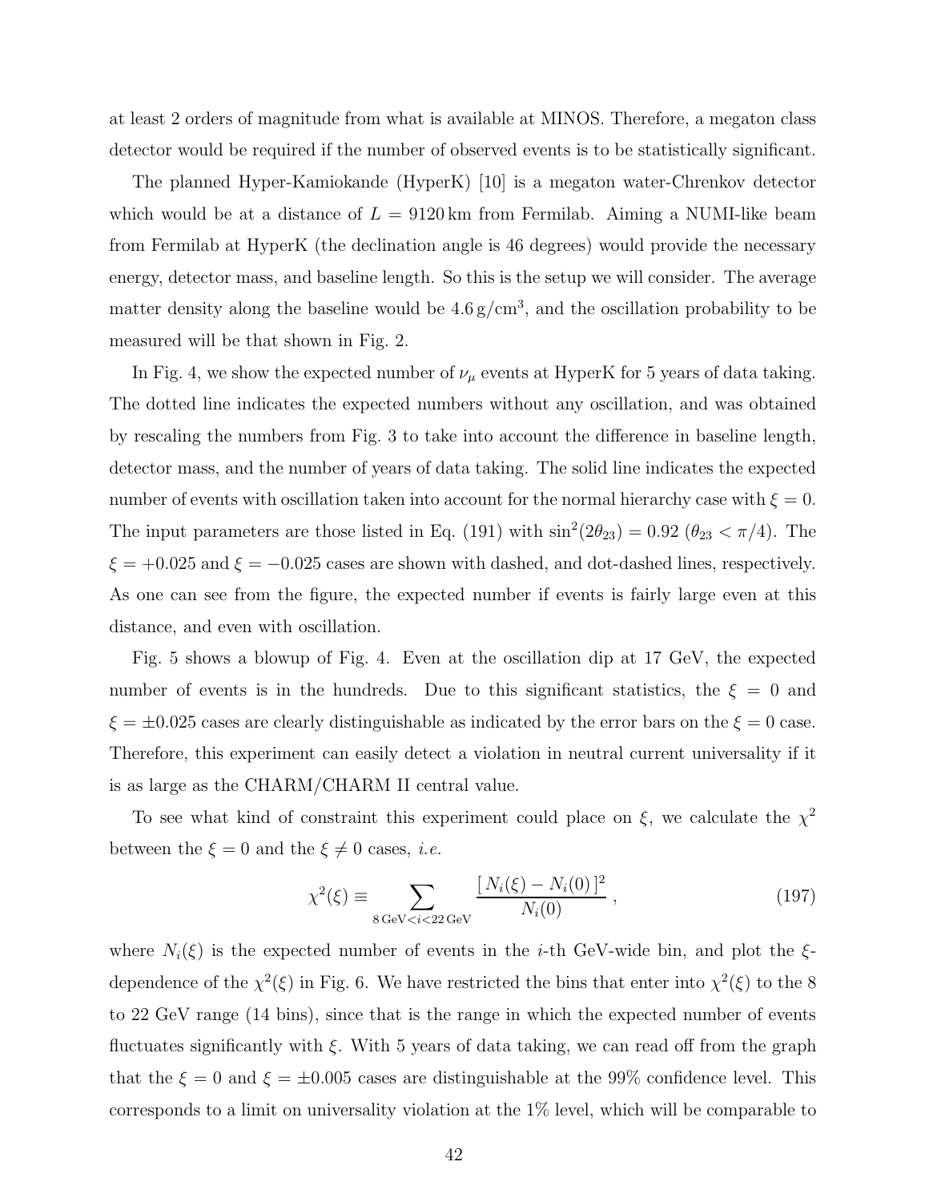at least 2 orders of magnitude from what is available at MINOS. Therefore, a megaton class detector would be required if the number of observed events is to be statistically significant.

The planned Hyper-Kamiokande (HyperK) [10] is a megaton water-Chrenkov detector which would be at a distance of $L = 9120\,\mathrm{km}$ from Fermilab. Aiming a NUMI-like beam from Fermilab at HyperK (the declination angle is 46 degrees) would provide the necessary energy, detector mass, and baseline length. So this is the setup we will consider. The average matter density along the baseline would be $4.6\,\mathrm{g/cm^3}$, and the oscillation probability to be measured will be that shown in Fig. 2.

In Fig. 4, we show the expected number of $\nu_\mu$ events at HyperK for 5 years of data taking. The dotted line indicates the expected numbers without any oscillation, and was obtained by rescaling the numbers from Fig. 3 to take into account the difference in baseline length, detector mass, and the number of years of data taking. The solid line indicates the expected number of events with oscillation taken into account for the normal hierarchy case with $\xi = 0$. The input parameters are those listed in Eq. (191) with $\sin^2(2\theta_{23}) = 0.92$ ($\theta_{23} < \pi/4$). The $\xi = +0.025$ and $\xi = -0.025$ cases are shown with dashed, and dot-dashed lines, respectively. As one can see from the figure, the expected number if events is fairly large even at this distance, and even with oscillation.

Fig. 5 shows a blowup of Fig. 4. Even at the oscillation dip at 17 GeV, the expected number of events is in the hundreds. Due to this significant statistics, the $\xi = 0$ and $\xi = \pm 0.025$ cases are clearly distinguishable as indicated by the error bars on the $\xi = 0$ case. Therefore, this experiment can easily detect a violation in neutral current universality if it is as large as the CHARM/CHARM II central value.

To see what kind of constraint this experiment could place on $\xi$, we calculate the $\chi^2$ between the $\xi = 0$ and the $\xi \neq 0$ cases, *i.e.*

$$\chi^2(\xi) \equiv \sum_{8\,\mathrm{GeV} < i < 22\,\mathrm{GeV}} \frac{[\,N_i(\xi) - N_i(0)\,]^2}{N_i(0)}\ , \tag{197}$$

where $N_i(\xi)$ is the expected number of events in the $i$-th GeV-wide bin, and plot the $\xi$-dependence of the $\chi^2(\xi)$ in Fig. 6. We have restricted the bins that enter into $\chi^2(\xi)$ to the 8 to 22 GeV range (14 bins), since that is the range in which the expected number of events fluctuates significantly with $\xi$. With 5 years of data taking, we can read off from the graph that the $\xi = 0$ and $\xi = \pm 0.005$ cases are distinguishable at the 99% confidence level. This corresponds to a limit on universality violation at the 1% level, which will be comparable to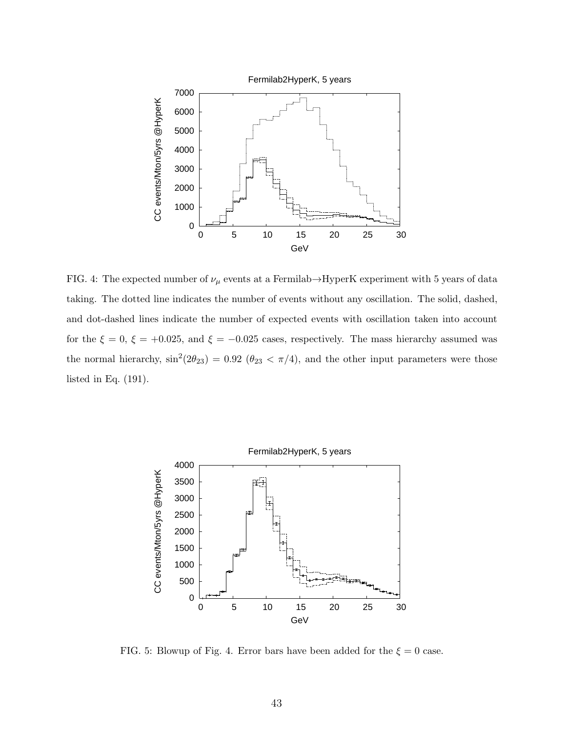FIG. 4: The expected number of $\nu_\mu$ events at a Fermilab$\to$HyperK experiment with 5 years of data taking. The dotted line indicates the number of events without any oscillation. The solid, dashed, and dot-dashed lines indicate the number of expected events with oscillation taken into account for the $\xi = 0$, $\xi = +0.025$, and $\xi = -0.025$ cases, respectively. The mass hierarchy assumed was the normal hierarchy, $\sin^2(2\theta_{23}) = 0.92$ ($\theta_{23} < \pi/4$), and the other input parameters were those listed in Eq. (191).

FIG. 5: Blowup of Fig. 4. Error bars have been added for the $\xi = 0$ case.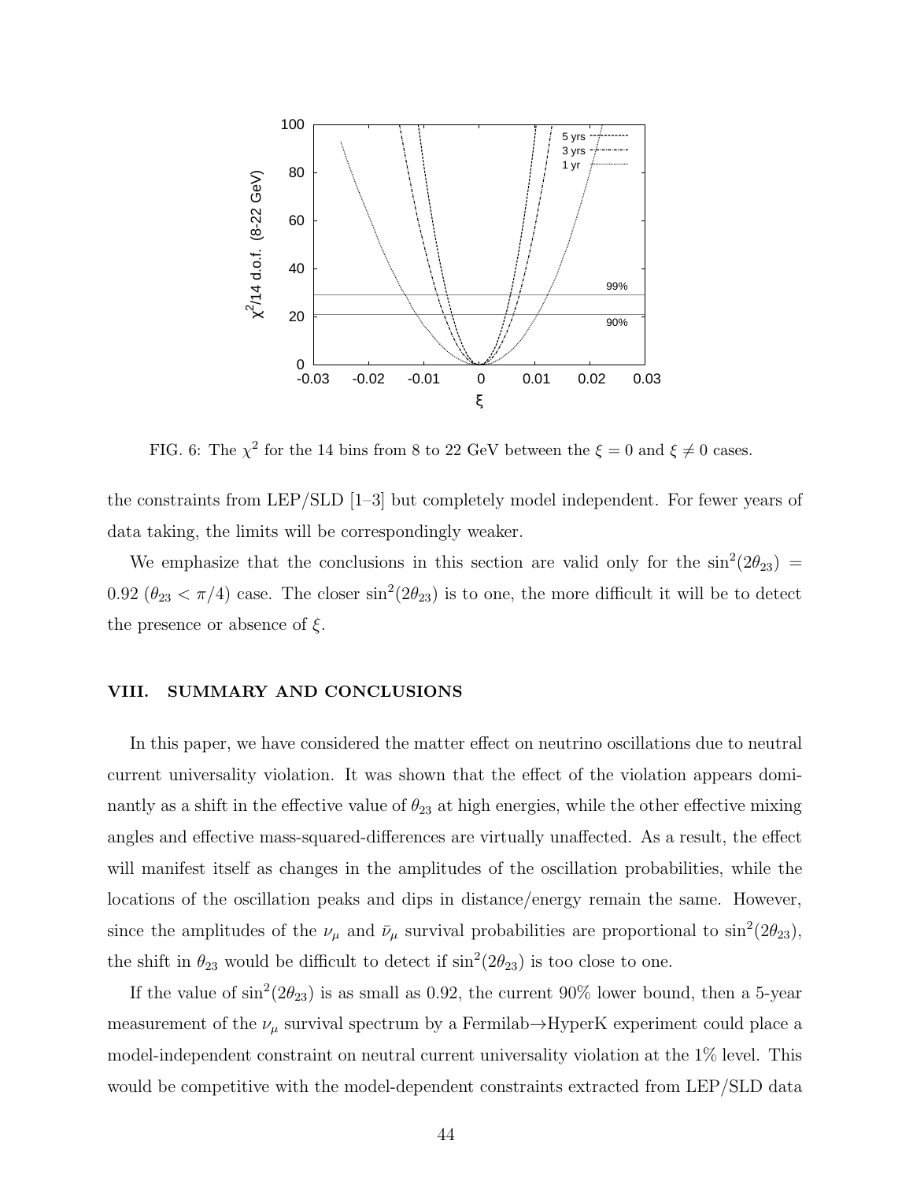FIG. 6: The $\chi^2$ for the 14 bins from 8 to 22 GeV between the $\xi = 0$ and $\xi \neq 0$ cases.

the constraints from LEP/SLD [1–3] but completely model independent. For fewer years of data taking, the limits will be correspondingly weaker.

We emphasize that the conclusions in this section are valid only for the $\sin^2(2\theta_{23}) = 0.92$ ($\theta_{23} < \pi/4$) case. The closer $\sin^2(2\theta_{23})$ is to one, the more difficult it will be to detect the presence or absence of $\xi$.

## VIII. SUMMARY AND CONCLUSIONS

In this paper, we have considered the matter effect on neutrino oscillations due to neutral current universality violation. It was shown that the effect of the violation appears dominantly as a shift in the effective value of $\theta_{23}$ at high energies, while the other effective mixing angles and effective mass-squared-differences are virtually unaffected. As a result, the effect will manifest itself as changes in the amplitudes of the oscillation probabilities, while the locations of the oscillation peaks and dips in distance/energy remain the same. However, since the amplitudes of the $\nu_\mu$ and $\bar{\nu}_\mu$ survival probabilities are proportional to $\sin^2(2\theta_{23})$, the shift in $\theta_{23}$ would be difficult to detect if $\sin^2(2\theta_{23})$ is too close to one.

If the value of $\sin^2(2\theta_{23})$ is as small as 0.92, the current 90% lower bound, then a 5-year measurement of the $\nu_\mu$ survival spectrum by a Fermilab$\to$HyperK experiment could place a model-independent constraint on neutral current universality violation at the 1% level. This would be competitive with the model-dependent constraints extracted from LEP/SLD data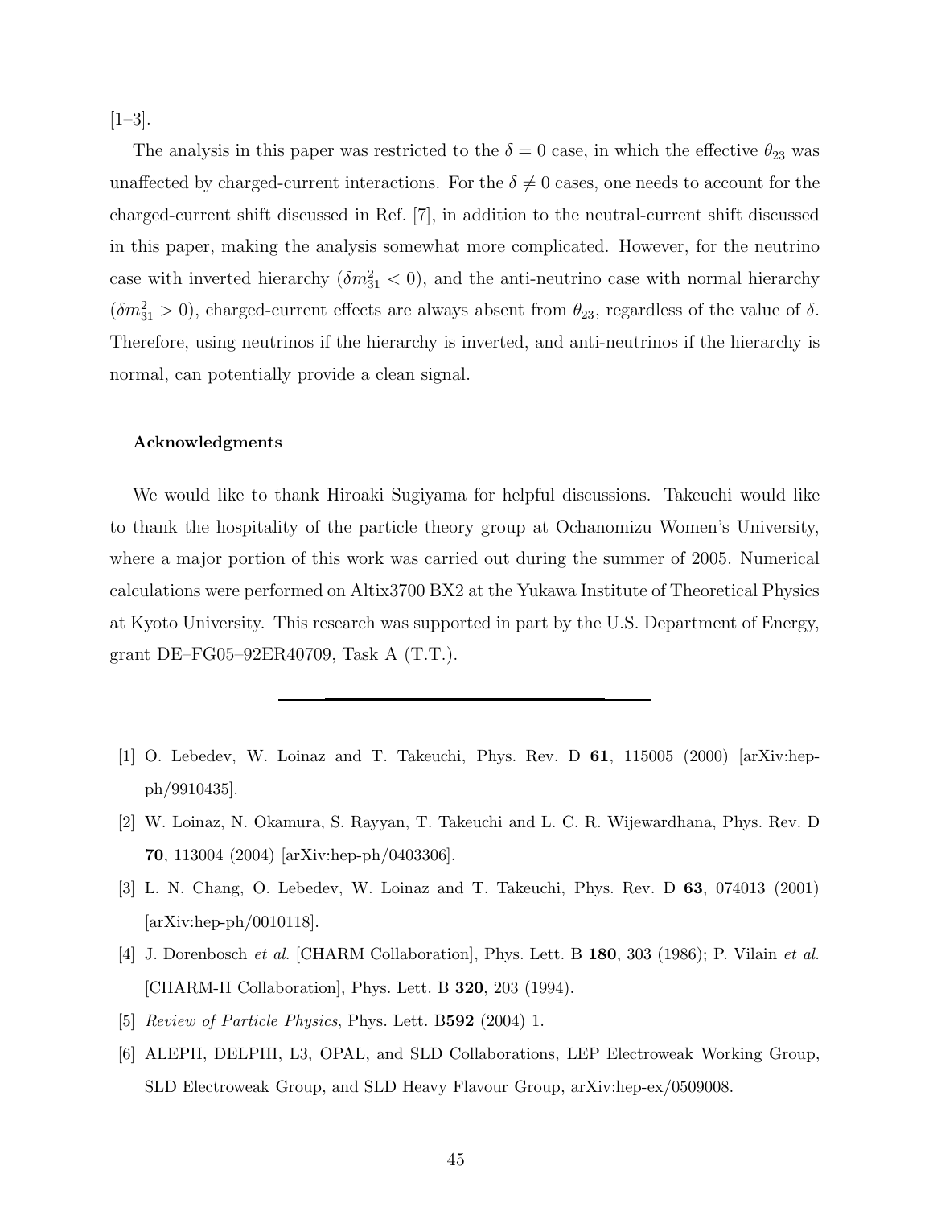[1–3].

The analysis in this paper was restricted to the $\delta = 0$ case, in which the effective $\theta_{23}$ was unaffected by charged-current interactions. For the $\delta \neq 0$ cases, one needs to account for the charged-current shift discussed in Ref. [7], in addition to the neutral-current shift discussed in this paper, making the analysis somewhat more complicated. However, for the neutrino case with inverted hierarchy ($\delta m^2_{31} < 0$), and the anti-neutrino case with normal hierarchy ($\delta m^2_{31} > 0$), charged-current effects are always absent from $\theta_{23}$, regardless of the value of $\delta$. Therefore, using neutrinos if the hierarchy is inverted, and anti-neutrinos if the hierarchy is normal, can potentially provide a clean signal.

#### Acknowledgments

We would like to thank Hiroaki Sugiyama for helpful discussions. Takeuchi would like to thank the hospitality of the particle theory group at Ochanomizu Women's University, where a major portion of this work was carried out during the summer of 2005. Numerical calculations were performed on Altix3700 BX2 at the Yukawa Institute of Theoretical Physics at Kyoto University. This research was supported in part by the U.S. Department of Energy, grant DE–FG05–92ER40709, Task A (T.T.).

---

[1] O. Lebedev, W. Loinaz and T. Takeuchi, Phys. Rev. D **61**, 115005 (2000) [arXiv:hep-ph/9910435].

[2] W. Loinaz, N. Okamura, S. Rayyan, T. Takeuchi and L. C. R. Wijewardhana, Phys. Rev. D **70**, 113004 (2004) [arXiv:hep-ph/0403306].

[3] L. N. Chang, O. Lebedev, W. Loinaz and T. Takeuchi, Phys. Rev. D **63**, 074013 (2001) [arXiv:hep-ph/0010118].

[4] J. Dorenbosch *et al.* [CHARM Collaboration], Phys. Lett. B **180**, 303 (1986); P. Vilain *et al.* [CHARM-II Collaboration], Phys. Lett. B **320**, 203 (1994).

[5] *Review of Particle Physics*, Phys. Lett. B**592** (2004) 1.

[6] ALEPH, DELPHI, L3, OPAL, and SLD Collaborations, LEP Electroweak Working Group, SLD Electroweak Group, and SLD Heavy Flavour Group, arXiv:hep-ex/0509008.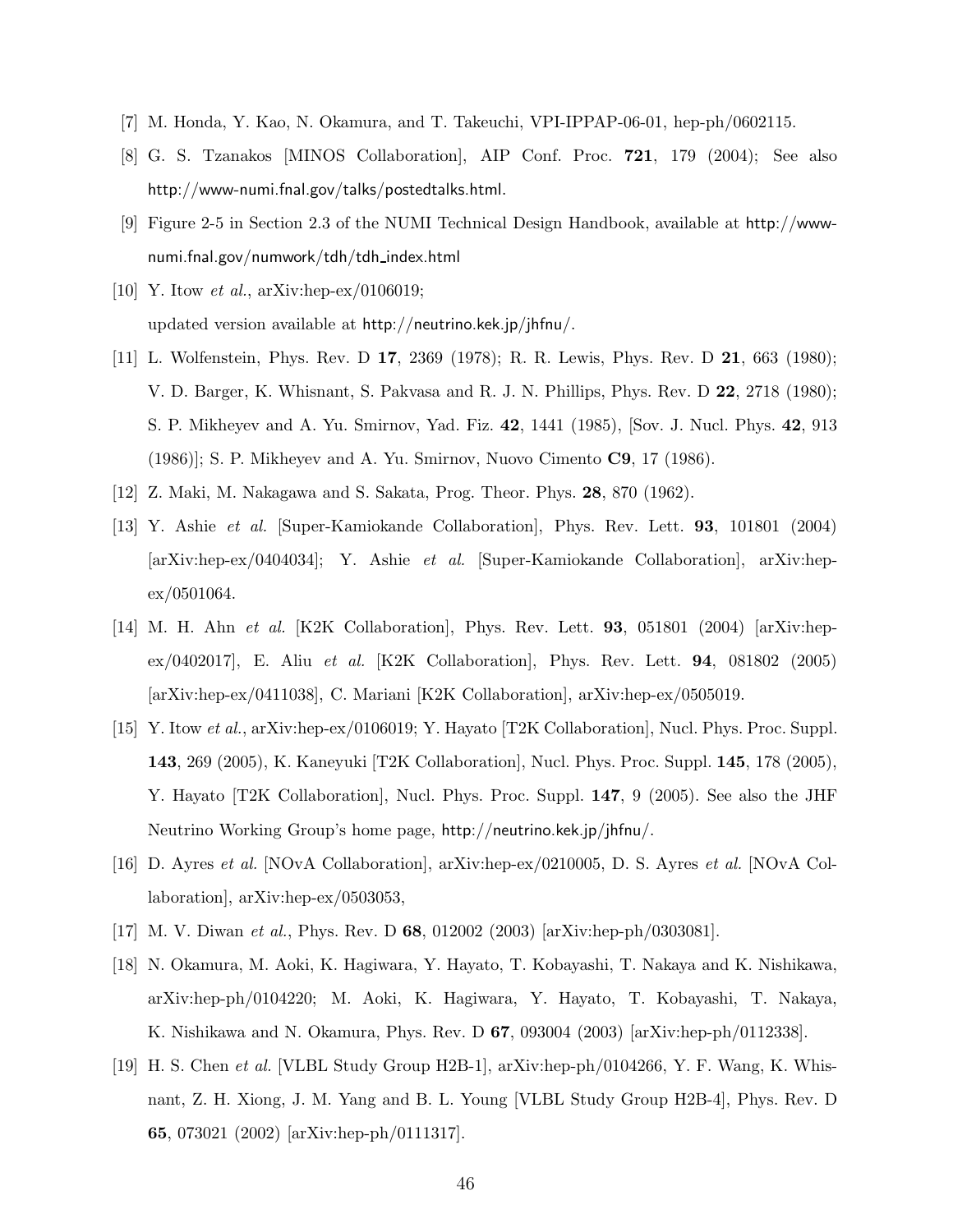[7] M. Honda, Y. Kao, N. Okamura, and T. Takeuchi, VPI-IPPAP-06-01, hep-ph/0602115.

[8] G. S. Tzanakos [MINOS Collaboration], AIP Conf. Proc. **721**, 179 (2004); See also http://www-numi.fnal.gov/talks/postedtalks.html.

[9] Figure 2-5 in Section 2.3 of the NUMI Technical Design Handbook, available at http://www-numi.fnal.gov/numwork/tdh/tdh_index.html

[10] Y. Itow *et al.*, arXiv:hep-ex/0106019; updated version available at http://neutrino.kek.jp/jhfnu/.

[11] L. Wolfenstein, Phys. Rev. D **17**, 2369 (1978); R. R. Lewis, Phys. Rev. D **21**, 663 (1980); V. D. Barger, K. Whisnant, S. Pakvasa and R. J. N. Phillips, Phys. Rev. D **22**, 2718 (1980); S. P. Mikheyev and A. Yu. Smirnov, Yad. Fiz. **42**, 1441 (1985), [Sov. J. Nucl. Phys. **42**, 913 (1986)]; S. P. Mikheyev and A. Yu. Smirnov, Nuovo Cimento **C9**, 17 (1986).

[12] Z. Maki, M. Nakagawa and S. Sakata, Prog. Theor. Phys. **28**, 870 (1962).

[13] Y. Ashie *et al.* [Super-Kamiokande Collaboration], Phys. Rev. Lett. **93**, 101801 (2004) [arXiv:hep-ex/0404034]; Y. Ashie *et al.* [Super-Kamiokande Collaboration], arXiv:hep-ex/0501064.

[14] M. H. Ahn *et al.* [K2K Collaboration], Phys. Rev. Lett. **93**, 051801 (2004) [arXiv:hep-ex/0402017], E. Aliu *et al.* [K2K Collaboration], Phys. Rev. Lett. **94**, 081802 (2005) [arXiv:hep-ex/0411038], C. Mariani [K2K Collaboration], arXiv:hep-ex/0505019.

[15] Y. Itow *et al.*, arXiv:hep-ex/0106019; Y. Hayato [T2K Collaboration], Nucl. Phys. Proc. Suppl. **143**, 269 (2005), K. Kaneyuki [T2K Collaboration], Nucl. Phys. Proc. Suppl. **145**, 178 (2005), Y. Hayato [T2K Collaboration], Nucl. Phys. Proc. Suppl. **147**, 9 (2005). See also the JHF Neutrino Working Group's home page, http://neutrino.kek.jp/jhfnu/.

[16] D. Ayres *et al.* [NOvA Collaboration], arXiv:hep-ex/0210005, D. S. Ayres *et al.* [NOvA Collaboration], arXiv:hep-ex/0503053,

[17] M. V. Diwan *et al.*, Phys. Rev. D **68**, 012002 (2003) [arXiv:hep-ph/0303081].

[18] N. Okamura, M. Aoki, K. Hagiwara, Y. Hayato, T. Kobayashi, T. Nakaya and K. Nishikawa, arXiv:hep-ph/0104220; M. Aoki, K. Hagiwara, Y. Hayato, T. Kobayashi, T. Nakaya, K. Nishikawa and N. Okamura, Phys. Rev. D **67**, 093004 (2003) [arXiv:hep-ph/0112338].

[19] H. S. Chen *et al.* [VLBL Study Group H2B-1], arXiv:hep-ph/0104266, Y. F. Wang, K. Whisnant, Z. H. Xiong, J. M. Yang and B. L. Young [VLBL Study Group H2B-4], Phys. Rev. D **65**, 073021 (2002) [arXiv:hep-ph/0111317].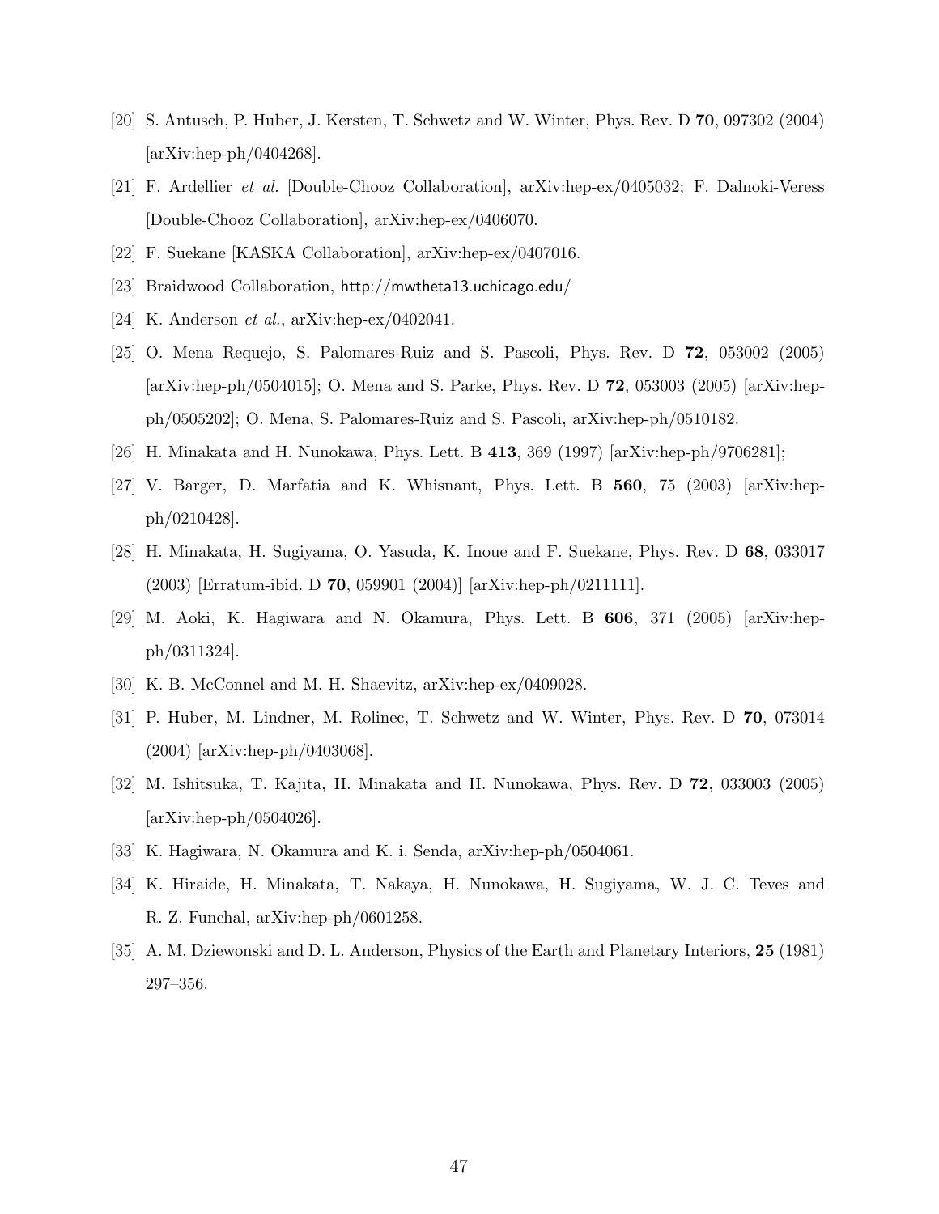[20] S. Antusch, P. Huber, J. Kersten, T. Schwetz and W. Winter, Phys. Rev. D **70**, 097302 (2004) [arXiv:hep-ph/0404268].

[21] F. Ardellier *et al.* [Double-Chooz Collaboration], arXiv:hep-ex/0405032; F. Dalnoki-Veress [Double-Chooz Collaboration], arXiv:hep-ex/0406070.

[22] F. Suekane [KASKA Collaboration], arXiv:hep-ex/0407016.

[23] Braidwood Collaboration, http://mwtheta13.uchicago.edu/

[24] K. Anderson *et al.*, arXiv:hep-ex/0402041.

[25] O. Mena Requejo, S. Palomares-Ruiz and S. Pascoli, Phys. Rev. D **72**, 053002 (2005) [arXiv:hep-ph/0504015]; O. Mena and S. Parke, Phys. Rev. D **72**, 053003 (2005) [arXiv:hep-ph/0505202]; O. Mena, S. Palomares-Ruiz and S. Pascoli, arXiv:hep-ph/0510182.

[26] H. Minakata and H. Nunokawa, Phys. Lett. B **413**, 369 (1997) [arXiv:hep-ph/9706281];

[27] V. Barger, D. Marfatia and K. Whisnant, Phys. Lett. B **560**, 75 (2003) [arXiv:hep-ph/0210428].

[28] H. Minakata, H. Sugiyama, O. Yasuda, K. Inoue and F. Suekane, Phys. Rev. D **68**, 033017 (2003) [Erratum-ibid. D **70**, 059901 (2004)] [arXiv:hep-ph/0211111].

[29] M. Aoki, K. Hagiwara and N. Okamura, Phys. Lett. B **606**, 371 (2005) [arXiv:hep-ph/0311324].

[30] K. B. McConnel and M. H. Shaevitz, arXiv:hep-ex/0409028.

[31] P. Huber, M. Lindner, M. Rolinec, T. Schwetz and W. Winter, Phys. Rev. D **70**, 073014 (2004) [arXiv:hep-ph/0403068].

[32] M. Ishitsuka, T. Kajita, H. Minakata and H. Nunokawa, Phys. Rev. D **72**, 033003 (2005) [arXiv:hep-ph/0504026].

[33] K. Hagiwara, N. Okamura and K. i. Senda, arXiv:hep-ph/0504061.

[34] K. Hiraide, H. Minakata, T. Nakaya, H. Nunokawa, H. Sugiyama, W. J. C. Teves and R. Z. Funchal, arXiv:hep-ph/0601258.

[35] A. M. Dziewonski and D. L. Anderson, Physics of the Earth and Planetary Interiors, **25** (1981) 297–356.